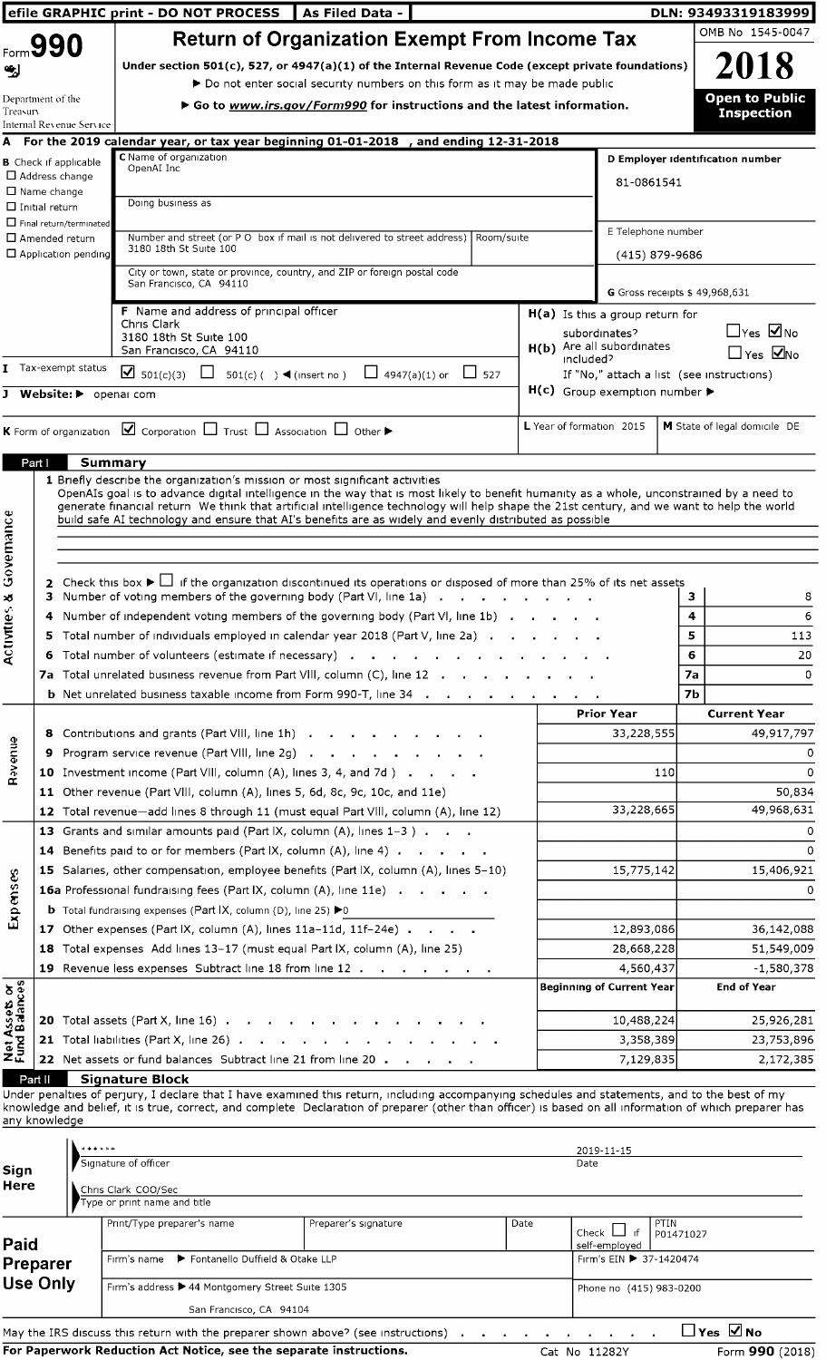efile GRAPHIC print - DO NOT PROCESS | As Filed Data - | DLN: 93493319183999

# Form 990 — Return of Organization Exempt From Income Tax

**Under section 501(c), 527, or 4947(a)(1) of the Internal Revenue Code (except private foundations)**

▶ Do not enter social security numbers on this form as it may be made public

▶ Go to *www.irs.gov/Form990* for instructions and the latest information.

OMB No 1545-0047

**2018**

**Open to Public Inspection**

Department of the Treasury
Internal Revenue Service

**A** For the 2019 calendar year, or tax year beginning 01-01-2018 , and ending 12-31-2018

**B** Check if applicable
- ☐ Address change
- ☐ Name change
- ☐ Initial return
- ☐ Final return/terminated
- ☐ Amended return
- ☐ Application pending

**C** Name of organization
OpenAI Inc

Doing business as

Number and street (or P O box if mail is not delivered to street address) | Room/suite
3180 18th St Suite 100

City or town, state or province, country, and ZIP or foreign postal code
San Francisco, CA 94110

**D Employer identification number**
81-0861541

**E** Telephone number
(415) 879-9686

**G** Gross receipts $ 49,968,631

**F** Name and address of principal officer
Chris Clark
3180 18th St Suite 100
San Francisco, CA 94110

**H(a)** Is this a group return for subordinates? ☐ Yes ☑ No

**H(b)** Are all subordinates included? ☐ Yes ☑ No
If "No," attach a list (see instructions)

**H(c)** Group exemption number ▶

**I** Tax-exempt status ☑ 501(c)(3) ☐ 501(c) ( ) ◀ (insert no ) ☐ 4947(a)(1) or ☐ 527

**J** Website: ▶ openai com

**K** Form of organization ☑ Corporation ☐ Trust ☐ Association ☐ Other ▶

**L** Year of formation 2015

**M** State of legal domicile DE

## Part I Summary

**Activities & Governance**

1 Briefly describe the organization's mission or most significant activities
OpenAIs goal is to advance digital intelligence in the way that is most likely to benefit humanity as a whole, unconstrained by a need to generate financial return We think that artificial intelligence technology will help shape the 21st century, and we want to help the world build safe AI technology and ensure that AI's benefits are as widely and evenly distributed as possible

2 Check this box ▶ ☐ if the organization discontinued its operations or disposed of more than 25% of its net assets

| | | | |
|---|---|---|---|
| 3 | Number of voting members of the governing body (Part VI, line 1a) | 3 | 8 |
| 4 | Number of independent voting members of the governing body (Part VI, line 1b) | 4 | 6 |
| 5 | Total number of individuals employed in calendar year 2018 (Part V, line 2a) | 5 | 113 |
| 6 | Total number of volunteers (estimate if necessary) | 6 | 20 |
| 7a | Total unrelated business revenue from Part VIII, column (C), line 12 | 7a | 0 |
| b | Net unrelated business taxable income from Form 990-T, line 34 | 7b | |

| | | Prior Year | Current Year |
|---|---|---|---|
| **Revenue** | | | |
| 8 | Contributions and grants (Part VIII, line 1h) | 33,228,555 | 49,917,797 |
| 9 | Program service revenue (Part VIII, line 2g) | | 0 |
| 10 | Investment income (Part VIII, column (A), lines 3, 4, and 7d ) | 110 | 0 |
| 11 | Other revenue (Part VIII, column (A), lines 5, 6d, 8c, 9c, 10c, and 11e) | | 50,834 |
| 12 | Total revenue—add lines 8 through 11 (must equal Part VIII, column (A), line 12) | 33,228,665 | 49,968,631 |
| **Expenses** | | | |
| 13 | Grants and similar amounts paid (Part IX, column (A), lines 1–3 ) | | 0 |
| 14 | Benefits paid to or for members (Part IX, column (A), line 4) | | 0 |
| 15 | Salaries, other compensation, employee benefits (Part IX, column (A), lines 5–10) | 15,775,142 | 15,406,921 |
| 16a | Professional fundraising fees (Part IX, column (A), line 11e) | | 0 |
| b | Total fundraising expenses (Part IX, column (D), line 25) ▶0 | | |
| 17 | Other expenses (Part IX, column (A), lines 11a–11d, 11f–24e) | 12,893,086 | 36,142,088 |
| 18 | Total expenses Add lines 13–17 (must equal Part IX, column (A), line 25) | 28,668,228 | 51,549,009 |
| 19 | Revenue less expenses Subtract line 18 from line 12 | 4,560,437 | -1,580,378 |

| **Net Assets or Fund Balances** | | Beginning of Current Year | End of Year |
|---|---|---|---|
| 20 | Total assets (Part X, line 16) | 10,488,224 | 25,926,281 |
| 21 | Total liabilities (Part X, line 26) | 3,358,389 | 23,753,896 |
| 22 | Net assets or fund balances Subtract line 21 from line 20 | 7,129,835 | 2,172,385 |

## Part II Signature Block

Under penalties of perjury, I declare that I have examined this return, including accompanying schedules and statements, and to the best of my knowledge and belief, it is true, correct, and complete Declaration of preparer (other than officer) is based on all information of which preparer has any knowledge

**Sign Here**

****** 
Signature of officer — Date 2019-11-15

Chris Clark COO/Sec
Type or print name and title

**Paid Preparer Use Only**

| Print/Type preparer's name | Preparer's signature | Date | Check ☐ if self-employed | PTIN P01471027 |
|---|---|---|---|---|
| Firm's name ▶ Fontanello Duffield & Otake LLP | | | Firm's EIN ▶ 37-1420474 | |
| Firm's address ▶ 44 Montgomery Street Suite 1305, San Francisco, CA 94104 | | | Phone no (415) 983-0200 | |

May the IRS discuss this return with the preparer shown above? (see instructions) ☐ Yes ☑ No

For Paperwork Reduction Act Notice, see the separate instructions. Cat No 11282Y Form **990** (2018)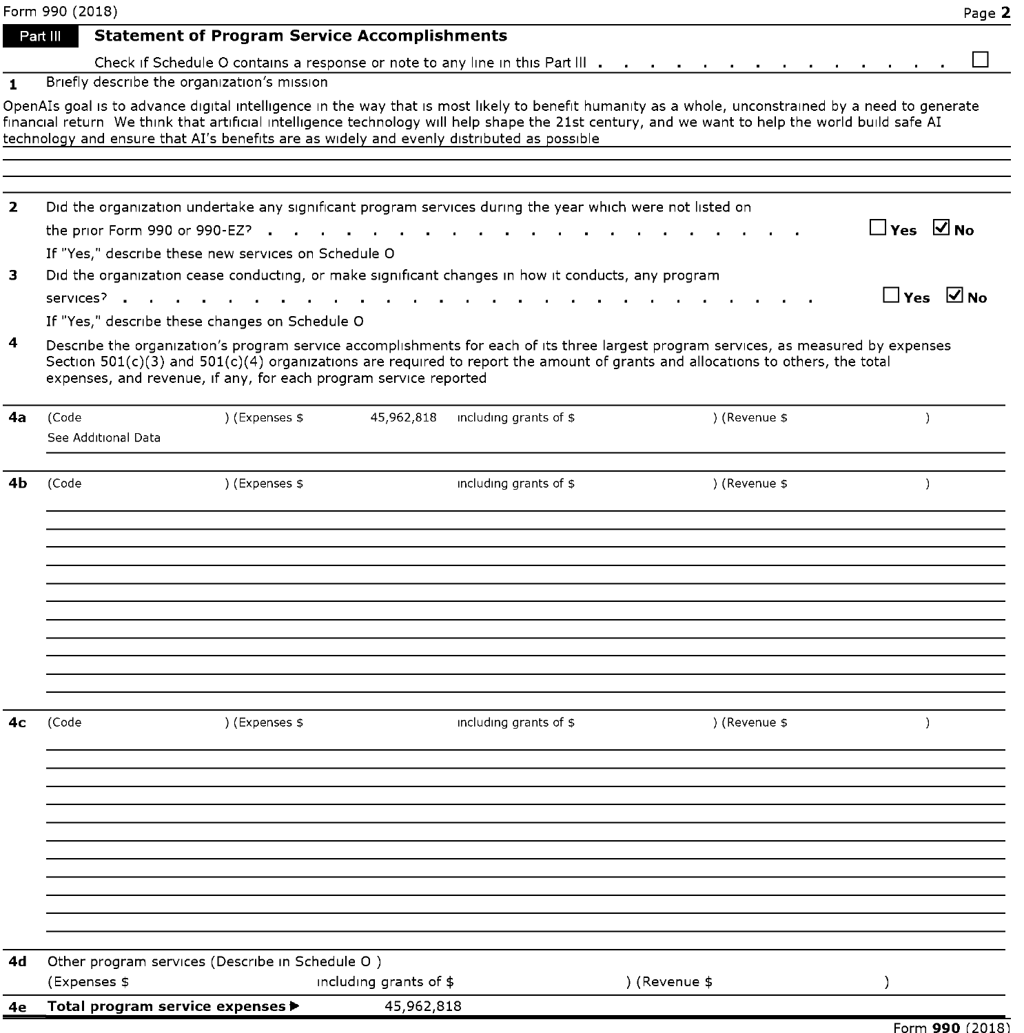Form 990 (2018)

## Part III Statement of Program Service Accomplishments

Check if Schedule O contains a response or note to any line in this Part III . . . . . . . . . . . . . . . ☐

**1** Briefly describe the organization's mission

OpenAIs goal is to advance digital intelligence in the way that is most likely to benefit humanity as a whole, unconstrained by a need to generate financial return We think that artificial intelligence technology will help shape the 21st century, and we want to help the world build safe AI technology and ensure that AI's benefits are as widely and evenly distributed as possible

**2** Did the organization undertake any significant program services during the year which were not listed on the prior Form 990 or 990-EZ? . . . . . . . . . . . . . . . . . . . . ☐ Yes ☑ No

If "Yes," describe these new services on Schedule O

**3** Did the organization cease conducting, or make significant changes in how it conducts, any program services? . . . . . . . . . . . . . . . . . . . . . . . . ☐ Yes ☑ No

If "Yes," describe these changes on Schedule O

**4** Describe the organization's program service accomplishments for each of its three largest program services, as measured by expenses Section 501(c)(3) and 501(c)(4) organizations are required to report the amount of grants and allocations to others, the total expenses, and revenue, if any, for each program service reported

**4a** (Code ) (Expenses $ 45,962,818 including grants of $ ) (Revenue $ )

See Additional Data

**4b** (Code ) (Expenses $ including grants of $ ) (Revenue $ )

**4c** (Code ) (Expenses $ including grants of $ ) (Revenue $ )

**4d** Other program services (Describe in Schedule O )

(Expenses $ including grants of $ ) (Revenue $ )

**4e** **Total program service expenses ▶** 45,962,818

Form **990** (2018)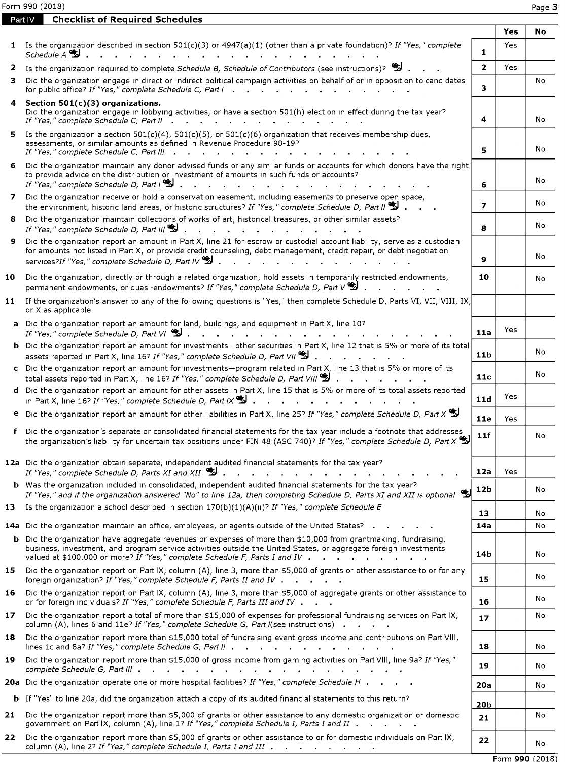Form 990 (2018)

## Part IV Checklist of Required Schedules

| | | | Yes | No |
|---|---|---|---|---|
| **1** | Is the organization described in section 501(c)(3) or 4947(a)(1) (other than a private foundation)? *If "Yes," complete Schedule A* | 1 | Yes | |
| **2** | Is the organization required to complete *Schedule B, Schedule of Contributors* (see instructions)? | 2 | Yes | |
| **3** | Did the organization engage in direct or indirect political campaign activities on behalf of or in opposition to candidates for public office? *If "Yes," complete Schedule C, Part I* | 3 | | No |
| **4** | **Section 501(c)(3) organizations.** Did the organization engage in lobbying activities, or have a section 501(h) election in effect during the tax year? *If "Yes," complete Schedule C, Part II* | 4 | | No |
| **5** | Is the organization a section 501(c)(4), 501(c)(5), or 501(c)(6) organization that receives membership dues, assessments, or similar amounts as defined in Revenue Procedure 98-19? *If "Yes," complete Schedule C, Part III* | 5 | | No |
| **6** | Did the organization maintain any donor advised funds or any similar funds or accounts for which donors have the right to provide advice on the distribution or investment of amounts in such funds or accounts? *If "Yes," complete Schedule D, Part I* | 6 | | No |
| **7** | Did the organization receive or hold a conservation easement, including easements to preserve open space, the environment, historic land areas, or historic structures? *If "Yes," complete Schedule D, Part II* | 7 | | No |
| **8** | Did the organization maintain collections of works of art, historical treasures, or other similar assets? *If "Yes," complete Schedule D, Part III* | 8 | | No |
| **9** | Did the organization report an amount in Part X, line 21 for escrow or custodial account liability, serve as a custodian for amounts not listed in Part X, or provide credit counseling, debt management, credit repair, or debt negotiation services?*If "Yes," complete Schedule D, Part IV* | 9 | | No |
| **10** | Did the organization, directly or through a related organization, hold assets in temporarily restricted endowments, permanent endowments, or quasi-endowments? *If "Yes," complete Schedule D, Part V* | 10 | | No |
| **11** | If the organization's answer to any of the following questions is "Yes," then complete Schedule D, Parts VI, VII, VIII, IX, or X as applicable | | | |
| **a** | Did the organization report an amount for land, buildings, and equipment in Part X, line 10? *If "Yes," complete Schedule D, Part VI* | 11a | Yes | |
| **b** | Did the organization report an amount for investments—other securities in Part X, line 12 that is 5% or more of its total assets reported in Part X, line 16? *If "Yes," complete Schedule D, Part VII* | 11b | | No |
| **c** | Did the organization report an amount for investments—program related in Part X, line 13 that is 5% or more of its total assets reported in Part X, line 16? *If "Yes," complete Schedule D, Part VIII* | 11c | | No |
| **d** | Did the organization report an amount for other assets in Part X, line 15 that is 5% or more of its total assets reported in Part X, line 16? *If "Yes," complete Schedule D, Part IX* | 11d | Yes | |
| **e** | Did the organization report an amount for other liabilities in Part X, line 25? *If "Yes," complete Schedule D, Part X* | 11e | Yes | |
| **f** | Did the organization's separate or consolidated financial statements for the tax year include a footnote that addresses the organization's liability for uncertain tax positions under FIN 48 (ASC 740)? *If "Yes," complete Schedule D, Part X* | 11f | | No |
| **12a** | Did the organization obtain separate, independent audited financial statements for the tax year? *If "Yes," complete Schedule D, Parts XI and XII* | 12a | Yes | |
| **b** | Was the organization included in consolidated, independent audited financial statements for the tax year? *If "Yes," and if the organization answered "No" to line 12a, then completing Schedule D, Parts XI and XII is optional* | 12b | | No |
| **13** | Is the organization a school described in section 170(b)(1)(A)(ii)? *If "Yes," complete Schedule E* | 13 | | No |
| **14a** | Did the organization maintain an office, employees, or agents outside of the United States? | 14a | | No |
| **b** | Did the organization have aggregate revenues or expenses of more than $10,000 from grantmaking, fundraising, business, investment, and program service activities outside the United States, or aggregate foreign investments valued at $100,000 or more? *If "Yes," complete Schedule F, Parts I and IV* | 14b | | No |
| **15** | Did the organization report on Part IX, column (A), line 3, more than $5,000 of grants or other assistance to or for any foreign organization? *If "Yes," complete Schedule F, Parts II and IV* | 15 | | No |
| **16** | Did the organization report on Part IX, column (A), line 3, more than $5,000 of aggregate grants or other assistance to or for foreign individuals? *If "Yes," complete Schedule F, Parts III and IV* | 16 | | No |
| **17** | Did the organization report a total of more than $15,000 of expenses for professional fundraising services on Part IX, column (A), lines 6 and 11e? *If "Yes," complete Schedule G, Part I*(see instructions) | 17 | | No |
| **18** | Did the organization report more than $15,000 total of fundraising event gross income and contributions on Part VIII, lines 1c and 8a? *If "Yes," complete Schedule G, Part II* | 18 | | No |
| **19** | Did the organization report more than $15,000 of gross income from gaming activities on Part VIII, line 9a? *If "Yes," complete Schedule G, Part III* | 19 | | No |
| **20a** | Did the organization operate one or more hospital facilities? *If "Yes," complete Schedule H* | 20a | | No |
| **b** | If "Yes" to line 20a, did the organization attach a copy of its audited financial statements to this return? | 20b | | |
| **21** | Did the organization report more than $5,000 of grants or other assistance to any domestic organization or domestic government on Part IX, column (A), line 1? *If "Yes," complete Schedule I, Parts I and II* | 21 | | No |
| **22** | Did the organization report more than $5,000 of grants or other assistance to or for domestic individuals on Part IX, column (A), line 2? *If "Yes," complete Schedule I, Parts I and III* | 22 | | No |

Form **990** (2018)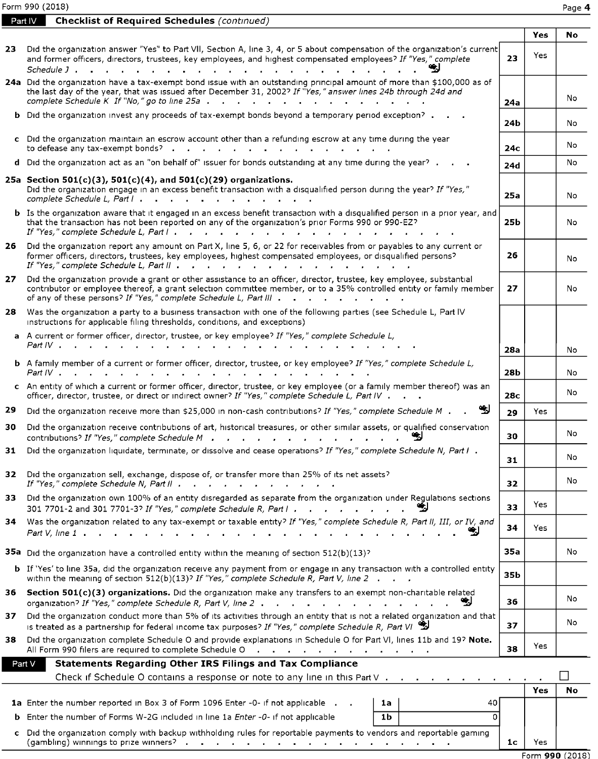Form 990 (2018) Page **4**

## Part IV Checklist of Required Schedules *(continued)*

| | | | Yes | No |
|---|---|---|---|---|
| **23** | Did the organization answer "Yes" to Part VII, Section A, line 3, 4, or 5 about compensation of the organization's current and former officers, directors, trustees, key employees, and highest compensated employees? *If "Yes," complete Schedule J* | 23 | Yes | |
| **24a** | Did the organization have a tax-exempt bond issue with an outstanding principal amount of more than $100,000 as of the last day of the year, that was issued after December 31, 2002? *If "Yes," answer lines 24b through 24d and complete Schedule K If "No," go to line 25a* | 24a | | No |
| **b** | Did the organization invest any proceeds of tax-exempt bonds beyond a temporary period exception? | 24b | | No |
| **c** | Did the organization maintain an escrow account other than a refunding escrow at any time during the year to defease any tax-exempt bonds? | 24c | | No |
| **d** | Did the organization act as an "on behalf of" issuer for bonds outstanding at any time during the year? | 24d | | No |
| **25a** | **Section 501(c)(3), 501(c)(4), and 501(c)(29) organizations.** Did the organization engage in an excess benefit transaction with a disqualified person during the year? *If "Yes," complete Schedule L, Part I* | 25a | | No |
| **b** | Is the organization aware that it engaged in an excess benefit transaction with a disqualified person in a prior year, and that the transaction has not been reported on any of the organization's prior Forms 990 or 990-EZ? *If "Yes," complete Schedule L, Part I* | 25b | | No |
| **26** | Did the organization report any amount on Part X, line 5, 6, or 22 for receivables from or payables to any current or former officers, directors, trustees, key employees, highest compensated employees, or disqualified persons? *If "Yes," complete Schedule L, Part II* | 26 | | No |
| **27** | Did the organization provide a grant or other assistance to an officer, director, trustee, key employee, substantial contributor or employee thereof, a grant selection committee member, or to a 35% controlled entity or family member of any of these persons? *If "Yes," complete Schedule L, Part III* | 27 | | No |
| **28** | Was the organization a party to a business transaction with one of the following parties (see Schedule L, Part IV instructions for applicable filing thresholds, conditions, and exceptions) | | | |
| **a** | A current or former officer, director, trustee, or key employee? *If "Yes," complete Schedule L, Part IV* | 28a | | No |
| **b** | A family member of a current or former officer, director, trustee, or key employee? *If "Yes," complete Schedule L, Part IV* | 28b | | No |
| **c** | An entity of which a current or former officer, director, trustee, or key employee (or a family member thereof) was an officer, director, trustee, or direct or indirect owner? *If "Yes," complete Schedule L, Part IV* | 28c | | No |
| **29** | Did the organization receive more than $25,000 in non-cash contributions? *If "Yes," complete Schedule M* | 29 | Yes | |
| **30** | Did the organization receive contributions of art, historical treasures, or other similar assets, or qualified conservation contributions? *If "Yes," complete Schedule M* | 30 | | No |
| **31** | Did the organization liquidate, terminate, or dissolve and cease operations? *If "Yes," complete Schedule N, Part I* | 31 | | No |
| **32** | Did the organization sell, exchange, dispose of, or transfer more than 25% of its net assets? *If "Yes," complete Schedule N, Part II* | 32 | | No |
| **33** | Did the organization own 100% of an entity disregarded as separate from the organization under Regulations sections 301 7701-2 and 301 7701-3? *If "Yes," complete Schedule R, Part I* | 33 | Yes | |
| **34** | Was the organization related to any tax-exempt or taxable entity? *If "Yes," complete Schedule R, Part II, III, or IV, and Part V, line 1* | 34 | Yes | |
| **35a** | Did the organization have a controlled entity within the meaning of section 512(b)(13)? | 35a | | No |
| **b** | If 'Yes' to line 35a, did the organization receive any payment from or engage in any transaction with a controlled entity within the meaning of section 512(b)(13)? *If "Yes," complete Schedule R, Part V, line 2* | 35b | | |
| **36** | **Section 501(c)(3) organizations.** Did the organization make any transfers to an exempt non-charitable related organization? *If "Yes," complete Schedule R, Part V, line 2* | 36 | | No |
| **37** | Did the organization conduct more than 5% of its activities through an entity that is not a related organization and that is treated as a partnership for federal income tax purposes? *If "Yes," complete Schedule R, Part VI* | 37 | | No |
| **38** | Did the organization complete Schedule O and provide explanations in Schedule O for Part VI, lines 11b and 19? **Note.** All Form 990 filers are required to complete Schedule O | 38 | Yes | |

## Part V Statements Regarding Other IRS Filings and Tax Compliance

Check if Schedule O contains a response or note to any line in this Part V ☐

| | | | | | Yes | No |
|---|---|---|---|---|---|---|
| **1a** | Enter the number reported in Box 3 of Form 1096 Enter -0- if not applicable | 1a | 40 | | | |
| **b** | Enter the number of Forms W-2G included in line 1a *Enter -0- if not applicable* | 1b | 0 | | | |
| **c** | Did the organization comply with backup withholding rules for reportable payments to vendors and reportable gaming (gambling) winnings to prize winners? | | | 1c | Yes | |

Form **990** (2018)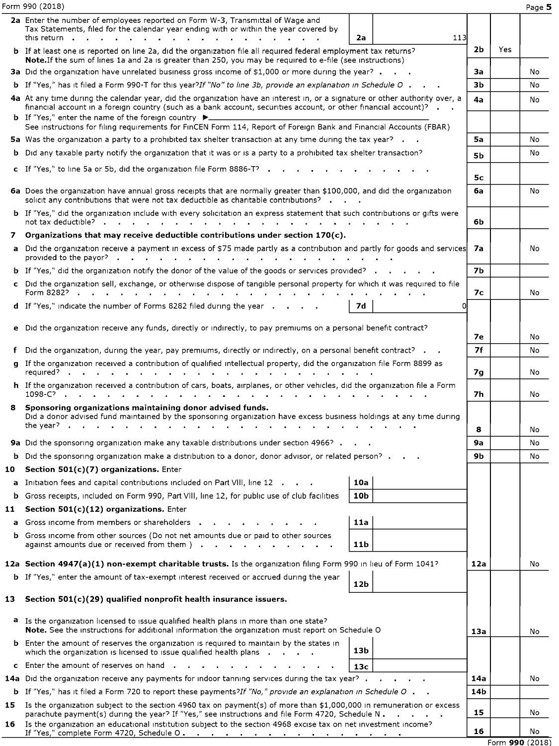Form 990 (2018) Page **5**

| | | | | |
|---|---|---|---|---|
| **2a** Enter the number of employees reported on Form W-3, Transmittal of Wage and Tax Statements, filed for the calendar year ending with or within the year covered by this return | 2a | 113 | | |
| **b** If at least one is reported on line 2a, did the organization file all required federal employment tax returns? **Note.** If the sum of lines 1a and 2a is greater than 250, you may be required to e-file (see instructions) | | | 2b | Yes |
| **3a** Did the organization have unrelated business gross income of $1,000 or more during the year? | | | 3a | No |
| **b** If "Yes," has it filed a Form 990-T for this year? *If "No" to line 3b, provide an explanation in Schedule O* | | | 3b | No |
| **4a** At any time during the calendar year, did the organization have an interest in, or a signature or other authority over, a financial account in a foreign country (such as a bank account, securities account, or other financial account)? | | | 4a | No |
| **b** If "Yes," enter the name of the foreign country ▶ See instructions for filing requirements for FinCEN Form 114, Report of Foreign Bank and Financial Accounts (FBAR) | | | | |
| **5a** Was the organization a party to a prohibited tax shelter transaction at any time during the tax year? | | | 5a | No |
| **b** Did any taxable party notify the organization that it was or is a party to a prohibited tax shelter transaction? | | | 5b | No |
| **c** If "Yes," to line 5a or 5b, did the organization file Form 8886-T? | | | 5c | |
| **6a** Does the organization have annual gross receipts that are normally greater than $100,000, and did the organization solicit any contributions that were not tax deductible as charitable contributions? | | | 6a | No |
| **b** If "Yes," did the organization include with every solicitation an express statement that such contributions or gifts were not tax deductible? | | | 6b | |
| **7 Organizations that may receive deductible contributions under section 170(c).** | | | | |
| **a** Did the organization receive a payment in excess of $75 made partly as a contribution and partly for goods and services provided to the payor? | | | 7a | No |
| **b** If "Yes," did the organization notify the donor of the value of the goods or services provided? | | | 7b | |
| **c** Did the organization sell, exchange, or otherwise dispose of tangible personal property for which it was required to file Form 8282? | | | 7c | No |
| **d** If "Yes," indicate the number of Forms 8282 filed during the year | 7d | 0 | | |
| **e** Did the organization receive any funds, directly or indirectly, to pay premiums on a personal benefit contract? | | | 7e | No |
| **f** Did the organization, during the year, pay premiums, directly or indirectly, on a personal benefit contract? | | | 7f | No |
| **g** If the organization received a contribution of qualified intellectual property, did the organization file Form 8899 as required? | | | 7g | No |
| **h** If the organization received a contribution of cars, boats, airplanes, or other vehicles, did the organization file a Form 1098-C? | | | 7h | No |
| **8 Sponsoring organizations maintaining donor advised funds.** Did a donor advised fund maintained by the sponsoring organization have excess business holdings at any time during the year? | | | 8 | No |
| **9a** Did the sponsoring organization make any taxable distributions under section 4966? | | | 9a | No |
| **b** Did the sponsoring organization make a distribution to a donor, donor advisor, or related person? | | | 9b | No |
| **10 Section 501(c)(7) organizations.** Enter | | | | |
| **a** Initiation fees and capital contributions included on Part VIII, line 12 | 10a | | | |
| **b** Gross receipts, included on Form 990, Part VIII, line 12, for public use of club facilities | 10b | | | |
| **11 Section 501(c)(12) organizations.** Enter | | | | |
| **a** Gross income from members or shareholders | 11a | | | |
| **b** Gross income from other sources (Do not net amounts due or paid to other sources against amounts due or received from them ) | 11b | | | |
| **12a Section 4947(a)(1) non-exempt charitable trusts.** Is the organization filing Form 990 in lieu of Form 1041? | | | 12a | No |
| **b** If "Yes," enter the amount of tax-exempt interest received or accrued during the year | 12b | | | |
| **13 Section 501(c)(29) qualified nonprofit health insurance issuers.** | | | | |
| **a** Is the organization licensed to issue qualified health plans in more than one state? **Note.** See the instructions for additional information the organization must report on Schedule O | | | 13a | No |
| **b** Enter the amount of reserves the organization is required to maintain by the states in which the organization is licensed to issue qualified health plans | 13b | | | |
| **c** Enter the amount of reserves on hand | 13c | | | |
| **14a** Did the organization receive any payments for indoor tanning services during the tax year? | | | 14a | No |
| **b** If "Yes," has it filed a Form 720 to report these payments? *If "No," provide an explanation in Schedule O* | | | 14b | |
| **15** Is the organization subject to the section 4960 tax on payment(s) of more than $1,000,000 in remuneration or excess parachute payment(s) during the year? If "Yes," see instructions and file Form 4720, Schedule N. | | | 15 | No |
| **16** Is the organization an educational institution subject to the section 4968 excise tax on net investment income? If "Yes," complete Form 4720, Schedule O. | | | 16 | No |

Form **990** (2018)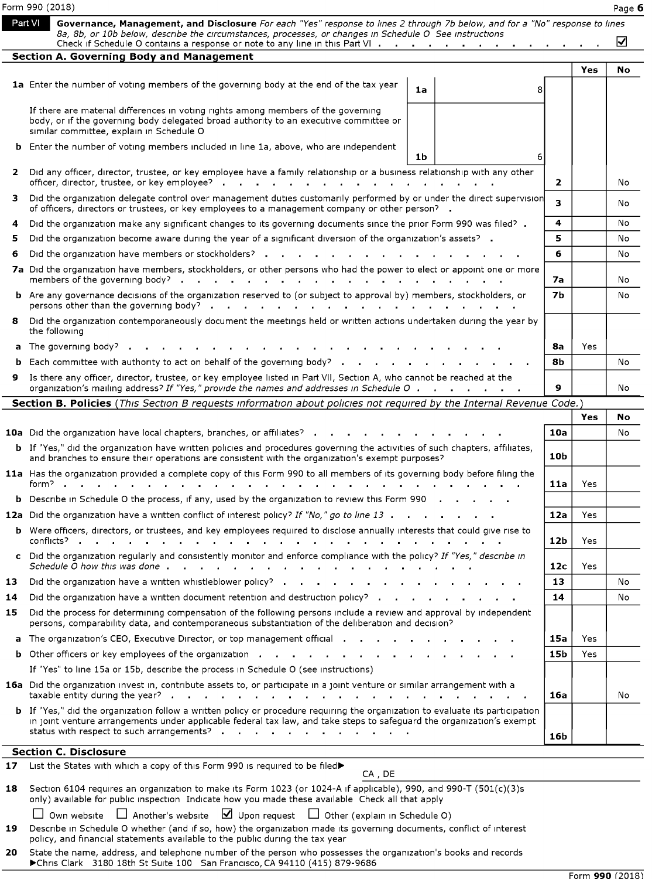Form 990 (2018)

## Part VI Governance, Management, and Disclosure

*For each "Yes" response to lines 2 through 7b below, and for a "No" response to lines 8a, 8b, or 10b below, describe the circumstances, processes, or changes in Schedule O See instructions*

Check if Schedule O contains a response or note to any line in this Part VI . . . . . . . . . . . . . . ☑

### Section A. Governing Body and Management

| | | | Yes | No |
|---|---|---|---|---|
| **1a** Enter the number of voting members of the governing body at the end of the tax year | 1a 8 | | | |
| If there are material differences in voting rights among members of the governing body, or if the governing body delegated broad authority to an executive committee or similar committee, explain in Schedule O | | | | |
| **b** Enter the number of voting members included in line 1a, above, who are independent | 1b 6 | | | |
| **2** Did any officer, director, trustee, or key employee have a family relationship or a business relationship with any other officer, director, trustee, or key employee? | | 2 | | No |
| **3** Did the organization delegate control over management duties customarily performed by or under the direct supervision of officers, directors or trustees, or key employees to a management company or other person? | | 3 | | No |
| **4** Did the organization make any significant changes to its governing documents since the prior Form 990 was filed? | | 4 | | No |
| **5** Did the organization become aware during the year of a significant diversion of the organization's assets? | | 5 | | No |
| **6** Did the organization have members or stockholders? | | 6 | | No |
| **7a** Did the organization have members, stockholders, or other persons who had the power to elect or appoint one or more members of the governing body? | | 7a | | No |
| **b** Are any governance decisions of the organization reserved to (or subject to approval by) members, stockholders, or persons other than the governing body? | | 7b | | No |
| **8** Did the organization contemporaneously document the meetings held or written actions undertaken during the year by the following | | | | |
| **a** The governing body? | | 8a | Yes | |
| **b** Each committee with authority to act on behalf of the governing body? | | 8b | | No |
| **9** Is there any officer, director, trustee, or key employee listed in Part VII, Section A, who cannot be reached at the organization's mailing address? *If "Yes," provide the names and addresses in Schedule O* | | 9 | | No |

### Section B. Policies *(This Section B requests information about policies not required by the Internal Revenue Code.)*

| | | Yes | No |
|---|---|---|---|
| **10a** Did the organization have local chapters, branches, or affiliates? | 10a | | No |
| **b** If "Yes," did the organization have written policies and procedures governing the activities of such chapters, affiliates, and branches to ensure their operations are consistent with the organization's exempt purposes? | 10b | | |
| **11a** Has the organization provided a complete copy of this Form 990 to all members of its governing body before filing the form? | 11a | Yes | |
| **b** Describe in Schedule O the process, if any, used by the organization to review this Form 990 | | | |
| **12a** Did the organization have a written conflict of interest policy? *If "No," go to line 13* | 12a | Yes | |
| **b** Were officers, directors, or trustees, and key employees required to disclose annually interests that could give rise to conflicts? | 12b | Yes | |
| **c** Did the organization regularly and consistently monitor and enforce compliance with the policy? *If "Yes," describe in Schedule O how this was done* | 12c | Yes | |
| **13** Did the organization have a written whistleblower policy? | 13 | | No |
| **14** Did the organization have a written document retention and destruction policy? | 14 | | No |
| **15** Did the process for determining compensation of the following persons include a review and approval by independent persons, comparability data, and contemporaneous substantiation of the deliberation and decision? | | | |
| **a** The organization's CEO, Executive Director, or top management official | 15a | Yes | |
| **b** Other officers or key employees of the organization | 15b | Yes | |
| If "Yes" to line 15a or 15b, describe the process in Schedule O (see instructions) | | | |
| **16a** Did the organization invest in, contribute assets to, or participate in a joint venture or similar arrangement with a taxable entity during the year? | 16a | | No |
| **b** If "Yes," did the organization follow a written policy or procedure requiring the organization to evaluate its participation in joint venture arrangements under applicable federal tax law, and take steps to safeguard the organization's exempt status with respect to such arrangements? | 16b | | |

### Section C. Disclosure

**17** List the States with which a copy of this Form 990 is required to be filed ▶ CA , DE

**18** Section 6104 requires an organization to make its Form 1023 (or 1024-A if applicable), 990, and 990-T (501(c)(3)s only) available for public inspection Indicate how you made these available Check all that apply

☐ Own website ☐ Another's website ☑ Upon request ☐ Other (explain in Schedule O)

**19** Describe in Schedule O whether (and if so, how) the organization made its governing documents, conflict of interest policy, and financial statements available to the public during the tax year

**20** State the name, address, and telephone number of the person who possesses the organization's books and records
▶Chris Clark 3180 18th St Suite 100 San Francisco, CA 94110 (415) 879-9686

Form **990** (2018)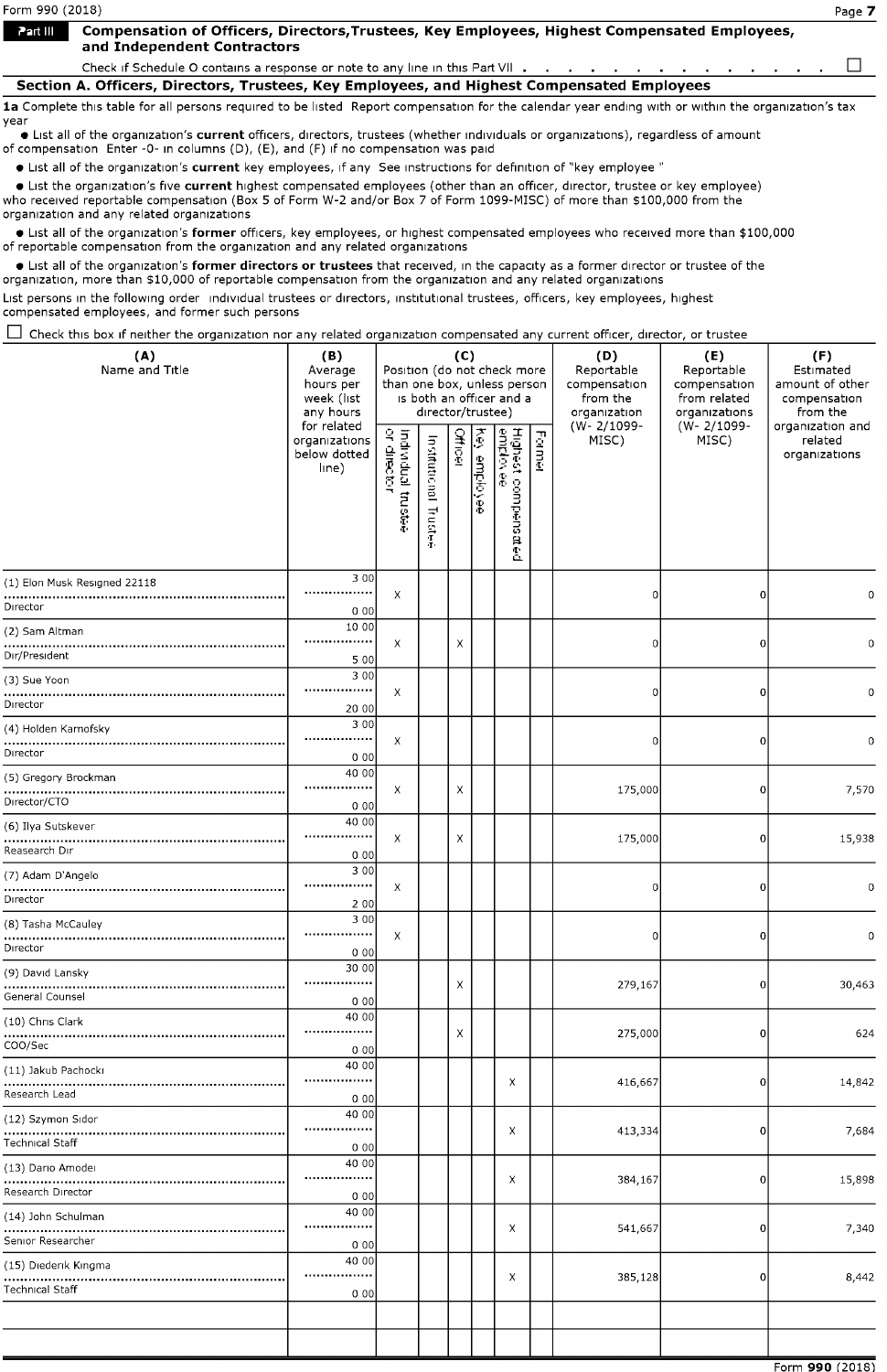Form 990 (2018)

## Part VII Compensation of Officers, Directors,Trustees, Key Employees, Highest Compensated Employees, and Independent Contractors

Check if Schedule O contains a response or note to any line in this Part VII . . . . . . . . . . . . . . ☐

### Section A. Officers, Directors, Trustees, Key Employees, and Highest Compensated Employees

**1a** Complete this table for all persons required to be listed Report compensation for the calendar year ending with or within the organization's tax year

- List all of the organization's **current** officers, directors, trustees (whether individuals or organizations), regardless of amount of compensation Enter -0- in columns (D), (E), and (F) if no compensation was paid
- List all of the organization's **current** key employees, if any See instructions for definition of "key employee "
- List the organization's five **current** highest compensated employees (other than an officer, director, trustee or key employee) who received reportable compensation (Box 5 of Form W-2 and/or Box 7 of Form 1099-MISC) of more than $100,000 from the organization and any related organizations
- List all of the organization's **former** officers, key employees, or highest compensated employees who received more than $100,000 of reportable compensation from the organization and any related organizations
- List all of the organization's **former directors or trustees** that received, in the capacity as a former director or trustee of the organization, more than $10,000 of reportable compensation from the organization and any related organizations

List persons in the following order individual trustees or directors, institutional trustees, officers, key employees, highest compensated employees, and former such persons

☐ Check this box if neither the organization nor any related organization compensated any current officer, director, or trustee

| (A) Name and Title | (B) Average hours per week (list any hours for related organizations below dotted line) | (C) Position (do not check more than one box, unless person is both an officer and a director/trustee) | | | | | | (D) Reportable compensation from the organization (W- 2/1099-MISC) | (E) Reportable compensation from related organizations (W- 2/1099-MISC) | (F) Estimated amount of other compensation from the organization and related organizations |
|---|---|---|---|---|---|---|---|---|---|---|
| | | Individual trustee or director | Institutional Trustee | Officer | Key employee | Highest compensated employee | Former | | | |
| (1) Elon Musk Resigned 22118<br>Director | 3 00<br>0 00 | X | | | | | | 0 | 0 | 0 |
| (2) Sam Altman<br>Dir/President | 10 00<br>5 00 | X | | X | | | | 0 | 0 | 0 |
| (3) Sue Yoon<br>Director | 3 00<br>20 00 | X | | | | | | 0 | 0 | 0 |
| (4) Holden Karnofsky<br>Director | 3 00<br>0 00 | X | | | | | | 0 | 0 | 0 |
| (5) Gregory Brockman<br>Director/CTO | 40 00<br>0 00 | X | | X | | | | 175,000 | 0 | 7,570 |
| (6) Ilya Sutskever<br>Reasearch Dir | 40 00<br>0 00 | X | | X | | | | 175,000 | 0 | 15,938 |
| (7) Adam D'Angelo<br>Director | 3 00<br>2 00 | X | | | | | | 0 | 0 | 0 |
| (8) Tasha McCauley<br>Director | 3 00<br>0 00 | X | | | | | | 0 | 0 | 0 |
| (9) David Lansky<br>General Counsel | 30 00<br>0 00 | | | X | | | | 279,167 | 0 | 30,463 |
| (10) Chris Clark<br>COO/Sec | 40 00<br>0 00 | | | X | | | | 275,000 | 0 | 624 |
| (11) Jakub Pachocki<br>Research Lead | 40 00<br>0 00 | | | | | X | | 416,667 | 0 | 14,842 |
| (12) Szymon Sidor<br>Technical Staff | 40 00<br>0 00 | | | | | X | | 413,334 | 0 | 7,684 |
| (13) Dario Amodei<br>Research Director | 40 00<br>0 00 | | | | | X | | 384,167 | 0 | 15,898 |
| (14) John Schulman<br>Senior Researcher | 40 00<br>0 00 | | | | | X | | 541,667 | 0 | 7,340 |
| (15) Diederik Kingma<br>Technical Staff | 40 00<br>0 00 | | | | | X | | 385,128 | 0 | 8,442 |

Form **990** (2018)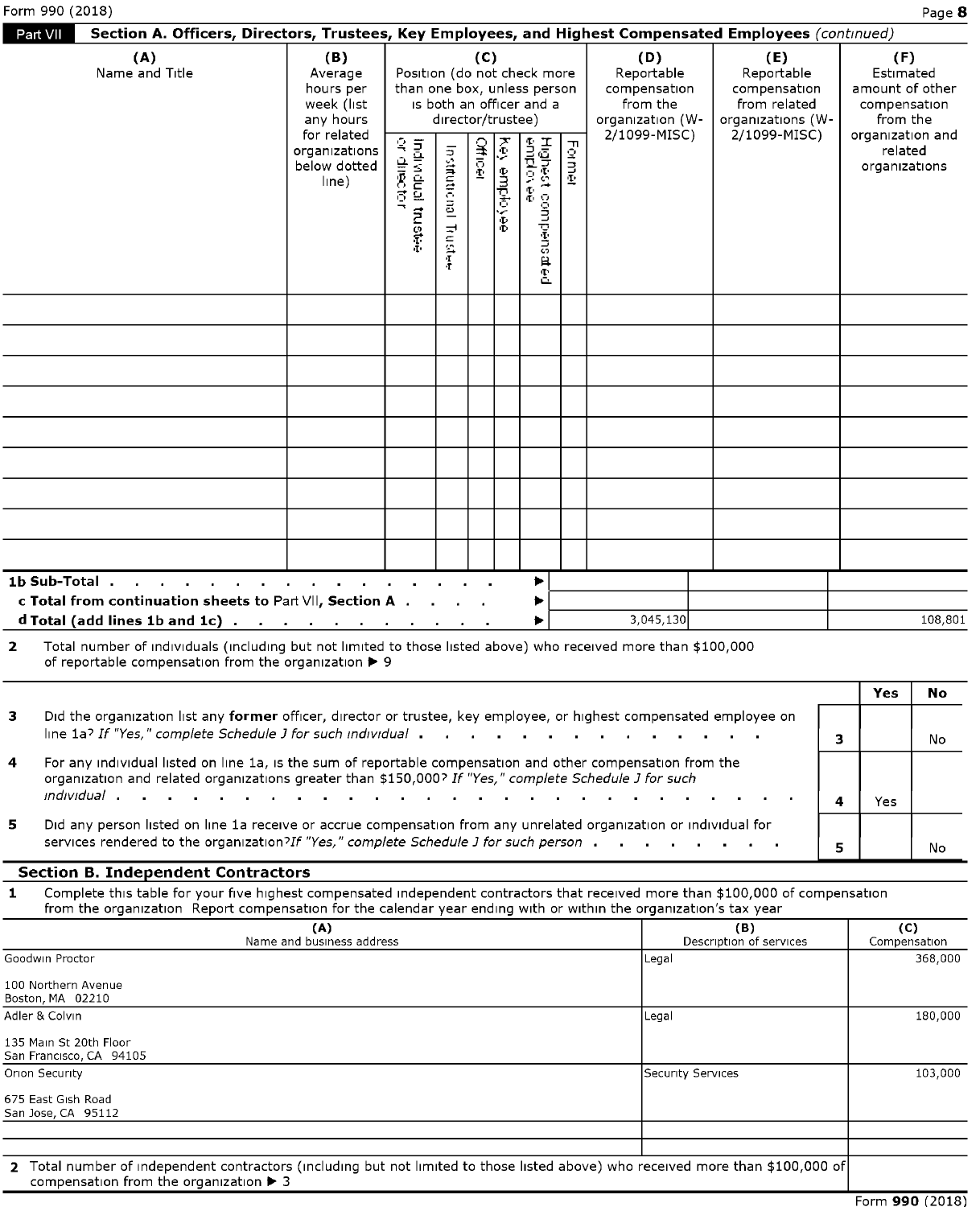**Part VII** **Section A. Officers, Directors, Trustees, Key Employees, and Highest Compensated Employees** *(continued)*

| (A) Name and Title | (B) Average hours per week (list any hours for related organizations below dotted line) | (C) Position (do not check more than one box, unless person is both an officer and a director/trustee) Individual trustee or director | Institutional Trustee | Officer | Key employee | Highest compensated employee | Former | (D) Reportable compensation from the organization (W-2/1099-MISC) | (E) Reportable compensation from related organizations (W-2/1099-MISC) | (F) Estimated amount of other compensation from the organization and related organizations |
|---|---|---|---|---|---|---|---|---|---|---|
| | | | | | | | | | | |
| | | | | | | | | | | |
| | | | | | | | | | | |
| | | | | | | | | | | |
| | | | | | | | | | | |
| | | | | | | | | | | |
| | | | | | | | | | | |
| | | | | | | | | | | |
| | | | | | | | | | | |
| **1b Sub-Total** . . . . . . . . . . . . . . . . . . ▶ | | | | | | | | | | |
| **c Total from continuation sheets to Part VII, Section A** . . . . ▶ | | | | | | | | | | |
| **d Total (add lines 1b and 1c)** . . . . . . . . . . . . ▶ | | | | | | | | 3,045,130 | | 108,801 |

**2** Total number of individuals (including but not limited to those listed above) who received more than $100,000 of reportable compensation from the organization ▶ 9

| | | | Yes | No |
|---|---|---|---|---|
| **3** | Did the organization list any **former** officer, director or trustee, key employee, or highest compensated employee on line 1a? *If "Yes," complete Schedule J for such individual* . . . . . . . . . . . . . . . | 3 | | No |
| **4** | For any individual listed on line 1a, is the sum of reportable compensation and other compensation from the organization and related organizations greater than $150,000? *If "Yes," complete Schedule J for such individual* . . . . . . . . . . . . . . . . . . . . . . | 4 | Yes | |
| **5** | Did any person listed on line 1a receive or accrue compensation from any unrelated organization or individual for services rendered to the organization?*If "Yes," complete Schedule J for such person* . . . . . . . . . | 5 | | No |

**Section B. Independent Contractors**

**1** Complete this table for your five highest compensated independent contractors that received more than $100,000 of compensation from the organization Report compensation for the calendar year ending with or within the organization's tax year

| (A) Name and business address | (B) Description of services | (C) Compensation |
|---|---|---|
| Goodwin Proctor<br><br>100 Northern Avenue<br>Boston, MA 02210 | Legal | 368,000 |
| Adler & Colvin<br><br>135 Main St 20th Floor<br>San Francisco, CA 94105 | Legal | 180,000 |
| Orion Security<br><br>675 East Gish Road<br>San Jose, CA 95112 | Security Services | 103,000 |
| | | |
| | | |

**2** Total number of independent contractors (including but not limited to those listed above) who received more than $100,000 of compensation from the organization ▶ 3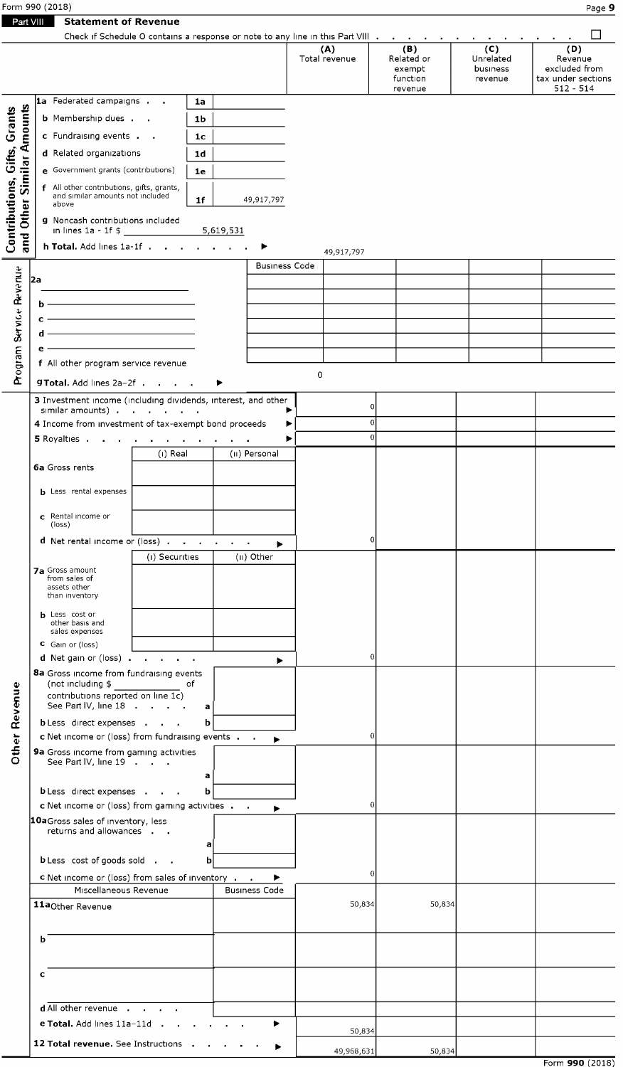Form 990 (2018)

**Part VIII Statement of Revenue**

Check if Schedule O contains a response or note to any line in this Part VIII . . . . . . . . . . . . . ☐

| | | | (A) Total revenue | (B) Related or exempt function revenue | (C) Unrelated business revenue | (D) Revenue excluded from tax under sections 512 - 514 |
|---|---|---|---|---|---|---|
| **Contributions, Gifts, Grants and Other Similar Amounts** | | | | | | |
| 1a Federated campaigns . . | 1a | | | | | |
| b Membership dues . . | 1b | | | | | |
| c Fundraising events . . | 1c | | | | | |
| d Related organizations | 1d | | | | | |
| e Government grants (contributions) | 1e | | | | | |
| f All other contributions, gifts, grants, and similar amounts not included above | 1f | 49,917,797 | | | | |
| g Noncash contributions included in lines 1a - 1f $ 5,619,531 | | | | | | |
| h **Total.** Add lines 1a-1f . . . . . . . . ▶ | | | 49,917,797 | | | |
| **Program Service Revenue** | | Business Code | | | | |
| 2a | | | | | | |
| b | | | | | | |
| c | | | | | | |
| d | | | | | | |
| e | | | | | | |
| f All other program service revenue | | | | | | |
| g **Total.** Add lines 2a-2f . . . . ▶ | | | 0 | | | |

| | (i) | (ii) | (A) Total revenue | (B) | (C) | (D) |
|---|---|---|---|---|---|---|
| 3 Investment income (including dividends, interest, and other similar amounts) . . . . . . ▶ | | | 0 | | | |
| 4 Income from investment of tax-exempt bond proceeds ▶ | | | 0 | | | |
| 5 Royalties . . . . . . . . . . ▶ | | | 0 | | | |
| | (i) Real | (ii) Personal | | | | |
| 6a Gross rents | | | | | | |
| b Less rental expenses | | | | | | |
| c Rental income or (loss) | | | | | | |
| d Net rental income or (loss) . . . . . . ▶ | | | 0 | | | |
| | (i) Securities | (ii) Other | | | | |
| 7a Gross amount from sales of assets other than inventory | | | | | | |
| b Less cost or other basis and sales expenses | | | | | | |
| c Gain or (loss) | | | | | | |
| d Net gain or (loss) . . . . . . ▶ | | | 0 | | | |
| **Other Revenue** | | | | | | |
| 8a Gross income from fundraising events (not including $ ______ of contributions reported on line 1c) See Part IV, line 18 . . . . a | | | | | | |
| b Less direct expenses . . . b | | | | | | |
| c Net income or (loss) from fundraising events . . ▶ | | | 0 | | | |
| 9a Gross income from gaming activities See Part IV, line 19 . . . a | | | | | | |
| b Less direct expenses . . . b | | | | | | |
| c Net income or (loss) from gaming activities . . ▶ | | | 0 | | | |
| 10a Gross sales of inventory, less returns and allowances . . a | | | | | | |
| b Less cost of goods sold . . b | | | | | | |
| c Net income or (loss) from sales of inventory . . ▶ | | | 0 | | | |
| Miscellaneous Revenue | | Business Code | | | | |
| 11a Other Revenue | | | 50,834 | 50,834 | | |
| b | | | | | | |
| c | | | | | | |
| d All other revenue . . . . . | | | | | | |
| e **Total.** Add lines 11a-11d . . . . . . ▶ | | | 50,834 | | | |
| 12 **Total revenue.** See Instructions . . . . . ▶ | | | 49,968,631 | 50,834 | | |

Form **990** (2018)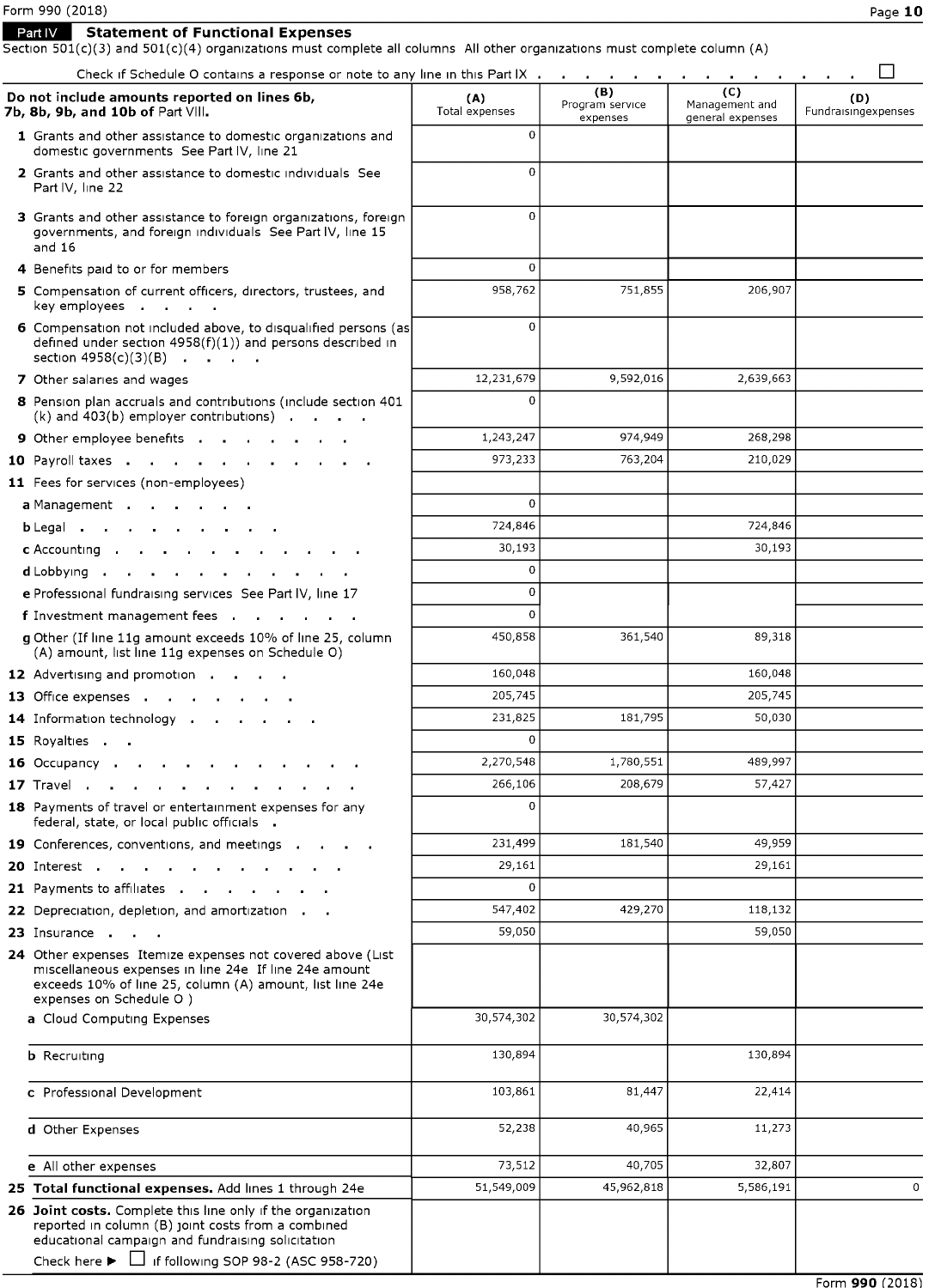Form 990 (2018)

**Part IX Statement of Functional Expenses**

Section 501(c)(3) and 501(c)(4) organizations must complete all columns All other organizations must complete column (A)

Check if Schedule O contains a response or note to any line in this Part IX . . . . . . . . . . . . . . . ☐

| Do not include amounts reported on lines 6b, 7b, 8b, 9b, and 10b of Part VIII. | (A) Total expenses | (B) Program service expenses | (C) Management and general expenses | (D) Fundraising expenses |
|---|---|---|---|---|
| 1 Grants and other assistance to domestic organizations and domestic governments See Part IV, line 21 | 0 | | | |
| 2 Grants and other assistance to domestic individuals See Part IV, line 22 | 0 | | | |
| 3 Grants and other assistance to foreign organizations, foreign governments, and foreign individuals See Part IV, line 15 and 16 | 0 | | | |
| 4 Benefits paid to or for members | 0 | | | |
| 5 Compensation of current officers, directors, trustees, and key employees . . . . | 958,762 | 751,855 | 206,907 | |
| 6 Compensation not included above, to disqualified persons (as defined under section 4958(f)(1)) and persons described in section 4958(c)(3)(B) . . . . | 0 | | | |
| 7 Other salaries and wages | 12,231,679 | 9,592,016 | 2,639,663 | |
| 8 Pension plan accruals and contributions (include section 401 (k) and 403(b) employer contributions) . . . . | 0 | | | |
| 9 Other employee benefits . . . . . . . . | 1,243,247 | 974,949 | 268,298 | |
| 10 Payroll taxes . . . . . . . . . . . . | 973,233 | 763,204 | 210,029 | |
| 11 Fees for services (non-employees) | | | | |
| a Management . . . . . . . | 0 | | | |
| b Legal . . . . . . . . . . . | 724,846 | | 724,846 | |
| c Accounting . . . . . . . . . . . . | 30,193 | | 30,193 | |
| d Lobbying . . . . . . . . . . . . | 0 | | | |
| e Professional fundraising services See Part IV, line 17 | 0 | | | |
| f Investment management fees . . . . . . . | 0 | | | |
| g Other (If line 11g amount exceeds 10% of line 25, column (A) amount, list line 11g expenses on Schedule O) | 450,858 | 361,540 | 89,318 | |
| 12 Advertising and promotion . . . . | 160,048 | | 160,048 | |
| 13 Office expenses . . . . . . . . | 205,745 | | 205,745 | |
| 14 Information technology . . . . . . . | 231,825 | 181,795 | 50,030 | |
| 15 Royalties . . | 0 | | | |
| 16 Occupancy . . . . . . . . . . . . | 2,270,548 | 1,780,551 | 489,997 | |
| 17 Travel . . . . . . . . . . . . . . | 266,106 | 208,679 | 57,427 | |
| 18 Payments of travel or entertainment expenses for any federal, state, or local public officials . | 0 | | | |
| 19 Conferences, conventions, and meetings . . . . | 231,499 | 181,540 | 49,959 | |
| 20 Interest . . . . . . . . . . . . . | 29,161 | | 29,161 | |
| 21 Payments to affiliates . . . . . . . . | 0 | | | |
| 22 Depreciation, depletion, and amortization . . | 547,402 | 429,270 | 118,132 | |
| 23 Insurance . . . | 59,050 | | 59,050 | |
| 24 Other expenses Itemize expenses not covered above (List miscellaneous expenses in line 24e If line 24e amount exceeds 10% of line 25, column (A) amount, list line 24e expenses on Schedule O ) | | | | |
| a Cloud Computing Expenses | 30,574,302 | 30,574,302 | | |
| b Recruiting | 130,894 | | 130,894 | |
| c Professional Development | 103,861 | 81,447 | 22,414 | |
| d Other Expenses | 52,238 | 40,965 | 11,273 | |
| e All other expenses | 73,512 | 40,705 | 32,807 | |
| **25 Total functional expenses.** Add lines 1 through 24e | 51,549,009 | 45,962,818 | 5,586,191 | 0 |
| **26 Joint costs.** Complete this line only if the organization reported in column (B) joint costs from a combined educational campaign and fundraising solicitation Check here ▶ ☐ if following SOP 98-2 (ASC 958-720) | | | | |

Form **990** (2018)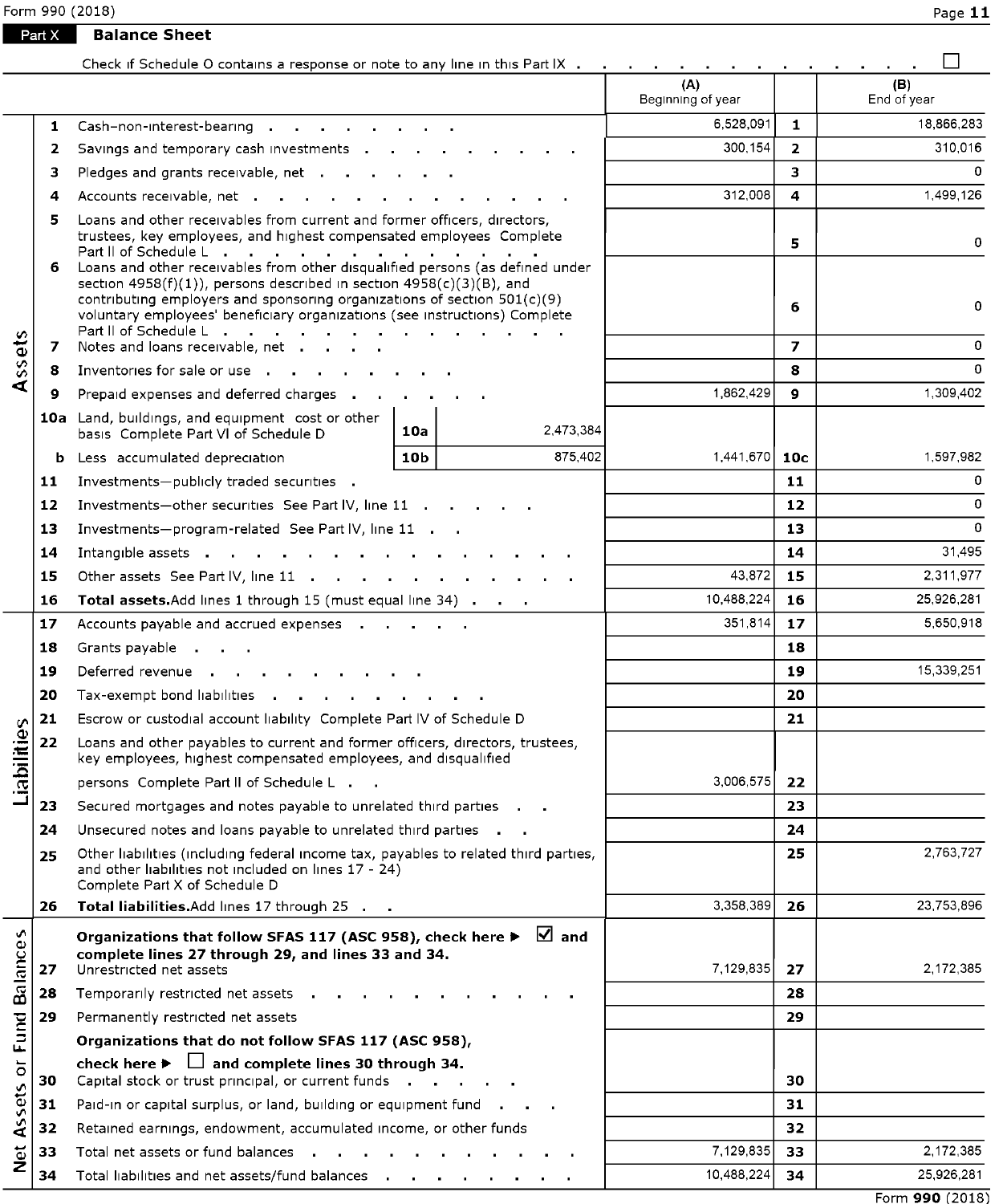Form 990 (2018)

## Part X Balance Sheet

Check if Schedule O contains a response or note to any line in this Part IX . . . . . ☐

| | | | | | (A) Beginning of year | | (B) End of year |
|---|---|---|---|---|---|---|---|
| **Assets** | 1 | Cash—non-interest-bearing | | | 6,528,091 | 1 | 18,866,283 |
| | 2 | Savings and temporary cash investments | | | 300,154 | 2 | 310,016 |
| | 3 | Pledges and grants receivable, net | | | | 3 | 0 |
| | 4 | Accounts receivable, net | | | 312,008 | 4 | 1,499,126 |
| | 5 | Loans and other receivables from current and former officers, directors, trustees, key employees, and highest compensated employees Complete Part II of Schedule L | | | | 5 | 0 |
| | 6 | Loans and other receivables from other disqualified persons (as defined under section 4958(f)(1)), persons described in section 4958(c)(3)(B), and contributing employers and sponsoring organizations of section 501(c)(9) voluntary employees' beneficiary organizations (see instructions) Complete Part II of Schedule L | | | | 6 | 0 |
| | 7 | Notes and loans receivable, net | | | | 7 | 0 |
| | 8 | Inventories for sale or use | | | | 8 | 0 |
| | 9 | Prepaid expenses and deferred charges | | | 1,862,429 | 9 | 1,309,402 |
| | 10a | Land, buildings, and equipment cost or other basis Complete Part VI of Schedule D | 10a | 2,473,384 | | | |
| | b | Less accumulated depreciation | 10b | 875,402 | 1,441,670 | 10c | 1,597,982 |
| | 11 | Investments—publicly traded securities | | | | 11 | 0 |
| | 12 | Investments—other securities See Part IV, line 11 | | | | 12 | 0 |
| | 13 | Investments—program-related See Part IV, line 11 | | | | 13 | 0 |
| | 14 | Intangible assets | | | | 14 | 31,495 |
| | 15 | Other assets See Part IV, line 11 | | | 43,872 | 15 | 2,311,977 |
| | 16 | **Total assets.** Add lines 1 through 15 (must equal line 34) | | | 10,488,224 | 16 | 25,926,281 |
| **Liabilities** | 17 | Accounts payable and accrued expenses | | | 351,814 | 17 | 5,650,918 |
| | 18 | Grants payable | | | | 18 | |
| | 19 | Deferred revenue | | | | 19 | 15,339,251 |
| | 20 | Tax-exempt bond liabilities | | | | 20 | |
| | 21 | Escrow or custodial account liability Complete Part IV of Schedule D | | | | 21 | |
| | 22 | Loans and other payables to current and former officers, directors, trustees, key employees, highest compensated employees, and disqualified persons Complete Part II of Schedule L | | | 3,006,575 | 22 | |
| | 23 | Secured mortgages and notes payable to unrelated third parties | | | | 23 | |
| | 24 | Unsecured notes and loans payable to unrelated third parties | | | | 24 | |
| | 25 | Other liabilities (including federal income tax, payables to related third parties, and other liabilities not included on lines 17 - 24) Complete Part X of Schedule D | | | | 25 | 2,763,727 |
| | 26 | **Total liabilities.** Add lines 17 through 25 | | | 3,358,389 | 26 | 23,753,896 |
| **Net Assets or Fund Balances** | | **Organizations that follow SFAS 117 (ASC 958), check here ▶ ☑ and complete lines 27 through 29, and lines 33 and 34.** | | | | | |
| | 27 | Unrestricted net assets | | | 7,129,835 | 27 | 2,172,385 |
| | 28 | Temporarily restricted net assets | | | | 28 | |
| | 29 | Permanently restricted net assets | | | | 29 | |
| | | **Organizations that do not follow SFAS 117 (ASC 958), check here ▶ ☐ and complete lines 30 through 34.** | | | | | |
| | 30 | Capital stock or trust principal, or current funds | | | | 30 | |
| | 31 | Paid-in or capital surplus, or land, building or equipment fund | | | | 31 | |
| | 32 | Retained earnings, endowment, accumulated income, or other funds | | | | 32 | |
| | 33 | Total net assets or fund balances | | | 7,129,835 | 33 | 2,172,385 |
| | 34 | Total liabilities and net assets/fund balances | | | 10,488,224 | 34 | 25,926,281 |

Form **990** (2018)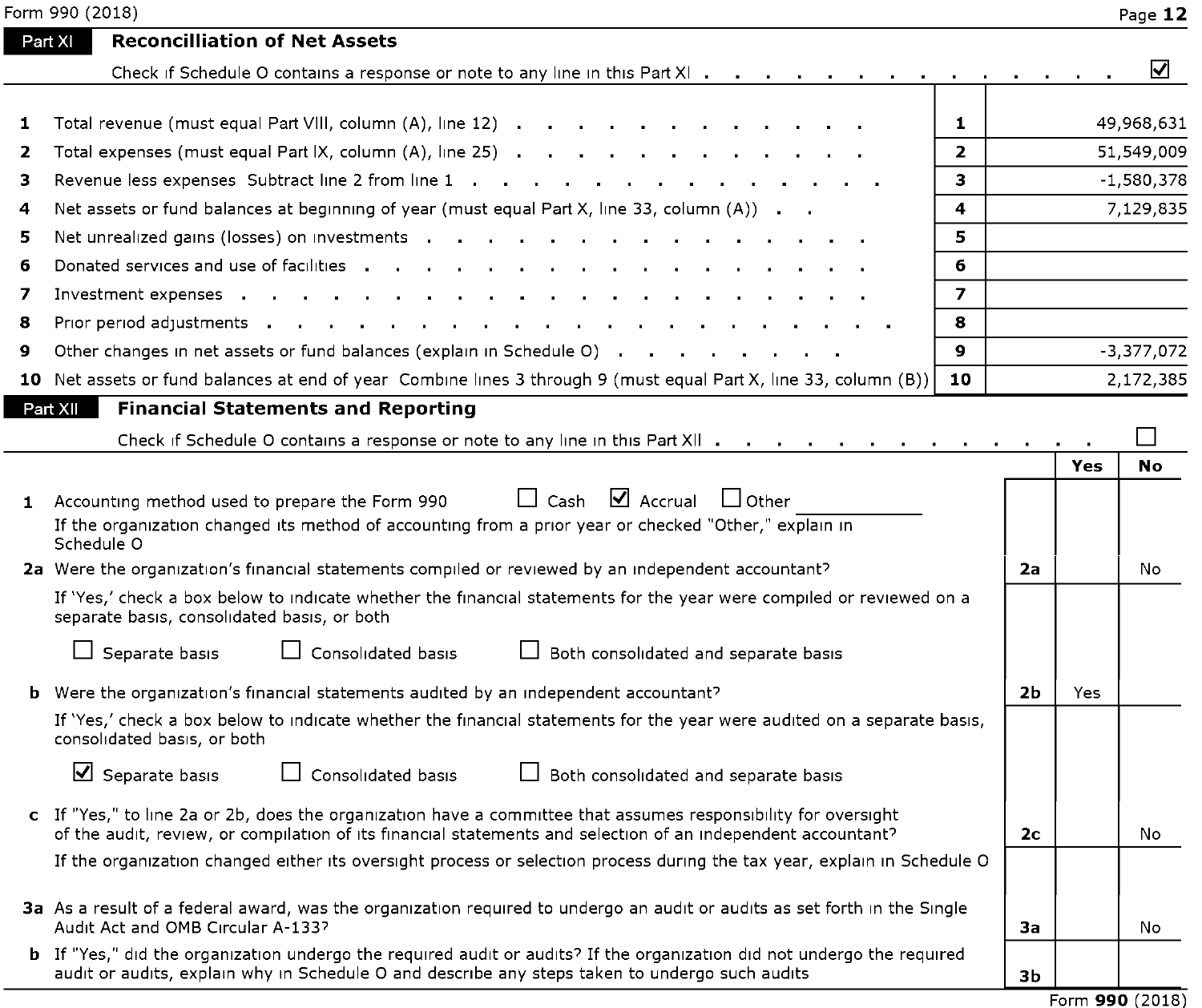## Part XI Reconcilliation of Net Assets

Check if Schedule O contains a response or note to any line in this Part XI . . . ☑

| | | | |
|---|---|---|---|
| 1 | Total revenue (must equal Part VIII, column (A), line 12) | 1 | 49,968,631 |
| 2 | Total expenses (must equal Part IX, column (A), line 25) | 2 | 51,549,009 |
| 3 | Revenue less expenses Subtract line 2 from line 1 | 3 | -1,580,378 |
| 4 | Net assets or fund balances at beginning of year (must equal Part X, line 33, column (A)) | 4 | 7,129,835 |
| 5 | Net unrealized gains (losses) on investments | 5 | |
| 6 | Donated services and use of facilities | 6 | |
| 7 | Investment expenses | 7 | |
| 8 | Prior period adjustments | 8 | |
| 9 | Other changes in net assets or fund balances (explain in Schedule O) | 9 | -3,377,072 |
| 10 | Net assets or fund balances at end of year Combine lines 3 through 9 (must equal Part X, line 33, column (B)) | 10 | 2,172,385 |

## Part XII Financial Statements and Reporting

Check if Schedule O contains a response or note to any line in this Part XII . . . ☐

| | | | Yes | No |
|---|---|---|---|---|
| 1 | Accounting method used to prepare the Form 990 ☐ Cash ☑ Accrual ☐ Other<br>If the organization changed its method of accounting from a prior year or checked "Other," explain in Schedule O | | | |
| 2a | Were the organization's financial statements compiled or reviewed by an independent accountant?<br>If 'Yes,' check a box below to indicate whether the financial statements for the year were compiled or reviewed on a separate basis, consolidated basis, or both<br>☐ Separate basis ☐ Consolidated basis ☐ Both consolidated and separate basis | 2a | | No |
| b | Were the organization's financial statements audited by an independent accountant?<br>If 'Yes,' check a box below to indicate whether the financial statements for the year were audited on a separate basis, consolidated basis, or both<br>☑ Separate basis ☐ Consolidated basis ☐ Both consolidated and separate basis | 2b | Yes | |
| c | If "Yes," to line 2a or 2b, does the organization have a committee that assumes responsibility for oversight of the audit, review, or compilation of its financial statements and selection of an independent accountant?<br>If the organization changed either its oversight process or selection process during the tax year, explain in Schedule O | 2c | | No |
| 3a | As a result of a federal award, was the organization required to undergo an audit or audits as set forth in the Single Audit Act and OMB Circular A-133? | 3a | | No |
| b | If "Yes," did the organization undergo the required audit or audits? If the organization did not undergo the required audit or audits, explain why in Schedule O and describe any steps taken to undergo such audits | 3b | | |

Form **990** (2018)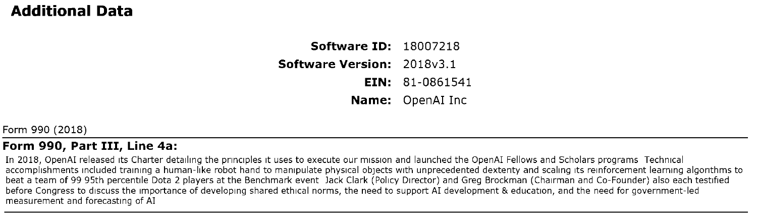# Additional Data

**Software ID:** 18007218
**Software Version:** 2018v3.1
**EIN:** 81-0861541
**Name:** OpenAI Inc

Form 990 (2018)

### Form 990, Part III, Line 4a:

In 2018, OpenAI released its Charter detailing the principles it uses to execute our mission and launched the OpenAI Fellows and Scholars programs Technical accomplishments included training a human-like robot hand to manipulate physical objects with unprecedented dexterity and scaling its reinforcement learning algorithms to beat a team of 99 95th percentile Dota 2 players at the Benchmark event Jack Clark (Policy Director) and Greg Brockman (Chairman and Co-Founder) also each testified before Congress to discuss the importance of developing shared ethical norms, the need to support AI development & education, and the need for government-led measurement and forecasting of AI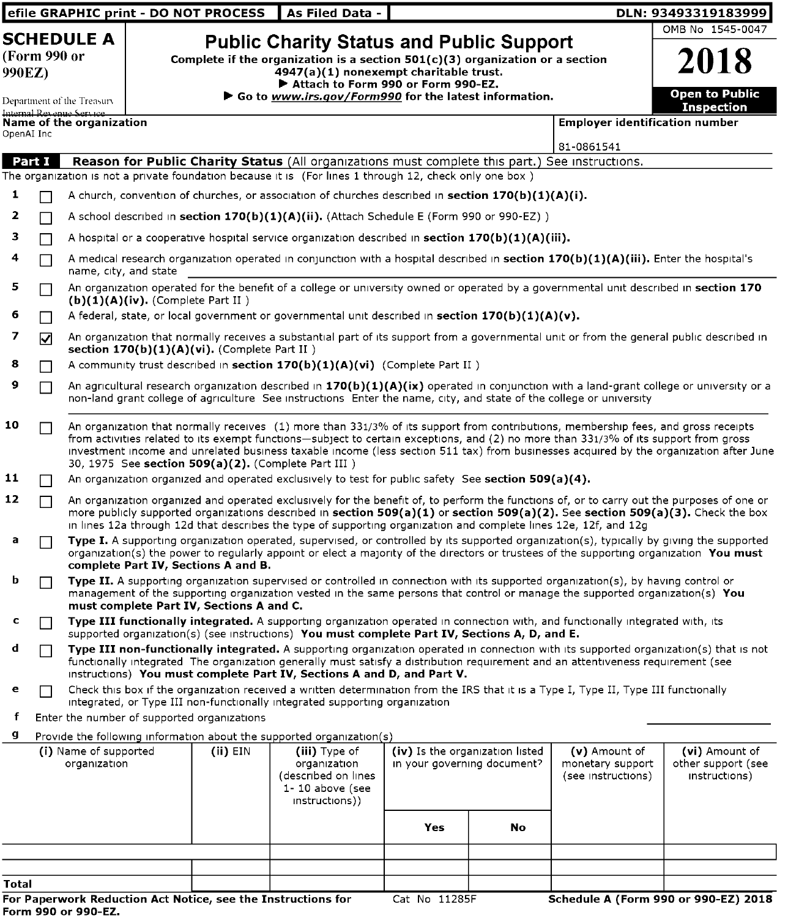efile GRAPHIC print - DO NOT PROCESS | As Filed Data - | DLN: 93493319183999

# SCHEDULE A (Form 990 or 990EZ)

Department of the Treasury
Internal Revenue Service

## Public Charity Status and Public Support

**Complete if the organization is a section 501(c)(3) organization or a section 4947(a)(1) nonexempt charitable trust.**
▶ **Attach to Form 990 or Form 990-EZ.**
▶ **Go to *www.irs.gov/Form990* for the latest information.**

OMB No 1545-0047

**2018**

**Open to Public Inspection**

**Name of the organization**
OpenAI Inc

**Employer identification number**
81-0861541

**Part I** **Reason for Public Charity Status** (All organizations must complete this part.) See instructions.

The organization is not a private foundation because it is (For lines 1 through 12, check only one box )

1 ☐ A church, convention of churches, or association of churches described in **section 170(b)(1)(A)(i).**

2 ☐ A school described in **section 170(b)(1)(A)(ii).** (Attach Schedule E (Form 990 or 990-EZ) )

3 ☐ A hospital or a cooperative hospital service organization described in **section 170(b)(1)(A)(iii).**

4 ☐ A medical research organization operated in conjunction with a hospital described in **section 170(b)(1)(A)(iii).** Enter the hospital's name, city, and state

5 ☐ An organization operated for the benefit of a college or university owned or operated by a governmental unit described in **section 170 (b)(1)(A)(iv).** (Complete Part II )

6 ☐ A federal, state, or local government or governmental unit described in **section 170(b)(1)(A)(v).**

7 ☑ An organization that normally receives a substantial part of its support from a governmental unit or from the general public described in **section 170(b)(1)(A)(vi).** (Complete Part II )

8 ☐ A community trust described in **section 170(b)(1)(A)(vi)** (Complete Part II )

9 ☐ An agricultural research organization described in **170(b)(1)(A)(ix)** operated in conjunction with a land-grant college or university or a non-land grant college of agriculture See instructions Enter the name, city, and state of the college or university

10 ☐ An organization that normally receives (1) more than 33 1/3% of its support from contributions, membership fees, and gross receipts from activities related to its exempt functions—subject to certain exceptions, and (2) no more than 33 1/3% of its support from gross investment income and unrelated business taxable income (less section 511 tax) from businesses acquired by the organization after June 30, 1975 See **section 509(a)(2).** (Complete Part III )

11 ☐ An organization organized and operated exclusively to test for public safety See **section 509(a)(4).**

12 ☐ An organization organized and operated exclusively for the benefit of, to perform the functions of, or to carry out the purposes of one or more publicly supported organizations described in **section 509(a)(1)** or **section 509(a)(2).** See **section 509(a)(3).** Check the box in lines 12a through 12d that describes the type of supporting organization and complete lines 12e, 12f, and 12g

a ☐ **Type I.** A supporting organization operated, supervised, or controlled by its supported organization(s), typically by giving the supported organization(s) the power to regularly appoint or elect a majority of the directors or trustees of the supporting organization **You must complete Part IV, Sections A and B.**

b ☐ **Type II.** A supporting organization supervised or controlled in connection with its supported organization(s), by having control or management of the supporting organization vested in the same persons that control or manage the supported organization(s) **You must complete Part IV, Sections A and C.**

c ☐ **Type III functionally integrated.** A supporting organization operated in connection with, and functionally integrated with, its supported organization(s) (see instructions) **You must complete Part IV, Sections A, D, and E.**

d ☐ **Type III non-functionally integrated.** A supporting organization operated in connection with its supported organization(s) that is not functionally integrated The organization generally must satisfy a distribution requirement and an attentiveness requirement (see instructions) **You must complete Part IV, Sections A and D, and Part V.**

e ☐ Check this box if the organization received a written determination from the IRS that it is a Type I, Type II, Type III functionally integrated, or Type III non-functionally integrated supporting organization

f Enter the number of supported organizations

g Provide the following information about the supported organization(s)

| (i) Name of supported organization | (ii) EIN | (iii) Type of organization (described on lines 1- 10 above (see instructions)) | (iv) Is the organization listed in your governing document? | | (v) Amount of monetary support (see instructions) | (vi) Amount of other support (see instructions) |
|---|---|---|---|---|---|---|
| | | | Yes | No | | |
| | | | | | | |
| | | | | | | |
| Total | | | | | | |

**For Paperwork Reduction Act Notice, see the Instructions for Form 990 or 990-EZ.** Cat No 11285F **Schedule A (Form 990 or 990-EZ) 2018**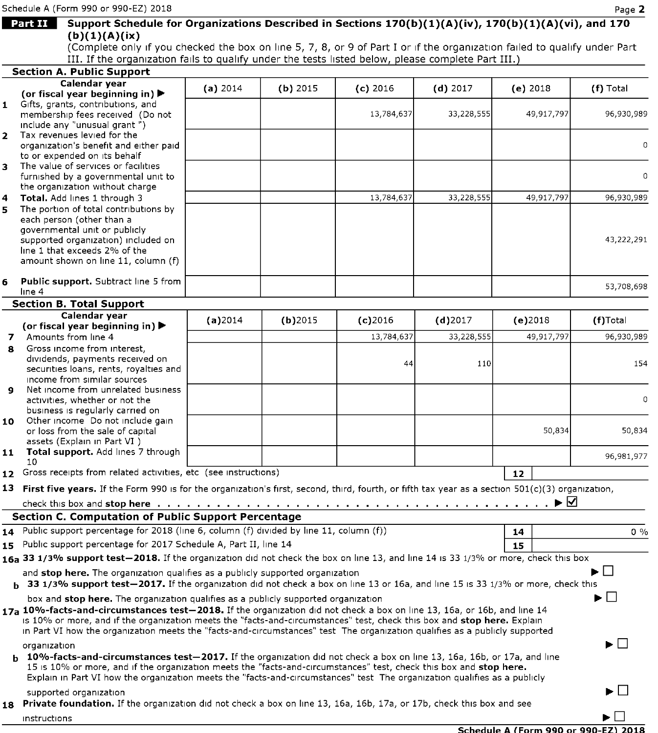Schedule A (Form 990 or 990-EZ) 2018

## Part II Support Schedule for Organizations Described in Sections 170(b)(1)(A)(iv), 170(b)(1)(A)(vi), and 170 (b)(1)(A)(ix)

(Complete only if you checked the box on line 5, 7, 8, or 9 of Part I or if the organization failed to qualify under Part III. If the organization fails to qualify under the tests listed below, please complete Part III.)

### Section A. Public Support

| Calendar year (or fiscal year beginning in) ▶ | (a) 2014 | (b) 2015 | (c) 2016 | (d) 2017 | (e) 2018 | (f) Total |
|---|---|---|---|---|---|---|
| 1 Gifts, grants, contributions, and membership fees received (Do not include any "unusual grant ") | | | 13,784,637 | 33,228,555 | 49,917,797 | 96,930,989 |
| 2 Tax revenues levied for the organization's benefit and either paid to or expended on its behalf | | | | | | 0 |
| 3 The value of services or facilities furnished by a governmental unit to the organization without charge | | | | | | 0 |
| 4 **Total.** Add lines 1 through 3 | | | 13,784,637 | 33,228,555 | 49,917,797 | 96,930,989 |
| 5 The portion of total contributions by each person (other than a governmental unit or publicly supported organization) included on line 1 that exceeds 2% of the amount shown on line 11, column (f) | | | | | | 43,222,291 |
| 6 **Public support.** Subtract line 5 from line 4 | | | | | | 53,708,698 |

### Section B. Total Support

| Calendar year (or fiscal year beginning in) ▶ | (a)2014 | (b)2015 | (c)2016 | (d)2017 | (e)2018 | (f)Total |
|---|---|---|---|---|---|---|
| 7 Amounts from line 4 | | | 13,784,637 | 33,228,555 | 49,917,797 | 96,930,989 |
| 8 Gross income from interest, dividends, payments received on securities loans, rents, royalties and income from similar sources | | | 44 | 110 | | 154 |
| 9 Net income from unrelated business activities, whether or not the business is regularly carried on | | | | | | 0 |
| 10 Other income Do not include gain or loss from the sale of capital assets (Explain in Part VI ) | | | | | 50,834 | 50,834 |
| 11 **Total support.** Add lines 7 through 10 | | | | | | 96,981,977 |

12 Gross receipts from related activities, etc (see instructions) | 12 |

13 **First five years.** If the Form 990 is for the organization's first, second, third, fourth, or fifth tax year as a section 501(c)(3) organization, check this box and **stop here** . . . . . ▶ ☑

### Section C. Computation of Public Support Percentage

14 Public support percentage for 2018 (line 6, column (f) divided by line 11, column (f)) | 14 | 0 %

15 Public support percentage for 2017 Schedule A, Part II, line 14 | 15 |

16a **33 1/3% support test—2018.** If the organization did not check the box on line 13, and line 14 is 33 1/3% or more, check this box and **stop here.** The organization qualifies as a publicly supported organization ▶ ☐

b **33 1/3% support test—2017.** If the organization did not check a box on line 13 or 16a, and line 15 is 33 1/3% or more, check this box and **stop here.** The organization qualifies as a publicly supported organization ▶ ☐

17a **10%-facts-and-circumstances test—2018.** If the organization did not check a box on line 13, 16a, or 16b, and line 14 is 10% or more, and if the organization meets the "facts-and-circumstances" test, check this box and **stop here.** Explain in Part VI how the organization meets the "facts-and-circumstances" test The organization qualifies as a publicly supported organization ▶ ☐

b **10%-facts-and-circumstances test—2017.** If the organization did not check a box on line 13, 16a, 16b, or 17a, and line 15 is 10% or more, and if the organization meets the "facts-and-circumstances" test, check this box and **stop here.** Explain in Part VI how the organization meets the "facts-and-circumstances" test The organization qualifies as a publicly supported organization ▶ ☐

18 **Private foundation.** If the organization did not check a box on line 13, 16a, 16b, 17a, or 17b, check this box and see instructions ▶ ☐

**Schedule A (Form 990 or 990-EZ) 2018**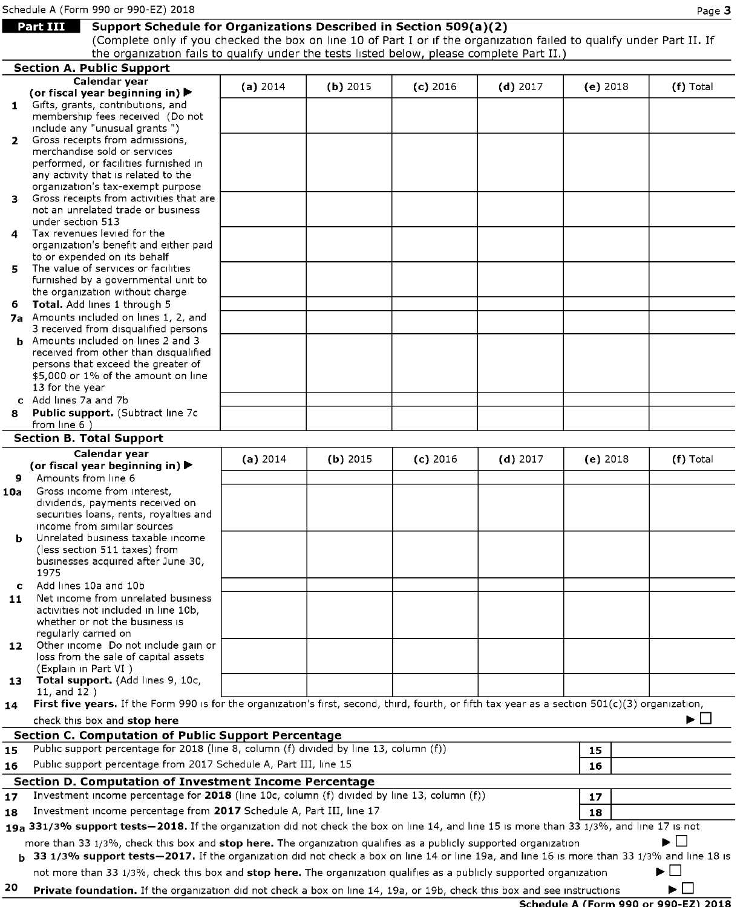Schedule A (Form 990 or 990-EZ) 2018

## Part III Support Schedule for Organizations Described in Section 509(a)(2)

(Complete only if you checked the box on line 10 of Part I or if the organization failed to qualify under Part II. If the organization fails to qualify under the tests listed below, please complete Part II.)

### Section A. Public Support

| Calendar year (or fiscal year beginning in) ▶ | (a) 2014 | (b) 2015 | (c) 2016 | (d) 2017 | (e) 2018 | (f) Total |
|---|---|---|---|---|---|---|
| **1** Gifts, grants, contributions, and membership fees received (Do not include any "unusual grants ") | | | | | | |
| **2** Gross receipts from admissions, merchandise sold or services performed, or facilities furnished in any activity that is related to the organization's tax-exempt purpose | | | | | | |
| **3** Gross receipts from activities that are not an unrelated trade or business under section 513 | | | | | | |
| **4** Tax revenues levied for the organization's benefit and either paid to or expended on its behalf | | | | | | |
| **5** The value of services or facilities furnished by a governmental unit to the organization without charge | | | | | | |
| **6** **Total.** Add lines 1 through 5 | | | | | | |
| **7a** Amounts included on lines 1, 2, and 3 received from disqualified persons | | | | | | |
| **b** Amounts included on lines 2 and 3 received from other than disqualified persons that exceed the greater of $5,000 or 1% of the amount on line 13 for the year | | | | | | |
| **c** Add lines 7a and 7b | | | | | | |
| **8** **Public support.** (Subtract line 7c from line 6 ) | | | | | | |

### Section B. Total Support

| Calendar year (or fiscal year beginning in) ▶ | (a) 2014 | (b) 2015 | (c) 2016 | (d) 2017 | (e) 2018 | (f) Total |
|---|---|---|---|---|---|---|
| **9** Amounts from line 6 | | | | | | |
| **10a** Gross income from interest, dividends, payments received on securities loans, rents, royalties and income from similar sources | | | | | | |
| **b** Unrelated business taxable income (less section 511 taxes) from businesses acquired after June 30, 1975 | | | | | | |
| **c** Add lines 10a and 10b | | | | | | |
| **11** Net income from unrelated business activities not included in line 10b, whether or not the business is regularly carried on | | | | | | |
| **12** Other income Do not include gain or loss from the sale of capital assets (Explain in Part VI ) | | | | | | |
| **13** **Total support.** (Add lines 9, 10c, 11, and 12 ) | | | | | | |

**14** **First five years.** If the Form 990 is for the organization's first, second, third, fourth, or fifth tax year as a section 501(c)(3) organization, check this box and **stop here** ▶ ☐

### Section C. Computation of Public Support Percentage

| | | | |
|---|---|---|---|
| **15** | Public support percentage for 2018 (line 8, column (f) divided by line 13, column (f)) | 15 | |
| **16** | Public support percentage from 2017 Schedule A, Part III, line 15 | 16 | |

### Section D. Computation of Investment Income Percentage

| | | | |
|---|---|---|---|
| **17** | Investment income percentage for **2018** (line 10c, column (f) divided by line 13, column (f)) | 17 | |
| **18** | Investment income percentage from **2017** Schedule A, Part III, line 17 | 18 | |

**19a** **33 1/3% support tests—2018.** If the organization did not check the box on line 14, and line 15 is more than 33 1/3%, and line 17 is not more than 33 1/3%, check this box and **stop here.** The organization qualifies as a publicly supported organization ▶ ☐

**b** **33 1/3% support tests—2017.** If the organization did not check a box on line 14 or line 19a, and line 16 is more than 33 1/3% and line 18 is not more than 33 1/3%, check this box and **stop here.** The organization qualifies as a publicly supported organization ▶ ☐

**20** **Private foundation.** If the organization did not check a box on line 14, 19a, or 19b, check this box and see instructions ▶ ☐

**Schedule A (Form 990 or 990-EZ) 2018**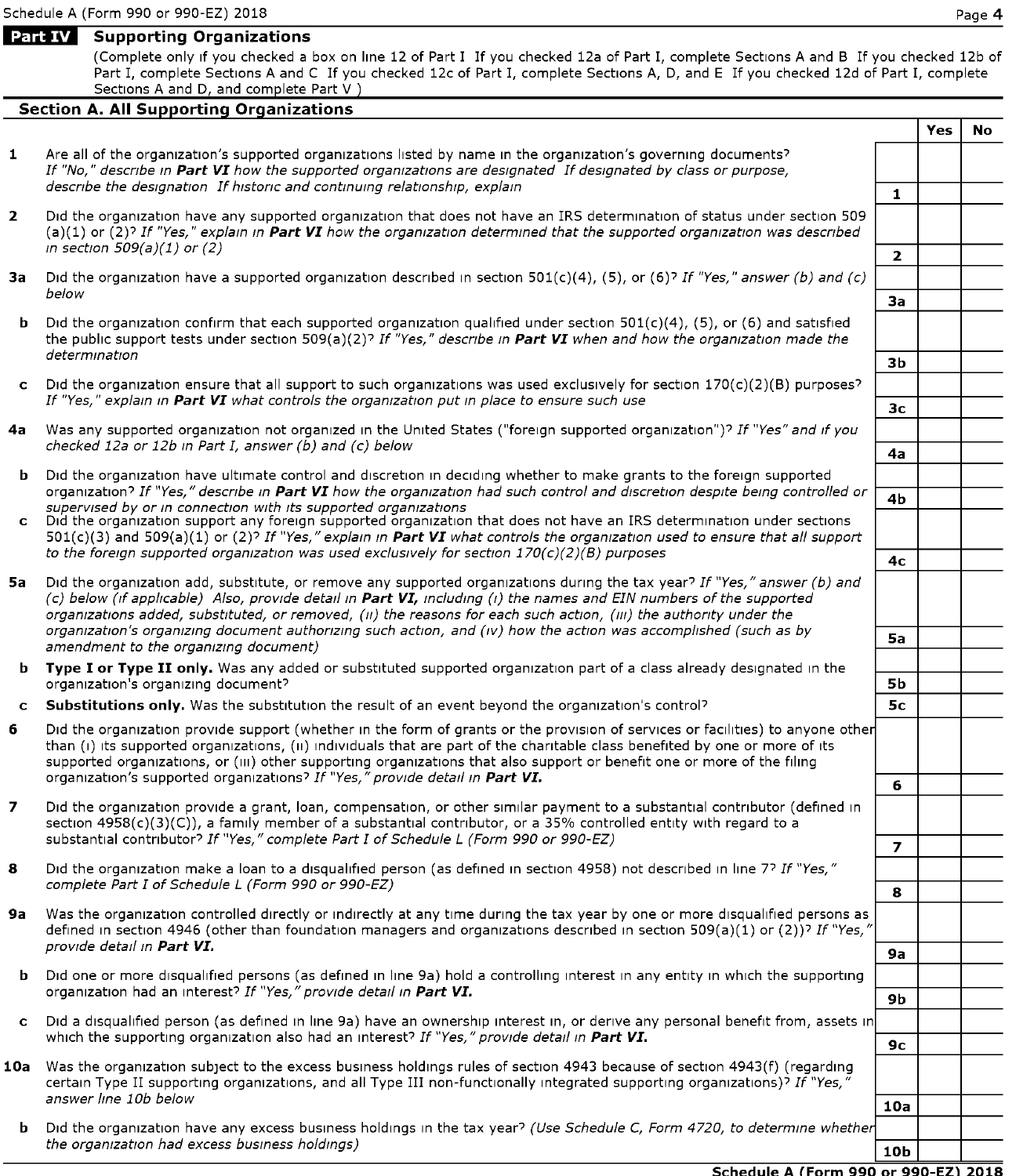Schedule A (Form 990 or 990-EZ) 2018

## Part IV Supporting Organizations

(Complete only if you checked a box on line 12 of Part I If you checked 12a of Part I, complete Sections A and B If you checked 12b of Part I, complete Sections A and C If you checked 12c of Part I, complete Sections A, D, and E If you checked 12d of Part I, complete Sections A and D, and complete Part V )

### Section A. All Supporting Organizations

| | | | Yes | No |
|---|---|---|---|---|
| **1** | Are all of the organization's supported organizations listed by name in the organization's governing documents? *If "No," describe in **Part VI** how the supported organizations are designated If designated by class or purpose, describe the designation If historic and continuing relationship, explain* | 1 | | |
| **2** | Did the organization have any supported organization that does not have an IRS determination of status under section 509 (a)(1) or (2)? *If "Yes," explain in **Part VI** how the organization determined that the supported organization was described in section 509(a)(1) or (2)* | 2 | | |
| **3a** | Did the organization have a supported organization described in section 501(c)(4), (5), or (6)? *If "Yes," answer (b) and (c) below* | 3a | | |
| **b** | Did the organization confirm that each supported organization qualified under section 501(c)(4), (5), or (6) and satisfied the public support tests under section 509(a)(2)? *If "Yes," describe in **Part VI** when and how the organization made the determination* | 3b | | |
| **c** | Did the organization ensure that all support to such organizations was used exclusively for section 170(c)(2)(B) purposes? *If "Yes," explain in **Part VI** what controls the organization put in place to ensure such use* | 3c | | |
| **4a** | Was any supported organization not organized in the United States ("foreign supported organization")? *If "Yes" and if you checked 12a or 12b in Part I, answer (b) and (c) below* | 4a | | |
| **b** | Did the organization have ultimate control and discretion in deciding whether to make grants to the foreign supported organization? *If "Yes," describe in **Part VI** how the organization had such control and discretion despite being controlled or supervised by or in connection with its supported organizations* | 4b | | |
| **c** | Did the organization support any foreign supported organization that does not have an IRS determination under sections 501(c)(3) and 509(a)(1) or (2)? *If "Yes," explain in **Part VI** what controls the organization used to ensure that all support to the foreign supported organization was used exclusively for section 170(c)(2)(B) purposes* | 4c | | |
| **5a** | Did the organization add, substitute, or remove any supported organizations during the tax year? *If "Yes," answer (b) and (c) below (if applicable) Also, provide detail in **Part VI,** including (i) the names and EIN numbers of the supported organizations added, substituted, or removed, (ii) the reasons for each such action, (iii) the authority under the organization's organizing document authorizing such action, and (iv) how the action was accomplished (such as by amendment to the organizing document)* | 5a | | |
| **b** | **Type I or Type II only.** Was any added or substituted supported organization part of a class already designated in the organization's organizing document? | 5b | | |
| **c** | **Substitutions only.** Was the substitution the result of an event beyond the organization's control? | 5c | | |
| **6** | Did the organization provide support (whether in the form of grants or the provision of services or facilities) to anyone other than (i) its supported organizations, (ii) individuals that are part of the charitable class benefited by one or more of its supported organizations, or (iii) other supporting organizations that also support or benefit one or more of the filing organization's supported organizations? *If "Yes," provide detail in **Part VI.*** | 6 | | |
| **7** | Did the organization provide a grant, loan, compensation, or other similar payment to a substantial contributor (defined in section 4958(c)(3)(C)), a family member of a substantial contributor, or a 35% controlled entity with regard to a substantial contributor? *If "Yes," complete Part I of Schedule L (Form 990 or 990-EZ)* | 7 | | |
| **8** | Did the organization make a loan to a disqualified person (as defined in section 4958) not described in line 7? *If "Yes," complete Part I of Schedule L (Form 990 or 990-EZ)* | 8 | | |
| **9a** | Was the organization controlled directly or indirectly at any time during the tax year by one or more disqualified persons as defined in section 4946 (other than foundation managers and organizations described in section 509(a)(1) or (2))? *If "Yes," provide detail in **Part VI.*** | 9a | | |
| **b** | Did one or more disqualified persons (as defined in line 9a) hold a controlling interest in any entity in which the supporting organization had an interest? *If "Yes," provide detail in **Part VI.*** | 9b | | |
| **c** | Did a disqualified person (as defined in line 9a) have an ownership interest in, or derive any personal benefit from, assets in which the supporting organization also had an interest? *If "Yes," provide detail in **Part VI.*** | 9c | | |
| **10a** | Was the organization subject to the excess business holdings rules of section 4943 because of section 4943(f) (regarding certain Type II supporting organizations, and all Type III non-functionally integrated supporting organizations)? *If "Yes," answer line 10b below* | 10a | | |
| **b** | Did the organization have any excess business holdings in the tax year? *(Use Schedule C, Form 4720, to determine whether the organization had excess business holdings)* | 10b | | |

Schedule A (Form 990 or 990-EZ) 2018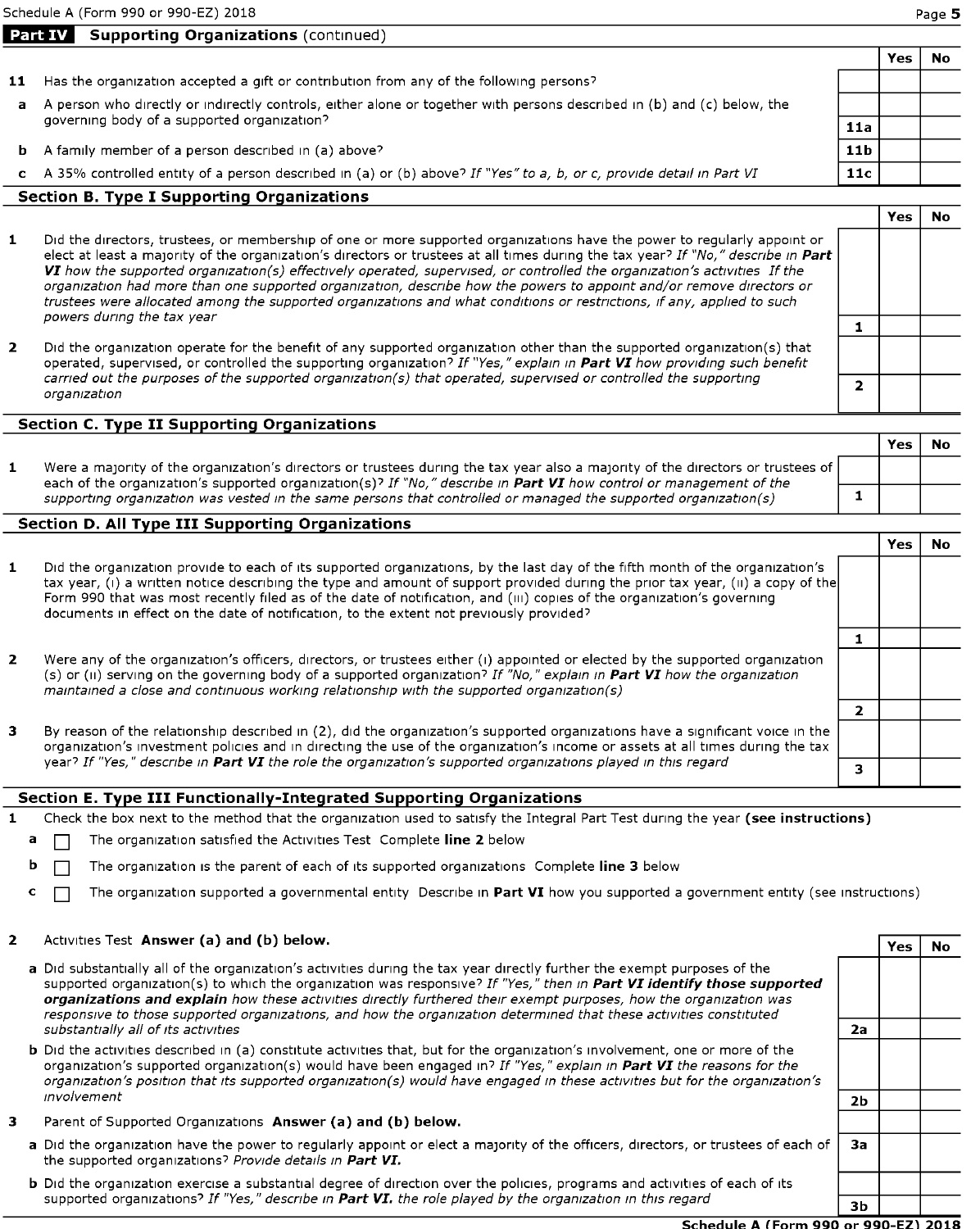## Part IV Supporting Organizations (continued)

| | | | Yes | No |
|---|---|---|---|---|
| **11** | Has the organization accepted a gift or contribution from any of the following persons? | | | |
| **a** | A person who directly or indirectly controls, either alone or together with persons described in (b) and (c) below, the governing body of a supported organization? | 11a | | |
| **b** | A family member of a person described in (a) above? | 11b | | |
| **c** | A 35% controlled entity of a person described in (a) or (b) above? *If "Yes" to a, b, or c, provide detail in Part VI* | 11c | | |

### Section B. Type I Supporting Organizations

| | | | Yes | No |
|---|---|---|---|---|
| **1** | Did the directors, trustees, or membership of one or more supported organizations have the power to regularly appoint or elect at least a majority of the organization's directors or trustees at all times during the tax year? *If "No," describe in **Part VI** how the supported organization(s) effectively operated, supervised, or controlled the organization's activities If the organization had more than one supported organization, describe how the powers to appoint and/or remove directors or trustees were allocated among the supported organizations and what conditions or restrictions, if any, applied to such powers during the tax year* | 1 | | |
| **2** | Did the organization operate for the benefit of any supported organization other than the supported organization(s) that operated, supervised, or controlled the supporting organization? *If "Yes," explain in **Part VI** how providing such benefit carried out the purposes of the supported organization(s) that operated, supervised or controlled the supporting organization* | 2 | | |

### Section C. Type II Supporting Organizations

| | | | Yes | No |
|---|---|---|---|---|
| **1** | Were a majority of the organization's directors or trustees during the tax year also a majority of the directors or trustees of each of the organization's supported organization(s)? *If "No," describe in **Part VI** how control or management of the supporting organization was vested in the same persons that controlled or managed the supported organization(s)* | 1 | | |

### Section D. All Type III Supporting Organizations

| | | | Yes | No |
|---|---|---|---|---|
| **1** | Did the organization provide to each of its supported organizations, by the last day of the fifth month of the organization's tax year, (i) a written notice describing the type and amount of support provided during the prior tax year, (ii) a copy of the Form 990 that was most recently filed as of the date of notification, and (iii) copies of the organization's governing documents in effect on the date of notification, to the extent not previously provided? | 1 | | |
| **2** | Were any of the organization's officers, directors, or trustees either (i) appointed or elected by the supported organization (s) or (ii) serving on the governing body of a supported organization? *If "No," explain in **Part VI** how the organization maintained a close and continuous working relationship with the supported organization(s)* | 2 | | |
| **3** | By reason of the relationship described in (2), did the organization's supported organizations have a significant voice in the organization's investment policies and in directing the use of the organization's income or assets at all times during the tax year? *If "Yes," describe in **Part VI** the role the organization's supported organizations played in this regard* | 3 | | |

### Section E. Type III Functionally-Integrated Supporting Organizations

**1** Check the box next to the method that the organization used to satisfy the Integral Part Test during the year **(see instructions)**

- **a** ☐ The organization satisfied the Activities Test Complete **line 2** below
- **b** ☐ The organization is the parent of each of its supported organizations Complete **line 3** below
- **c** ☐ The organization supported a governmental entity Describe in **Part VI** how you supported a government entity (see instructions)

| | | | Yes | No |
|---|---|---|---|---|
| **2** | Activities Test **Answer (a) and (b) below.** | | | |
| **a** | Did substantially all of the organization's activities during the tax year directly further the exempt purposes of the supported organization(s) to which the organization was responsive? *If "Yes," then in **Part VI identify those supported organizations and explain** how these activities directly furthered their exempt purposes, how the organization was responsive to those supported organizations, and how the organization determined that these activities constituted substantially all of its activities* | 2a | | |
| **b** | Did the activities described in (a) constitute activities that, but for the organization's involvement, one or more of the organization's supported organization(s) would have been engaged in? *If "Yes," explain in **Part VI** the reasons for the organization's position that its supported organization(s) would have engaged in these activities but for the organization's involvement* | 2b | | |
| **3** | Parent of Supported Organizations **Answer (a) and (b) below.** | | | |
| **a** | Did the organization have the power to regularly appoint or elect a majority of the officers, directors, or trustees of each of the supported organizations? *Provide details in **Part VI.*** | 3a | | |
| **b** | Did the organization exercise a substantial degree of direction over the policies, programs and activities of each of its supported organizations? *If "Yes," describe in **Part VI.** the role played by the organization in this regard* | 3b | | |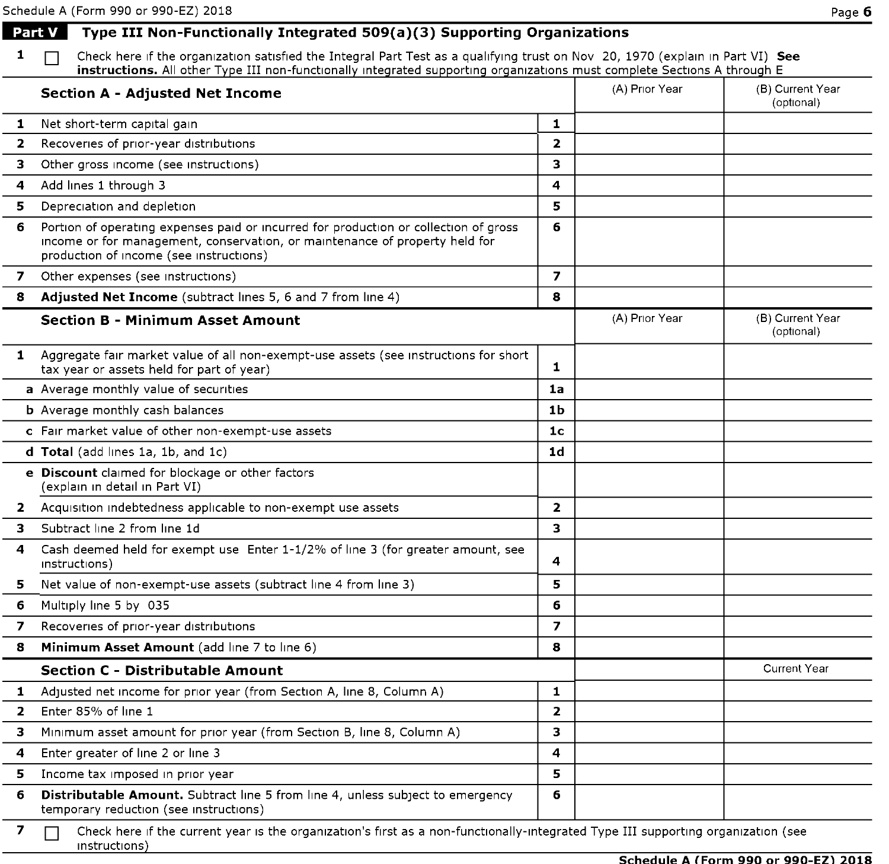## Part V Type III Non-Functionally Integrated 509(a)(3) Supporting Organizations

**1** ☐ Check here if the organization satisfied the Integral Part Test as a qualifying trust on Nov 20, 1970 (explain in Part VI) **See instructions.** All other Type III non-functionally integrated supporting organizations must complete Sections A through E

| **Section A - Adjusted Net Income** | | (A) Prior Year | (B) Current Year (optional) |
|---|---|---|---|
| **1** Net short-term capital gain | 1 | | |
| **2** Recoveries of prior-year distributions | 2 | | |
| **3** Other gross income (see instructions) | 3 | | |
| **4** Add lines 1 through 3 | 4 | | |
| **5** Depreciation and depletion | 5 | | |
| **6** Portion of operating expenses paid or incurred for production or collection of gross income or for management, conservation, or maintenance of property held for production of income (see instructions) | 6 | | |
| **7** Other expenses (see instructions) | 7 | | |
| **8** **Adjusted Net Income** (subtract lines 5, 6 and 7 from line 4) | 8 | | |

| **Section B - Minimum Asset Amount** | | (A) Prior Year | (B) Current Year (optional) |
|---|---|---|---|
| **1** Aggregate fair market value of all non-exempt-use assets (see instructions for short tax year or assets held for part of year) | 1 | | |
| **a** Average monthly value of securities | 1a | | |
| **b** Average monthly cash balances | 1b | | |
| **c** Fair market value of other non-exempt-use assets | 1c | | |
| **d** **Total** (add lines 1a, 1b, and 1c) | 1d | | |
| **e** **Discount** claimed for blockage or other factors (explain in detail in Part VI) | | | |
| **2** Acquisition indebtedness applicable to non-exempt use assets | 2 | | |
| **3** Subtract line 2 from line 1d | 3 | | |
| **4** Cash deemed held for exempt use Enter 1-1/2% of line 3 (for greater amount, see instructions) | 4 | | |
| **5** Net value of non-exempt-use assets (subtract line 4 from line 3) | 5 | | |
| **6** Multiply line 5 by 035 | 6 | | |
| **7** Recoveries of prior-year distributions | 7 | | |
| **8** **Minimum Asset Amount** (add line 7 to line 6) | 8 | | |

| **Section C - Distributable Amount** | | | Current Year |
|---|---|---|---|
| **1** Adjusted net income for prior year (from Section A, line 8, Column A) | 1 | | |
| **2** Enter 85% of line 1 | 2 | | |
| **3** Minimum asset amount for prior year (from Section B, line 8, Column A) | 3 | | |
| **4** Enter greater of line 2 or line 3 | 4 | | |
| **5** Income tax imposed in prior year | 5 | | |
| **6** **Distributable Amount.** Subtract line 5 from line 4, unless subject to emergency temporary reduction (see instructions) | 6 | | |

**7** ☐ Check here if the current year is the organization's first as a non-functionally-integrated Type III supporting organization (see instructions)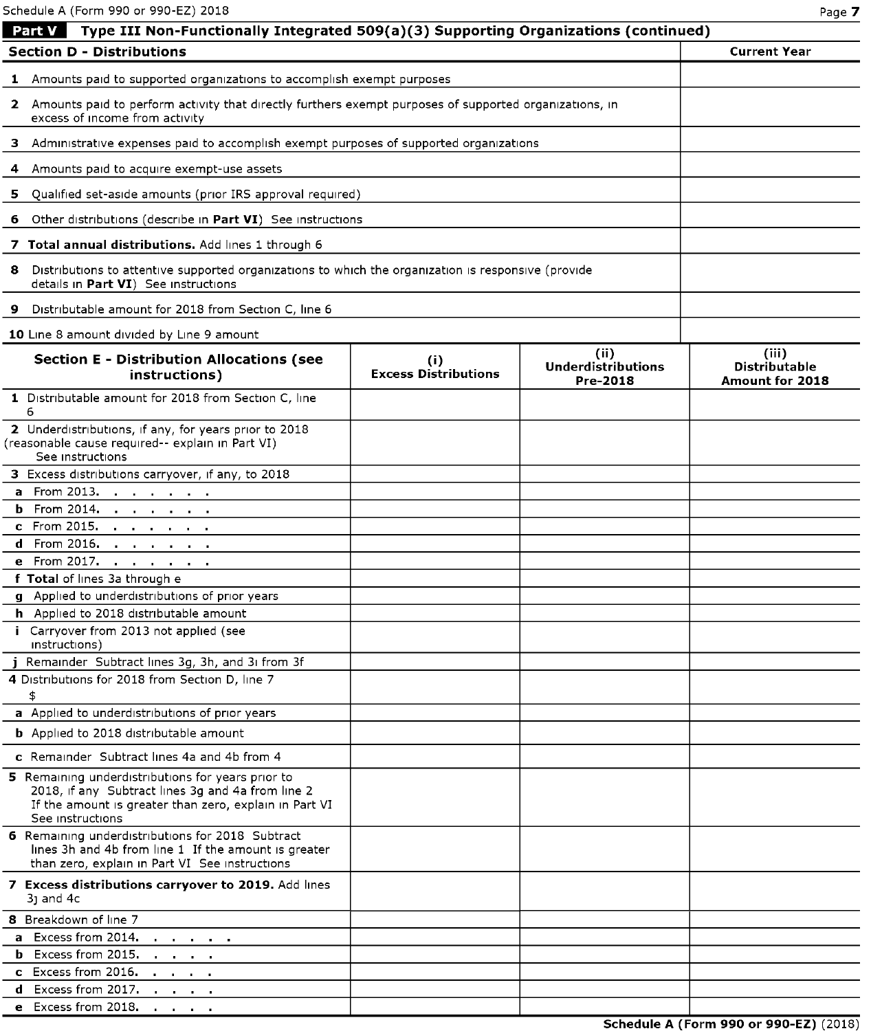Schedule A (Form 990 or 990-EZ) 2018

## Part V Type III Non-Functionally Integrated 509(a)(3) Supporting Organizations (continued)

| Section D - Distributions | Current Year |
|---|---|
| 1 Amounts paid to supported organizations to accomplish exempt purposes | |
| 2 Amounts paid to perform activity that directly furthers exempt purposes of supported organizations, in excess of income from activity | |
| 3 Administrative expenses paid to accomplish exempt purposes of supported organizations | |
| 4 Amounts paid to acquire exempt-use assets | |
| 5 Qualified set-aside amounts (prior IRS approval required) | |
| 6 Other distributions (describe in **Part VI**) See instructions | |
| 7 **Total annual distributions.** Add lines 1 through 6 | |
| 8 Distributions to attentive supported organizations to which the organization is responsive (provide details in **Part VI**) See instructions | |
| 9 Distributable amount for 2018 from Section C, line 6 | |
| 10 Line 8 amount divided by Line 9 amount | |

| Section E - Distribution Allocations (see instructions) | (i) Excess Distributions | (ii) Underdistributions Pre-2018 | (iii) Distributable Amount for 2018 |
|---|---|---|---|
| 1 Distributable amount for 2018 from Section C, line 6 | | | |
| 2 Underdistributions, if any, for years prior to 2018 (reasonable cause required-- explain in Part VI) See instructions | | | |
| 3 Excess distributions carryover, if any, to 2018 | | | |
| a From 2013. | | | |
| b From 2014. | | | |
| c From 2015. | | | |
| d From 2016. | | | |
| e From 2017. | | | |
| f **Total** of lines 3a through e | | | |
| g Applied to underdistributions of prior years | | | |
| h Applied to 2018 distributable amount | | | |
| i Carryover from 2013 not applied (see instructions) | | | |
| j Remainder Subtract lines 3g, 3h, and 3i from 3f | | | |
| 4 Distributions for 2018 from Section D, line 7 $ | | | |
| a Applied to underdistributions of prior years | | | |
| b Applied to 2018 distributable amount | | | |
| c Remainder Subtract lines 4a and 4b from 4 | | | |
| 5 Remaining underdistributions for years prior to 2018, if any Subtract lines 3g and 4a from line 2 If the amount is greater than zero, explain in Part VI See instructions | | | |
| 6 Remaining underdistributions for 2018 Subtract lines 3h and 4b from line 1 If the amount is greater than zero, explain in Part VI See instructions | | | |
| 7 **Excess distributions carryover to 2019.** Add lines 3j and 4c | | | |
| 8 Breakdown of line 7 | | | |
| a Excess from 2014. | | | |
| b Excess from 2015. | | | |
| c Excess from 2016. | | | |
| d Excess from 2017. | | | |
| e Excess from 2018. | | | |

**Schedule A (Form 990 or 990-EZ)** (2018)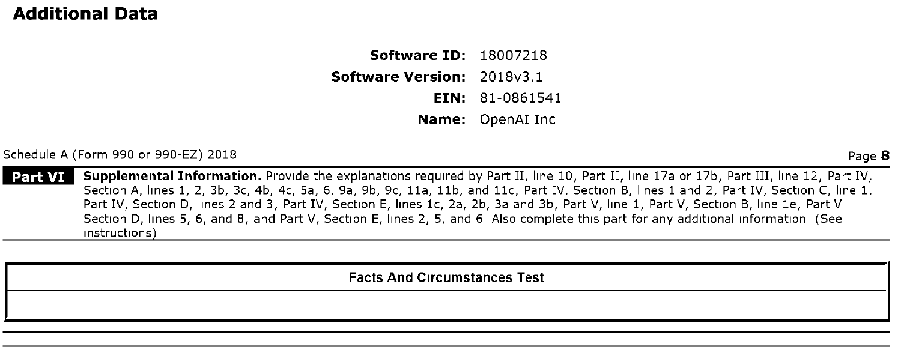# Additional Data

**Software ID:** 18007218
**Software Version:** 2018v3.1
**EIN:** 81-0861541
**Name:** OpenAI Inc

Schedule A (Form 990 or 990-EZ) 2018

**Part VI** **Supplemental Information.** Provide the explanations required by Part II, line 10, Part II, line 17a or 17b, Part III, line 12, Part IV, Section A, lines 1, 2, 3b, 3c, 4b, 4c, 5a, 6, 9a, 9b, 9c, 11a, 11b, and 11c, Part IV, Section B, lines 1 and 2, Part IV, Section C, line 1, Part IV, Section D, lines 2 and 3, Part IV, Section E, lines 1c, 2a, 2b, 3a and 3b, Part V, line 1, Part V, Section B, line 1e, Part V Section D, lines 5, 6, and 8, and Part V, Section E, lines 2, 5, and 6 Also complete this part for any additional information (See instructions)

| Facts And Circumstances Test |
|---|
| |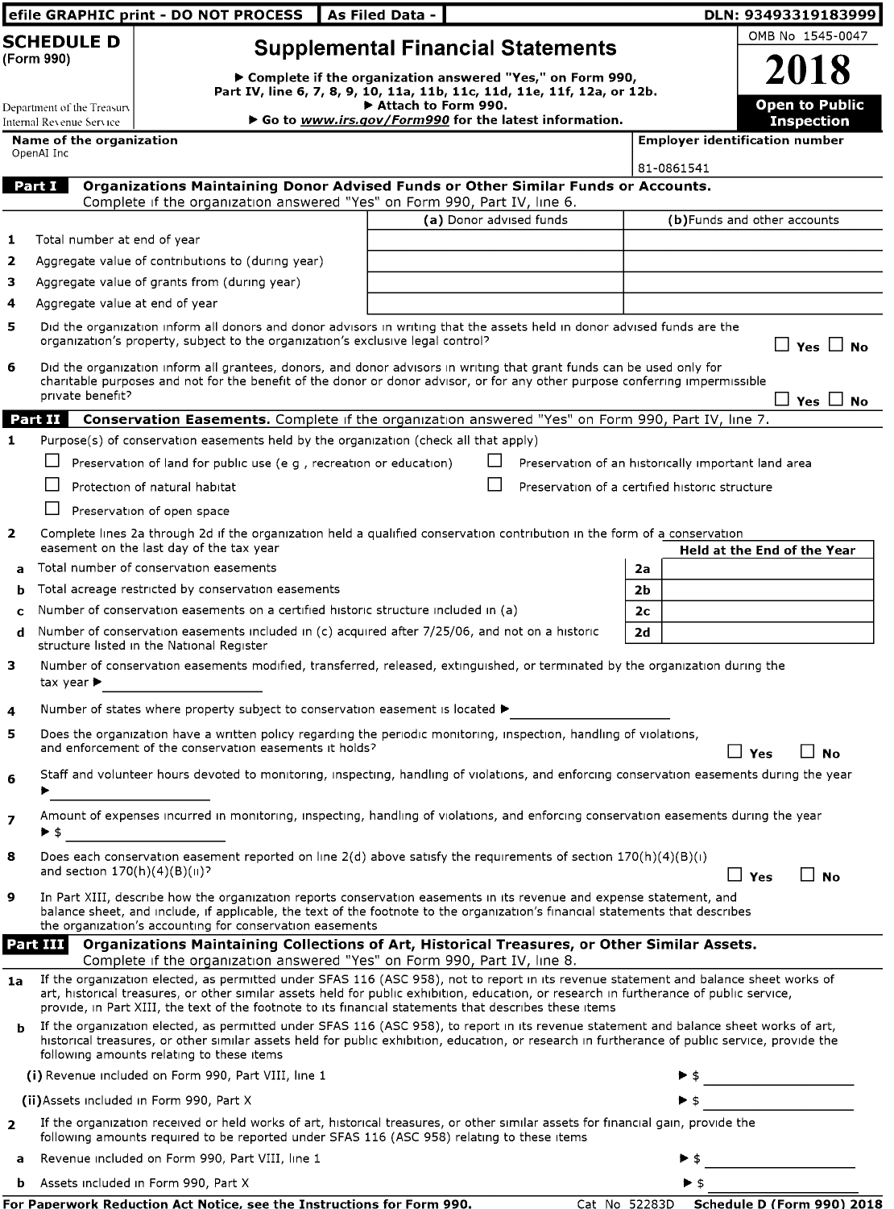efile GRAPHIC print - DO NOT PROCESS | As Filed Data - | DLN: 93493319183999

# SCHEDULE D (Form 990)

## Supplemental Financial Statements

▶ Complete if the organization answered "Yes," on Form 990, Part IV, line 6, 7, 8, 9, 10, 11a, 11b, 11c, 11d, 11e, 11f, 12a, or 12b.
▶ Attach to Form 990.
▶ Go to *www.irs.gov/Form990* for the latest information.

Department of the Treasury
Internal Revenue Service

OMB No 1545-0047

**2018**

**Open to Public Inspection**

**Name of the organization**
OpenAI Inc

**Employer identification number**
81-0861541

**Part I — Organizations Maintaining Donor Advised Funds or Other Similar Funds or Accounts.** Complete if the organization answered "Yes" on Form 990, Part IV, line 6.

| | | (a) Donor advised funds | (b) Funds and other accounts |
|---|---|---|---|
| 1 | Total number at end of year | | |
| 2 | Aggregate value of contributions to (during year) | | |
| 3 | Aggregate value of grants from (during year) | | |
| 4 | Aggregate value at end of year | | |

5 Did the organization inform all donors and donor advisors in writing that the assets held in donor advised funds are the organization's property, subject to the organization's exclusive legal control? ☐ Yes ☐ No

6 Did the organization inform all grantees, donors, and donor advisors in writing that grant funds can be used only for charitable purposes and not for the benefit of the donor or donor advisor, or for any other purpose conferring impermissible private benefit? ☐ Yes ☐ No

**Part II — Conservation Easements.** Complete if the organization answered "Yes" on Form 990, Part IV, line 7.

1 Purpose(s) of conservation easements held by the organization (check all that apply)

- ☐ Preservation of land for public use (e g , recreation or education)
- ☐ Preservation of an historically important land area
- ☐ Protection of natural habitat
- ☐ Preservation of a certified historic structure
- ☐ Preservation of open space

2 Complete lines 2a through 2d if the organization held a qualified conservation contribution in the form of a conservation easement on the last day of the tax year

| | | | Held at the End of the Year |
|---|---|---|---|
| a | Total number of conservation easements | 2a | |
| b | Total acreage restricted by conservation easements | 2b | |
| c | Number of conservation easements on a certified historic structure included in (a) | 2c | |
| d | Number of conservation easements included in (c) acquired after 7/25/06, and not on a historic structure listed in the National Register | 2d | |

3 Number of conservation easements modified, transferred, released, extinguished, or terminated by the organization during the tax year ▶

4 Number of states where property subject to conservation easement is located ▶

5 Does the organization have a written policy regarding the periodic monitoring, inspection, handling of violations, and enforcement of the conservation easements it holds? ☐ Yes ☐ No

6 Staff and volunteer hours devoted to monitoring, inspecting, handling of violations, and enforcing conservation easements during the year ▶

7 Amount of expenses incurred in monitoring, inspecting, handling of violations, and enforcing conservation easements during the year ▶ $

8 Does each conservation easement reported on line 2(d) above satisfy the requirements of section 170(h)(4)(B)(i) and section 170(h)(4)(B)(ii)? ☐ Yes ☐ No

9 In Part XIII, describe how the organization reports conservation easements in its revenue and expense statement, and balance sheet, and include, if applicable, the text of the footnote to the organization's financial statements that describes the organization's accounting for conservation easements

**Part III — Organizations Maintaining Collections of Art, Historical Treasures, or Other Similar Assets.** Complete if the organization answered "Yes" on Form 990, Part IV, line 8.

1a If the organization elected, as permitted under SFAS 116 (ASC 958), not to report in its revenue statement and balance sheet works of art, historical treasures, or other similar assets held for public exhibition, education, or research in furtherance of public service, provide, in Part XIII, the text of the footnote to its financial statements that describes these items

b If the organization elected, as permitted under SFAS 116 (ASC 958), to report in its revenue statement and balance sheet works of art, historical treasures, or other similar assets held for public exhibition, education, or research in furtherance of public service, provide the following amounts relating to these items

(i) Revenue included on Form 990, Part VIII, line 1 ▶ $

(ii) Assets included in Form 990, Part X ▶ $

2 If the organization received or held works of art, historical treasures, or other similar assets for financial gain, provide the following amounts required to be reported under SFAS 116 (ASC 958) relating to these items

a Revenue included on Form 990, Part VIII, line 1 ▶ $

b Assets included in Form 990, Part X ▶ $

For Paperwork Reduction Act Notice, see the Instructions for Form 990. Cat No 52283D Schedule D (Form 990) 2018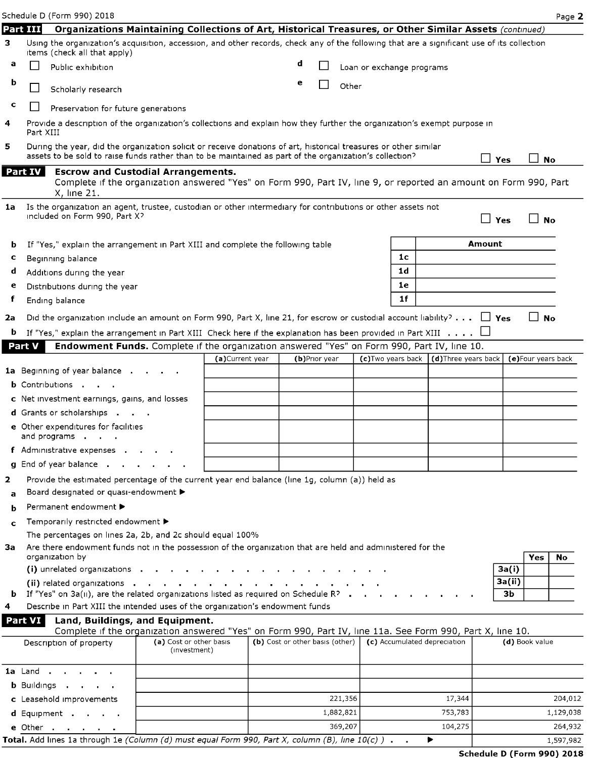Schedule D (Form 990) 2018

## Part III Organizations Maintaining Collections of Art, Historical Treasures, or Other Similar Assets *(continued)*

**3** Using the organization's acquisition, accession, and other records, check any of the following that are a significant use of its collection items (check all that apply)

- **a** ☐ Public exhibition
- **b** ☐ Scholarly research
- **c** ☐ Preservation for future generations
- **d** ☐ Loan or exchange programs
- **e** ☐ Other

**4** Provide a description of the organization's collections and explain how they further the organization's exempt purpose in Part XIII

**5** During the year, did the organization solicit or receive donations of art, historical treasures or other similar assets to be sold to raise funds rather than to be maintained as part of the organization's collection? ☐ Yes ☐ No

## Part IV Escrow and Custodial Arrangements.

Complete if the organization answered "Yes" on Form 990, Part IV, line 9, or reported an amount on Form 990, Part X, line 21.

**1a** Is the organization an agent, trustee, custodian or other intermediary for contributions or other assets not included on Form 990, Part X? ☐ Yes ☐ No

**b** If "Yes," explain the arrangement in Part XIII and complete the following table

| | | Line | Amount |
|---|---|---|---|
| c | Beginning balance | 1c | |
| d | Additions during the year | 1d | |
| e | Distributions during the year | 1e | |
| f | Ending balance | 1f | |

**2a** Did the organization include an amount on Form 990, Part X, line 21, for escrow or custodial account liability? ☐ Yes ☐ No

**b** If "Yes," explain the arrangement in Part XIII Check here if the explanation has been provided in Part XIII ☐

## Part V Endowment Funds. Complete if the organization answered "Yes" on Form 990, Part IV, line 10.

| | (a) Current year | (b) Prior year | (c) Two years back | (d) Three years back | (e) Four years back |
|---|---|---|---|---|---|
| 1a Beginning of year balance | | | | | |
| b Contributions | | | | | |
| c Net investment earnings, gains, and losses | | | | | |
| d Grants or scholarships | | | | | |
| e Other expenditures for facilities and programs | | | | | |
| f Administrative expenses | | | | | |
| g End of year balance | | | | | |

**2** Provide the estimated percentage of the current year end balance (line 1g, column (a)) held as

- **a** Board designated or quasi-endowment ▶
- **b** Permanent endowment ▶
- **c** Temporarily restricted endowment ▶

The percentages on lines 2a, 2b, and 2c should equal 100%

**3a** Are there endowment funds not in the possession of the organization that are held and administered for the organization by

| | | Yes | No |
|---|---|---|---|
| (i) unrelated organizations | 3a(i) | | |
| (ii) related organizations | 3a(ii) | | |
| **b** If "Yes" on 3a(ii), are the related organizations listed as required on Schedule R? | 3b | | |

**4** Describe in Part XIII the intended uses of the organization's endowment funds

## Part VI Land, Buildings, and Equipment.

Complete if the organization answered "Yes" on Form 990, Part IV, line 11a. See Form 990, Part X, line 10.

| Description of property | (a) Cost or other basis (investment) | (b) Cost or other basis (other) | (c) Accumulated depreciation | (d) Book value |
|---|---|---|---|---|
| 1a Land | | | | |
| b Buildings | | | | |
| c Leasehold improvements | | 221,356 | 17,344 | 204,012 |
| d Equipment | | 1,882,821 | 753,783 | 1,129,038 |
| e Other | | 369,207 | 104,275 | 264,932 |
| **Total.** Add lines 1a through 1e *(Column (d) must equal Form 990, Part X, column (B), line 10(c) )* ▶ | | | | 1,597,982 |

**Schedule D (Form 990) 2018**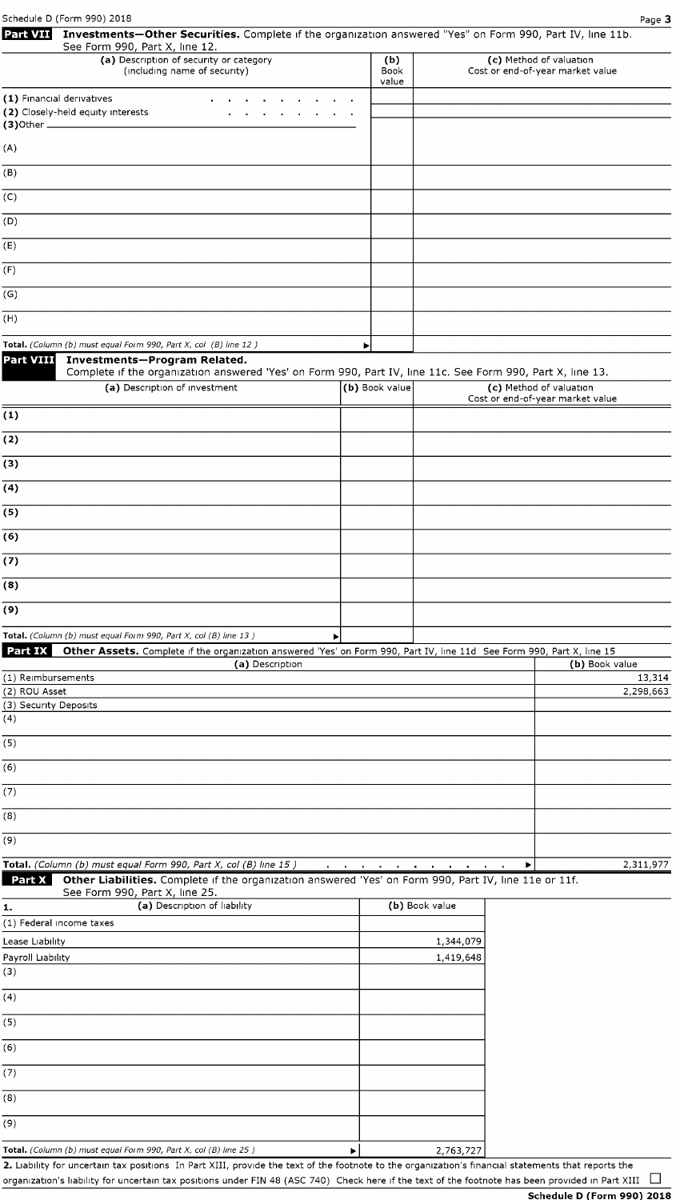**Part VII Investments—Other Securities.** Complete if the organization answered "Yes" on Form 990, Part IV, line 11b. See Form 990, Part X, line 12.

| (a) Description of security or category (including name of security) | (b) Book value | (c) Method of valuation Cost or end-of-year market value |
|---|---|---|
| (1) Financial derivatives | | |
| (2) Closely-held equity interests | | |
| (3)Other | | |
| (A) | | |
| (B) | | |
| (C) | | |
| (D) | | |
| (E) | | |
| (F) | | |
| (G) | | |
| (H) | | |
| **Total.** *(Column (b) must equal Form 990, Part X, col (B) line 12 )* ▶ | | |

**Part VIII Investments—Program Related.**
Complete if the organization answered 'Yes' on Form 990, Part IV, line 11c. See Form 990, Part X, line 13.

| (a) Description of investment | (b) Book value | (c) Method of valuation Cost or end-of-year market value |
|---|---|---|
| (1) | | |
| (2) | | |
| (3) | | |
| (4) | | |
| (5) | | |
| (6) | | |
| (7) | | |
| (8) | | |
| (9) | | |
| **Total.** *(Column (b) must equal Form 990, Part X, col (B) line 13 )* ▶ | | |

**Part IX Other Assets.** Complete if the organization answered 'Yes' on Form 990, Part IV, line 11d See Form 990, Part X, line 15

| (a) Description | (b) Book value |
|---|---|
| (1) Reimbursements | 13,314 |
| (2) ROU Asset | 2,298,663 |
| (3) Security Deposits | |
| (4) | |
| (5) | |
| (6) | |
| (7) | |
| (8) | |
| (9) | |
| **Total.** *(Column (b) must equal Form 990, Part X, col (B) line 15 )* ▶ | 2,311,977 |

**Part X Other Liabilities.** Complete if the organization answered 'Yes' on Form 990, Part IV, line 11e or 11f. See Form 990, Part X, line 25.

| 1. (a) Description of liability | (b) Book value |
|---|---|
| (1) Federal income taxes | |
| Lease Liability | 1,344,079 |
| Payroll Liability | 1,419,648 |
| (3) | |
| (4) | |
| (5) | |
| (6) | |
| (7) | |
| (8) | |
| (9) | |
| **Total.** *(Column (b) must equal Form 990, Part X, col (B) line 25 )* ▶ | 2,763,727 |

**2.** Liability for uncertain tax positions In Part XIII, provide the text of the footnote to the organization's financial statements that reports the organization's liability for uncertain tax positions under FIN 48 (ASC 740) Check here if the text of the footnote has been provided in Part XIII ☐

**Schedule D (Form 990) 2018**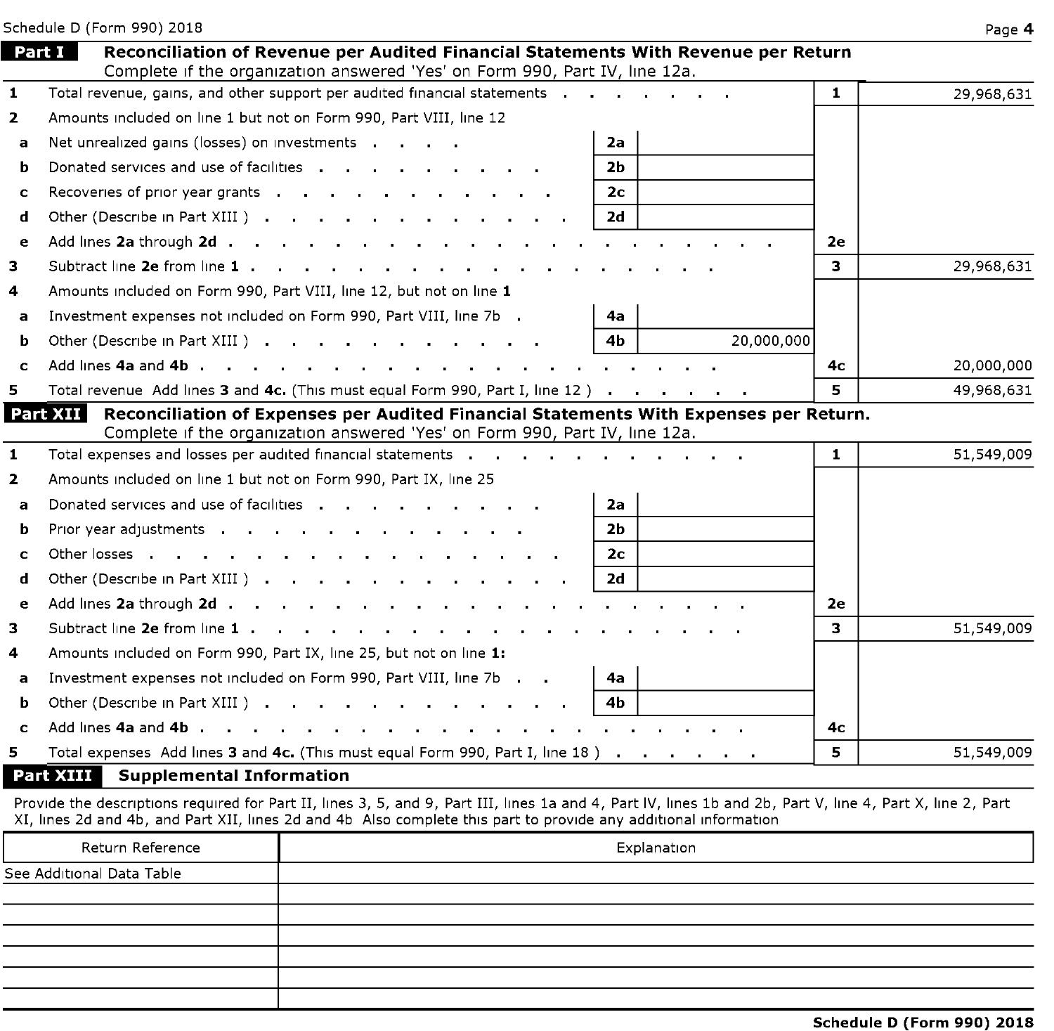Schedule D (Form 990) 2018

## Part I Reconciliation of Revenue per Audited Financial Statements With Revenue per Return

Complete if the organization answered 'Yes' on Form 990, Part IV, line 12a.

| | | | | | |
|---|---|---|---|---|---|
| 1 | Total revenue, gains, and other support per audited financial statements | | | 1 | 29,968,631 |
| 2 | Amounts included on line 1 but not on Form 990, Part VIII, line 12 | | | | |
| a | Net unrealized gains (losses) on investments | 2a | | | |
| b | Donated services and use of facilities | 2b | | | |
| c | Recoveries of prior year grants | 2c | | | |
| d | Other (Describe in Part XIII ) | 2d | | | |
| e | Add lines **2a** through **2d** | | | 2e | |
| 3 | Subtract line **2e** from line **1** | | | 3 | 29,968,631 |
| 4 | Amounts included on Form 990, Part VIII, line 12, but not on line **1** | | | | |
| a | Investment expenses not included on Form 990, Part VIII, line 7b | 4a | | | |
| b | Other (Describe in Part XIII ) | 4b | 20,000,000 | | |
| c | Add lines **4a** and **4b** | | | 4c | 20,000,000 |
| 5 | Total revenue Add lines **3** and **4c.** (This must equal Form 990, Part I, line 12 ) | | | 5 | 49,968,631 |

## Part XII Reconciliation of Expenses per Audited Financial Statements With Expenses per Return.

Complete if the organization answered 'Yes' on Form 990, Part IV, line 12a.

| | | | | | |
|---|---|---|---|---|---|
| 1 | Total expenses and losses per audited financial statements | | | 1 | 51,549,009 |
| 2 | Amounts included on line 1 but not on Form 990, Part IX, line 25 | | | | |
| a | Donated services and use of facilities | 2a | | | |
| b | Prior year adjustments | 2b | | | |
| c | Other losses | 2c | | | |
| d | Other (Describe in Part XIII ) | 2d | | | |
| e | Add lines **2a** through **2d** | | | 2e | |
| 3 | Subtract line **2e** from line **1** | | | 3 | 51,549,009 |
| 4 | Amounts included on Form 990, Part IX, line 25, but not on line **1:** | | | | |
| a | Investment expenses not included on Form 990, Part VIII, line 7b | 4a | | | |
| b | Other (Describe in Part XIII ) | 4b | | | |
| c | Add lines **4a** and **4b** | | | 4c | |
| 5 | Total expenses Add lines **3** and **4c.** (This must equal Form 990, Part I, line 18 ) | | | 5 | 51,549,009 |

## Part XIII Supplemental Information

Provide the descriptions required for Part II, lines 3, 5, and 9, Part III, lines 1a and 4, Part IV, lines 1b and 2b, Part V, line 4, Part X, line 2, Part XI, lines 2d and 4b, and Part XII, lines 2d and 4b Also complete this part to provide any additional information

| Return Reference | Explanation |
|---|---|
| See Additional Data Table | |
| | |
| | |
| | |
| | |
| | |
| | |

Schedule D (Form 990) 2018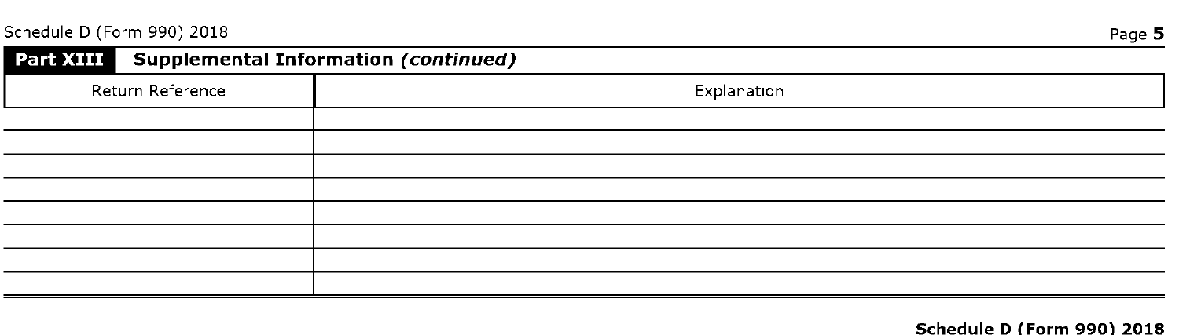## Part XIII Supplemental Information *(continued)*

| Return Reference | Explanation |
|---|---|
| | |
| | |
| | |
| | |
| | |
| | |
| | |
| | |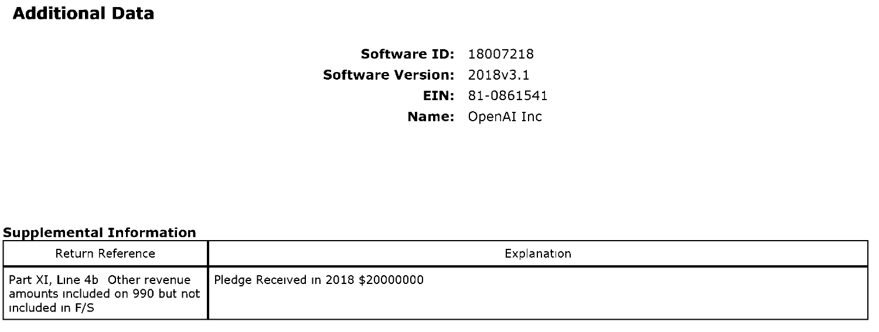# Additional Data

**Software ID:** 18007218
**Software Version:** 2018v3.1
**EIN:** 81-0861541
**Name:** OpenAI Inc

**Supplemental Information**

| Return Reference | Explanation |
|---|---|
| Part XI, Line 4b Other revenue amounts included on 990 but not included in F/S | Pledge Received in 2018 $20000000 |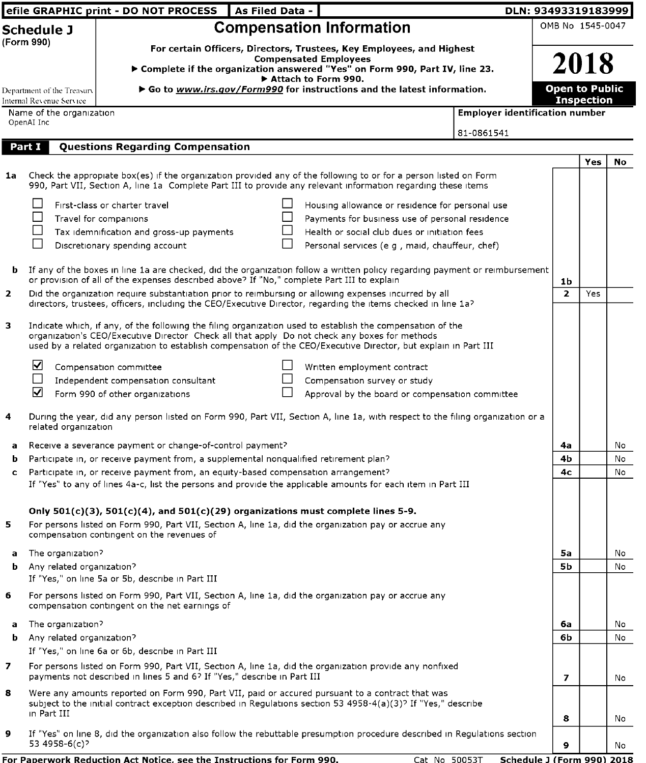efile GRAPHIC print - DO NOT PROCESS | As Filed Data - | DLN: 93493319183999

# Schedule J (Form 990)

## Compensation Information

For certain Officers, Directors, Trustees, Key Employees, and Highest Compensated Employees

▶ Complete if the organization answered "Yes" on Form 990, Part IV, line 23.

▶ Attach to Form 990.

▶ Go to *www.irs.gov/Form990* for instructions and the latest information.

Department of the Treasury
Internal Revenue Service

OMB No 1545-0047

**2018**

**Open to Public Inspection**

Name of the organization
OpenAI Inc

Employer identification number
81-0861541

## Part I Questions Regarding Compensation

| | | | Yes | No |
|---|---|---|---|---|
| 1a | Check the appropriate box(es) if the organization provided any of the following to or for a person listed on Form 990, Part VII, Section A, line 1a Complete Part III to provide any relevant information regarding these items<br><br>☐ First-class or charter travel ☐ Housing allowance or residence for personal use<br>☐ Travel for companions ☐ Payments for business use of personal residence<br>☐ Tax idemnification and gross-up payments ☐ Health or social club dues or initiation fees<br>☐ Discretionary spending account ☐ Personal services (e g , maid, chauffeur, chef) | | | |
| b | If any of the boxes in line 1a are checked, did the organization follow a written policy regarding payment or reimbursement or provision of all of the expenses described above? If "No," complete Part III to explain | 1b | | |
| 2 | Did the organization require substantiation prior to reimbursing or allowing expenses incurred by all directors, trustees, officers, including the CEO/Executive Director, regarding the items checked in line 1a? | 2 | Yes | |
| 3 | Indicate which, if any, of the following the filing organization used to establish the compensation of the organization's CEO/Executive Director Check all that apply Do not check any boxes for methods used by a related organization to establish compensation of the CEO/Executive Director, but explain in Part III<br><br>☑ Compensation committee ☐ Written employment contract<br>☐ Independent compensation consultant ☐ Compensation survey or study<br>☑ Form 990 of other organizations ☐ Approval by the board or compensation committee | | | |
| 4 | During the year, did any person listed on Form 990, Part VII, Section A, line 1a, with respect to the filing organization or a related organization | | | |
| a | Receive a severance payment or change-of-control payment? | 4a | | No |
| b | Participate in, or receive payment from, a supplemental nonqualified retirement plan? | 4b | | No |
| c | Participate in, or receive payment from, an equity-based compensation arrangement?<br>If "Yes" to any of lines 4a-c, list the persons and provide the applicable amounts for each item in Part III | 4c | | No |
| | **Only 501(c)(3), 501(c)(4), and 501(c)(29) organizations must complete lines 5-9.** | | | |
| 5 | For persons listed on Form 990, Part VII, Section A, line 1a, did the organization pay or accrue any compensation contingent on the revenues of | | | |
| a | The organization? | 5a | | No |
| b | Any related organization?<br>If "Yes," on line 5a or 5b, describe in Part III | 5b | | No |
| 6 | For persons listed on Form 990, Part VII, Section A, line 1a, did the organization pay or accrue any compensation contingent on the net earnings of | | | |
| a | The organization? | 6a | | No |
| b | Any related organization?<br>If "Yes," on line 6a or 6b, describe in Part III | 6b | | No |
| 7 | For persons listed on Form 990, Part VII, Section A, line 1a, did the organization provide any nonfixed payments not described in lines 5 and 6? If "Yes," describe in Part III | 7 | | No |
| 8 | Were any amounts reported on Form 990, Part VII, paid or accured pursuant to a contract that was subject to the initial contract exception described in Regulations section 53 4958-4(a)(3)? If "Yes," describe in Part III | 8 | | No |
| 9 | If "Yes" on line 8, did the organization also follow the rebuttable presumption procedure described in Regulations section 53 4958-6(c)? | 9 | | No |

For Paperwork Reduction Act Notice, see the Instructions for Form 990. Cat No 50053T Schedule J (Form 990) 2018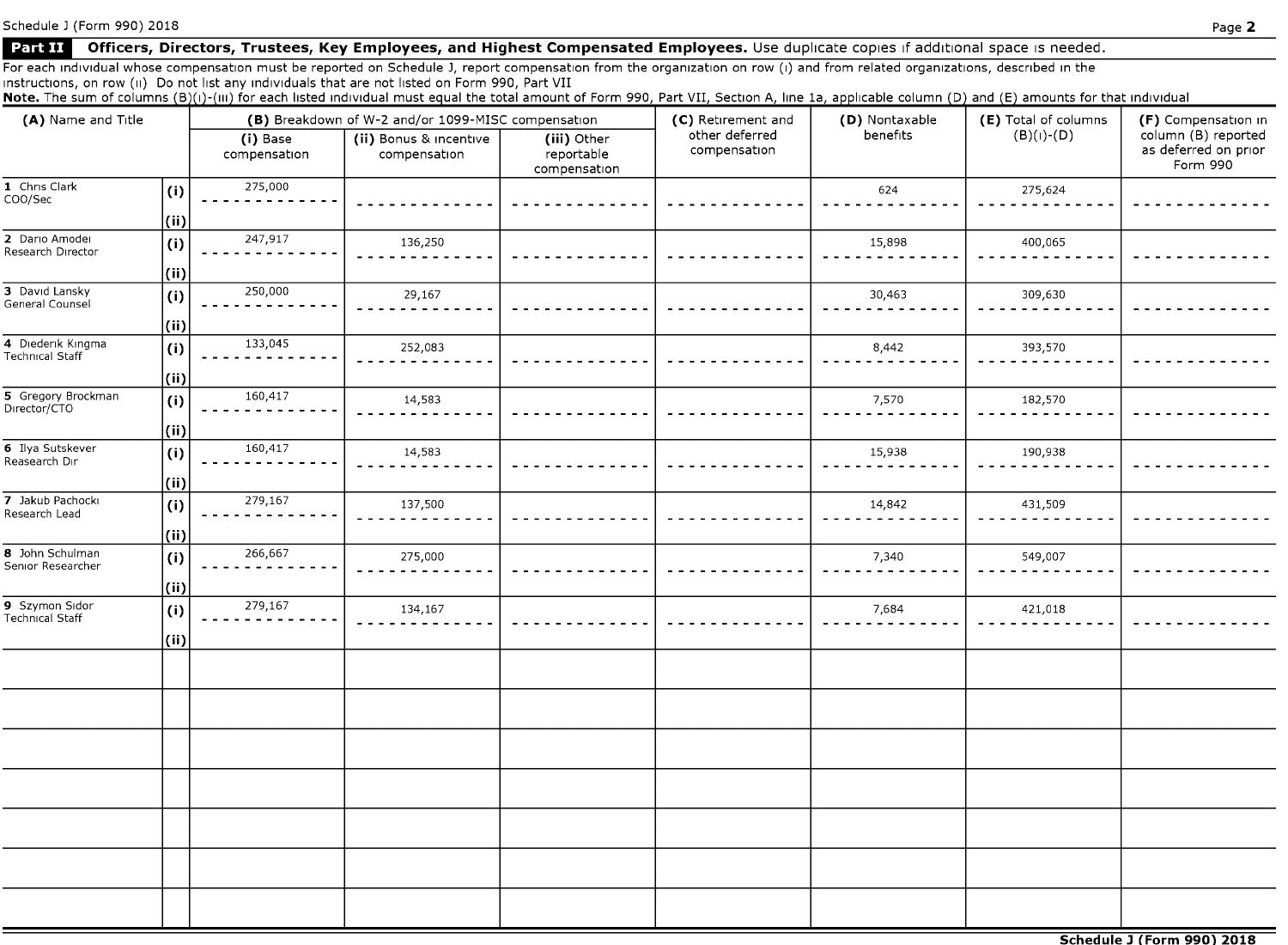## Part II Officers, Directors, Trustees, Key Employees, and Highest Compensated Employees. Use duplicate copies if additional space is needed.

For each individual whose compensation must be reported on Schedule J, report compensation from the organization on row (i) and from related organizations, described in the instructions, on row (ii) Do not list any individuals that are not listed on Form 990, Part VII

**Note.** The sum of columns (B)(i)-(iii) for each listed individual must equal the total amount of Form 990, Part VII, Section A, line 1a, applicable column (D) and (E) amounts for that individual

| (A) Name and Title | | (B) Breakdown of W-2 and/or 1099-MISC compensation | | | (C) Retirement and other deferred compensation | (D) Nontaxable benefits | (E) Total of columns (B)(i)-(D) | (F) Compensation in column (B) reported as deferred on prior Form 990 |
|---|---|---|---|---|---|---|---|---|
| | | (i) Base compensation | (ii) Bonus & incentive compensation | (iii) Other reportable compensation | | | | |
| 1 Chris Clark COO/Sec | (i) | 275,000 | | | | 624 | 275,624 | |
| | (ii) | | | | | | | |
| 2 Dario Amodei Research Director | (i) | 247,917 | 136,250 | | | 15,898 | 400,065 | |
| | (ii) | | | | | | | |
| 3 David Lansky General Counsel | (i) | 250,000 | 29,167 | | | 30,463 | 309,630 | |
| | (ii) | | | | | | | |
| 4 Diederik Kingma Technical Staff | (i) | 133,045 | 252,083 | | | 8,442 | 393,570 | |
| | (ii) | | | | | | | |
| 5 Gregory Brockman Director/CTO | (i) | 160,417 | 14,583 | | | 7,570 | 182,570 | |
| | (ii) | | | | | | | |
| 6 Ilya Sutskever Reasearch Dir | (i) | 160,417 | 14,583 | | | 15,938 | 190,938 | |
| | (ii) | | | | | | | |
| 7 Jakub Pachocki Research Lead | (i) | 279,167 | 137,500 | | | 14,842 | 431,509 | |
| | (ii) | | | | | | | |
| 8 John Schulman Senior Researcher | (i) | 266,667 | 275,000 | | | 7,340 | 549,007 | |
| | (ii) | | | | | | | |
| 9 Szymon Sidor Technical Staff | (i) | 279,167 | 134,167 | | | 7,684 | 421,018 | |
| | (ii) | | | | | | | |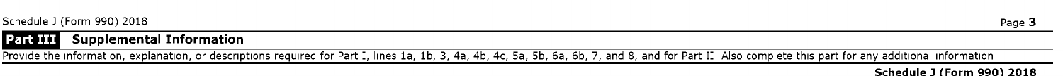## Part III Supplemental Information

Provide the information, explanation, or descriptions required for Part I, lines 1a, 1b, 3, 4a, 4b, 4c, 5a, 5b, 6a, 6b, 7, and 8, and for Part II Also complete this part for any additional information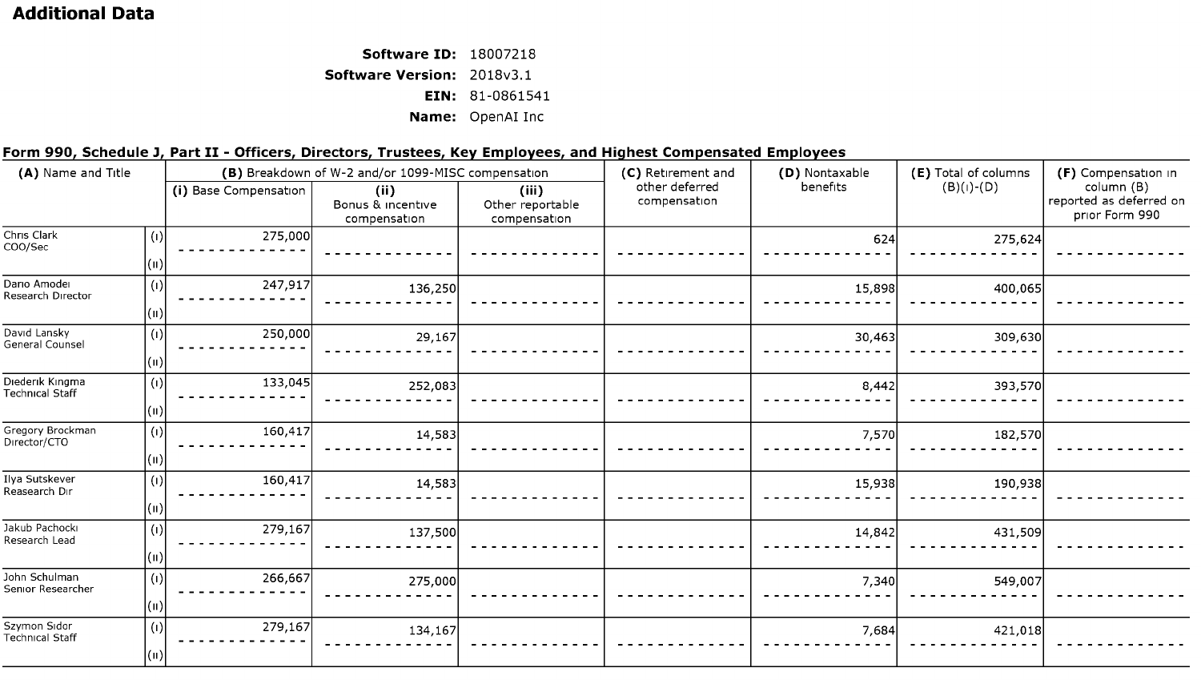## Additional Data

**Software ID:** 18007218
**Software Version:** 2018v3.1
**EIN:** 81-0861541
**Name:** OpenAI Inc

### Form 990, Schedule J, Part II - Officers, Directors, Trustees, Key Employees, and Highest Compensated Employees

| (A) Name and Title | | (B) Breakdown of W-2 and/or 1099-MISC compensation | | | (C) Retirement and other deferred compensation | (D) Nontaxable benefits | (E) Total of columns (B)(i)-(D) | (F) Compensation in column (B) reported as deferred on prior Form 990 |
|---|---|---|---|---|---|---|---|---|
| | | (i) Base Compensation | (ii) Bonus & incentive compensation | (iii) Other reportable compensation | | | | |
| Chris Clark COO/Sec | (i) | 275,000 | | | | 624 | 275,624 | |
| | (ii) | | | | | | | |
| Dario Amodei Research Director | (i) | 247,917 | 136,250 | | | 15,898 | 400,065 | |
| | (ii) | | | | | | | |
| David Lansky General Counsel | (i) | 250,000 | 29,167 | | | 30,463 | 309,630 | |
| | (ii) | | | | | | | |
| Diederik Kingma Technical Staff | (i) | 133,045 | 252,083 | | | 8,442 | 393,570 | |
| | (ii) | | | | | | | |
| Gregory Brockman Director/CTO | (i) | 160,417 | 14,583 | | | 7,570 | 182,570 | |
| | (ii) | | | | | | | |
| Ilya Sutskever Reasearch Dir | (i) | 160,417 | 14,583 | | | 15,938 | 190,938 | |
| | (ii) | | | | | | | |
| Jakub Pachocki Research Lead | (i) | 279,167 | 137,500 | | | 14,842 | 431,509 | |
| | (ii) | | | | | | | |
| John Schulman Senior Researcher | (i) | 266,667 | 275,000 | | | 7,340 | 549,007 | |
| | (ii) | | | | | | | |
| Szymon Sidor Technical Staff | (i) | 279,167 | 134,167 | | | 7,684 | 421,018 | |
| | (ii) | | | | | | | |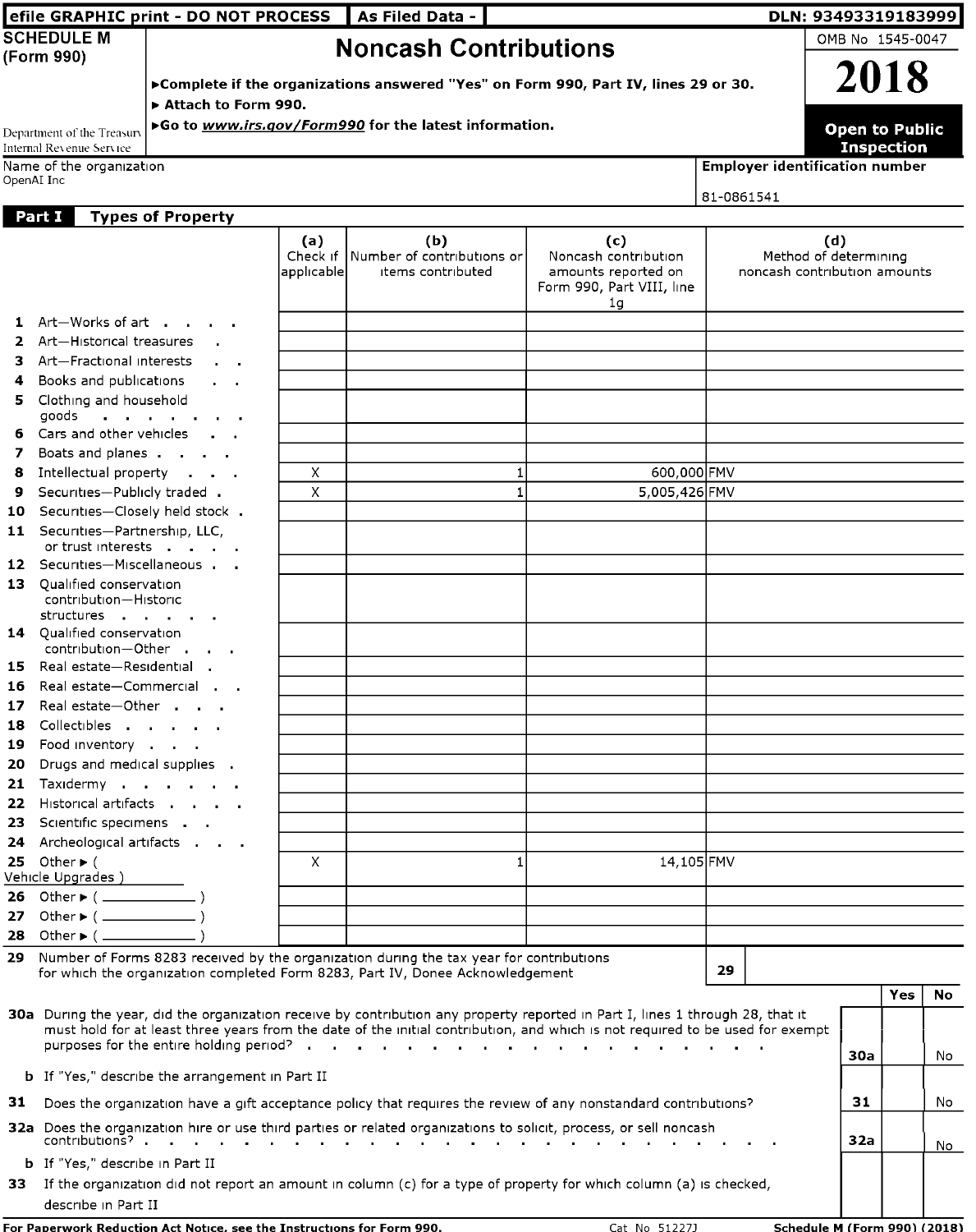efile GRAPHIC print - DO NOT PROCESS | As Filed Data - | DLN: 93493319183999

**SCHEDULE M (Form 990)**

Department of the Treasury
Internal Revenue Service

# Noncash Contributions

►Complete if the organizations answered "Yes" on Form 990, Part IV, lines 29 or 30.
► Attach to Form 990.
►Go to *www.irs.gov/Form990* for the latest information.

OMB No 1545-0047

**2018**

**Open to Public Inspection**

Name of the organization
OpenAI Inc

**Employer identification number**
81-0861541

## Part I Types of Property

| | (a) Check if applicable | (b) Number of contributions or items contributed | (c) Noncash contribution amounts reported on Form 990, Part VIII, line 1g | (d) Method of determining noncash contribution amounts |
|---|---|---|---|---|
| 1 Art—Works of art | | | | |
| 2 Art—Historical treasures | | | | |
| 3 Art—Fractional interests | | | | |
| 4 Books and publications | | | | |
| 5 Clothing and household goods | | | | |
| 6 Cars and other vehicles | | | | |
| 7 Boats and planes | | | | |
| 8 Intellectual property | X | 1 | 600,000 | FMV |
| 9 Securities—Publicly traded | X | 1 | 5,005,426 | FMV |
| 10 Securities—Closely held stock | | | | |
| 11 Securities—Partnership, LLC, or trust interests | | | | |
| 12 Securities—Miscellaneous | | | | |
| 13 Qualified conservation contribution—Historic structures | | | | |
| 14 Qualified conservation contribution—Other | | | | |
| 15 Real estate—Residential | | | | |
| 16 Real estate—Commercial | | | | |
| 17 Real estate—Other | | | | |
| 18 Collectibles | | | | |
| 19 Food inventory | | | | |
| 20 Drugs and medical supplies | | | | |
| 21 Taxidermy | | | | |
| 22 Historical artifacts | | | | |
| 23 Scientific specimens | | | | |
| 24 Archeological artifacts | | | | |
| 25 Other ► ( Vehicle Upgrades ) | X | 1 | 14,105 | FMV |
| 26 Other ► ( ) | | | | |
| 27 Other ► ( ) | | | | |
| 28 Other ► ( ) | | | | |

| | | | Yes | No |
|---|---|---|---|---|
| **29** Number of Forms 8283 received by the organization during the tax year for contributions for which the organization completed Form 8283, Part IV, Donee Acknowledgement | 29 | | | |
| **30a** During the year, did the organization receive by contribution any property reported in Part I, lines 1 through 28, that it must hold for at least three years from the date of the initial contribution, and which is not required to be used for exempt purposes for the entire holding period? | 30a | | | No |
| **b** If "Yes," describe the arrangement in Part II | | | | |
| **31** Does the organization have a gift acceptance policy that requires the review of any nonstandard contributions? | 31 | | | No |
| **32a** Does the organization hire or use third parties or related organizations to solicit, process, or sell noncash contributions? | 32a | | | No |
| **b** If "Yes," describe in Part II | | | | |
| **33** If the organization did not report an amount in column (c) for a type of property for which column (a) is checked, describe in Part II | | | | |

**For Paperwork Reduction Act Notice, see the Instructions for Form 990.** Cat No 51227J **Schedule M (Form 990) (2018)**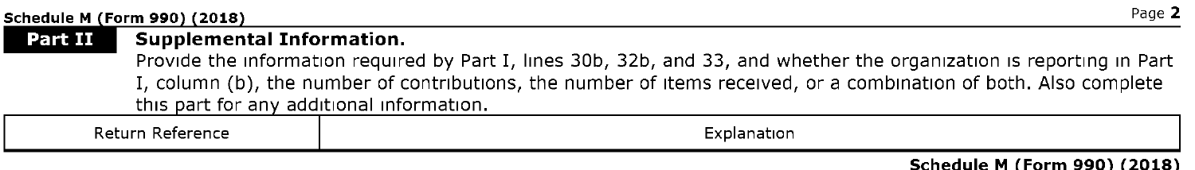Schedule M (Form 990) (2018)

## Part II Supplemental Information.

Provide the information required by Part I, lines 30b, 32b, and 33, and whether the organization is reporting in Part I, column (b), the number of contributions, the number of items received, or a combination of both. Also complete this part for any additional information.

| Return Reference | Explanation |
| --- | --- |

Schedule M (Form 990) (2018)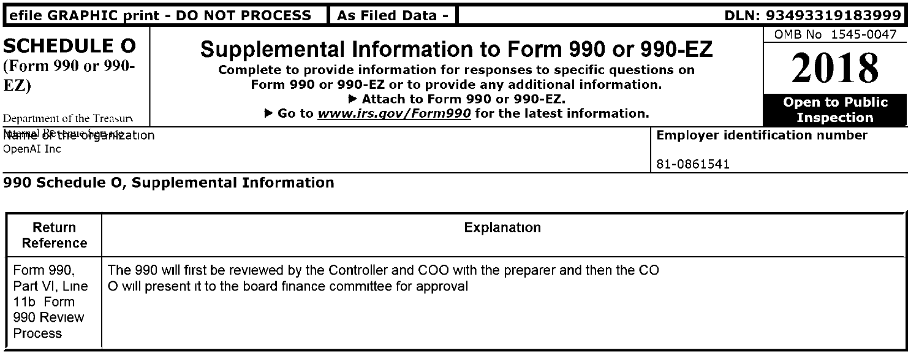efile GRAPHIC print - DO NOT PROCESS | As Filed Data - | DLN: 93493319183999

# SCHEDULE O (Form 990 or 990-EZ)

Department of the Treasury
Internal Revenue Service

## Supplemental Information to Form 990 or 990-EZ

**Complete to provide information for responses to specific questions on Form 990 or 990-EZ or to provide any additional information.**
**▶ Attach to Form 990 or 990-EZ.**
**▶ Go to *www.irs.gov/Form990* for the latest information.**

OMB No 1545-0047

**2018**

**Open to Public Inspection**

Name of the organization
OpenAI Inc

**Employer identification number**
81-0861541

### 990 Schedule O, Supplemental Information

| Return Reference | Explanation |
|---|---|
| Form 990, Part VI, Line 11b Form 990 Review Process | The 990 will first be reviewed by the Controller and COO with the preparer and then the CO O will present it to the board finance committee for approval |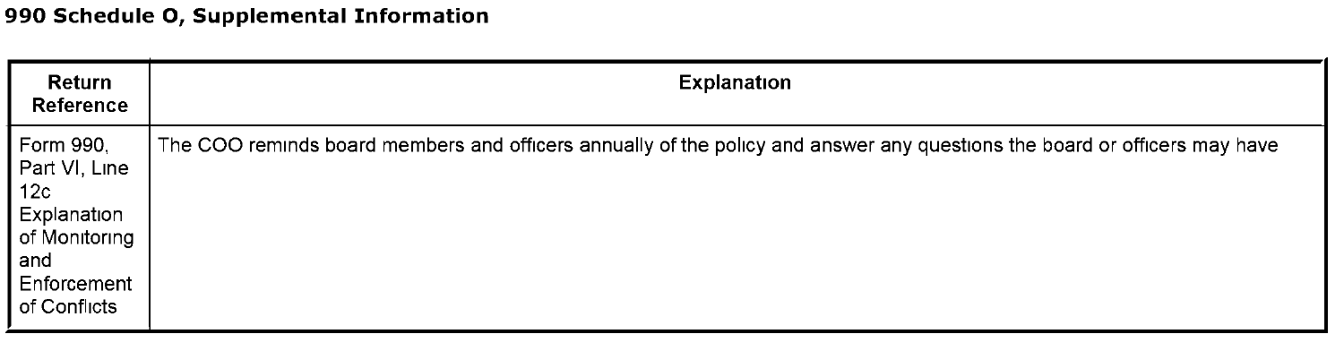# 990 Schedule O, Supplemental Information

| Return Reference | Explanation |
| --- | --- |
| Form 990, Part VI, Line 12c Explanation of Monitoring and Enforcement of Conflicts | The COO reminds board members and officers annually of the policy and answer any questions the board or officers may have |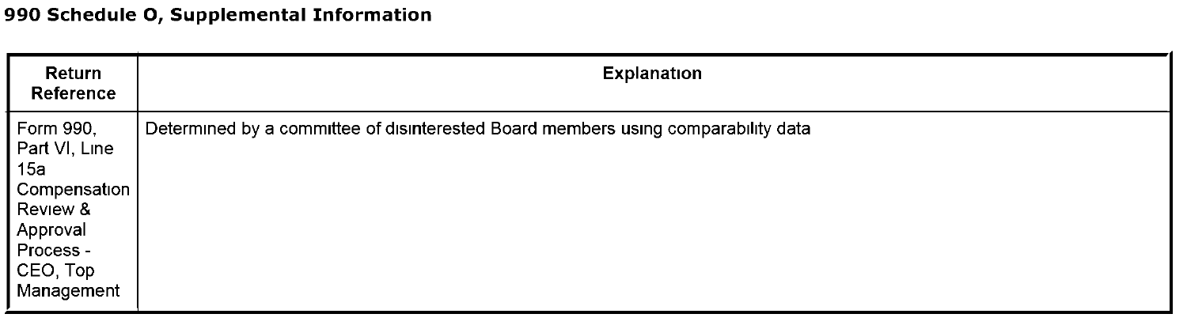## 990 Schedule O, Supplemental Information

| Return Reference | Explanation |
| --- | --- |
| Form 990, Part VI, Line 15a Compensation Review & Approval Process - CEO, Top Management | Determined by a committee of disinterested Board members using comparability data |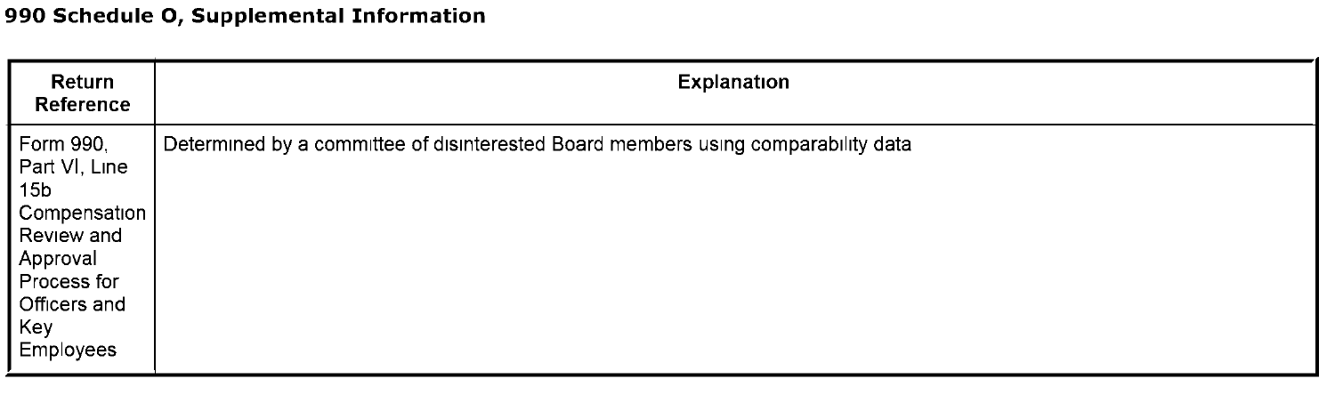## 990 Schedule O, Supplemental Information

| Return Reference | Explanation |
| --- | --- |
| Form 990, Part VI, Line 15b Compensation Review and Approval Process for Officers and Key Employees | Determined by a committee of disinterested Board members using comparability data |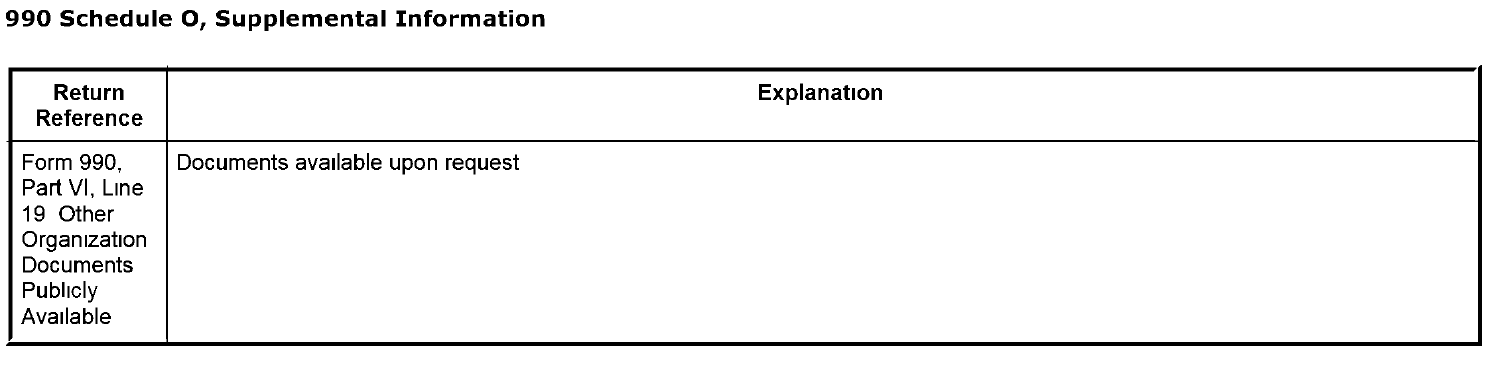## 990 Schedule O, Supplemental Information

| Return Reference | Explanation |
|---|---|
| Form 990, Part VI, Line 19 Other Organization Documents Publicly Available | Documents available upon request |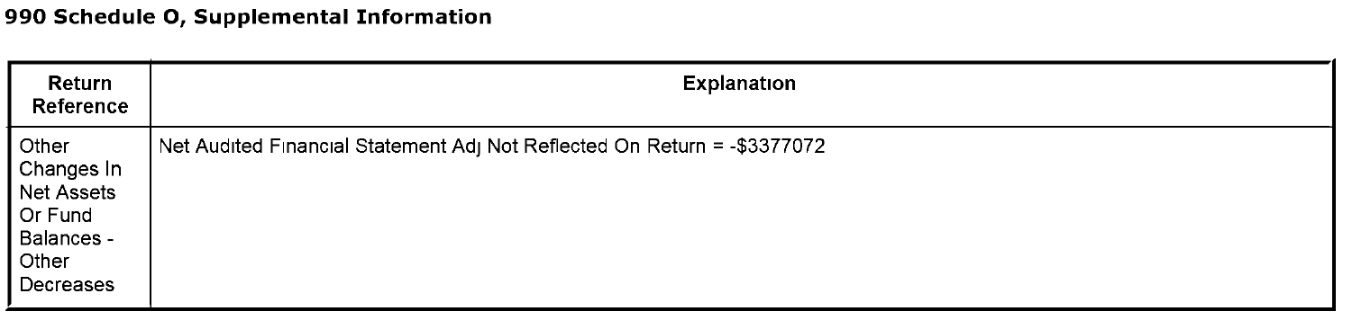# 990 Schedule O, Supplemental Information

| Return Reference | Explanation |
| --- | --- |
| Other Changes In Net Assets Or Fund Balances - Other Decreases | Net Audited Financial Statement Adj Not Reflected On Return = -$3377072 |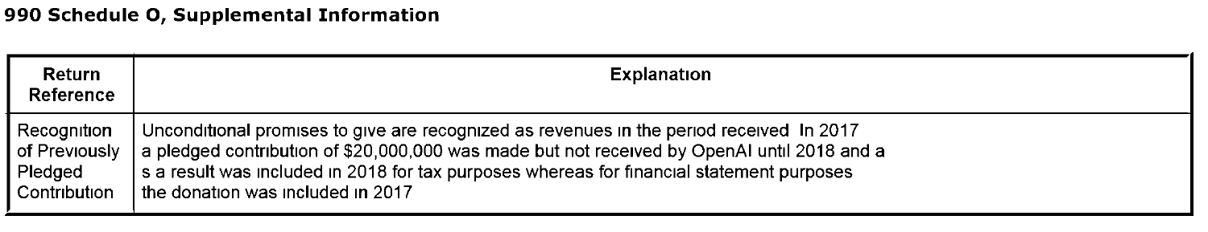# 990 Schedule O, Supplemental Information

| Return Reference | Explanation |
| --- | --- |
| Recognition of Previously Pledged Contribution | Unconditional promises to give are recognized as revenues in the period received In 2017 a pledged contribution of $20,000,000 was made but not received by OpenAI until 2018 and a s a result was included in 2018 for tax purposes whereas for financial statement purposes the donation was included in 2017 |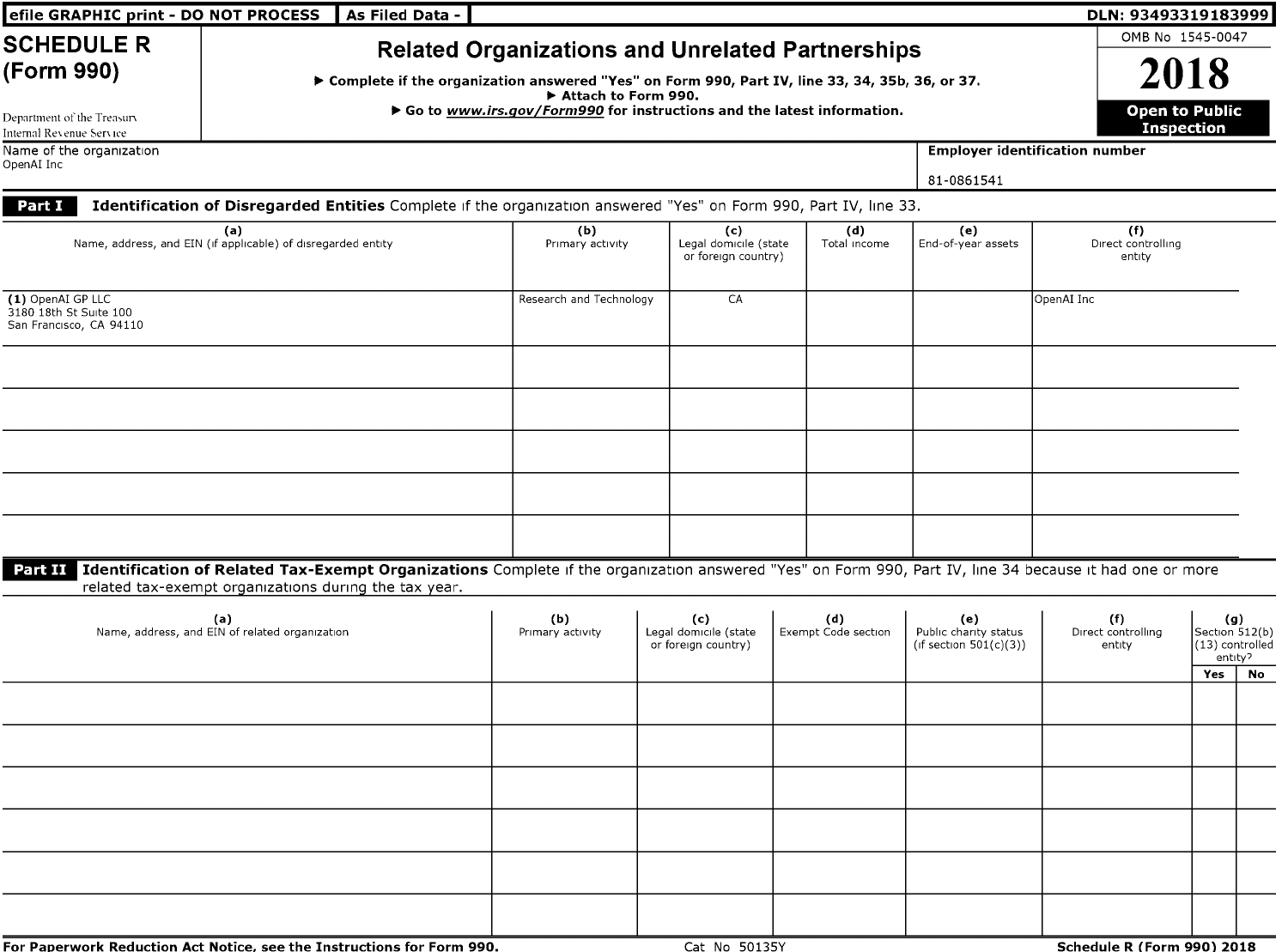efile GRAPHIC print - DO NOT PROCESS | As Filed Data - | DLN: 93493319183999

# SCHEDULE R (Form 990)

## Related Organizations and Unrelated Partnerships

▶ Complete if the organization answered "Yes" on Form 990, Part IV, line 33, 34, 35b, 36, or 37.
▶ Attach to Form 990.
▶ Go to *www.irs.gov/Form990* for instructions and the latest information.

OMB No 1545-0047

**2018**

**Open to Public Inspection**

Department of the Treasury
Internal Revenue Service

Name of the organization
OpenAI Inc

**Employer identification number**
81-0861541

**Part I** **Identification of Disregarded Entities** Complete if the organization answered "Yes" on Form 990, Part IV, line 33.

| (a) Name, address, and EIN (if applicable) of disregarded entity | (b) Primary activity | (c) Legal domicile (state or foreign country) | (d) Total income | (e) End-of-year assets | (f) Direct controlling entity |
|---|---|---|---|---|---|
| (1) OpenAI GP LLC<br>3180 18th St Suite 100<br>San Francisco, CA 94110 | Research and Technology | CA | | | OpenAI Inc |
| | | | | | |
| | | | | | |
| | | | | | |
| | | | | | |
| | | | | | |

**Part II** **Identification of Related Tax-Exempt Organizations** Complete if the organization answered "Yes" on Form 990, Part IV, line 34 because it had one or more related tax-exempt organizations during the tax year.

| (a) Name, address, and EIN of related organization | (b) Primary activity | (c) Legal domicile (state or foreign country) | (d) Exempt Code section | (e) Public charity status (if section 501(c)(3)) | (f) Direct controlling entity | (g) Section 512(b)(13) controlled entity? | |
|---|---|---|---|---|---|---|---|
| | | | | | | Yes | No |
| | | | | | | | |
| | | | | | | | |
| | | | | | | | |
| | | | | | | | |
| | | | | | | | |
| | | | | | | | |

**For Paperwork Reduction Act Notice, see the Instructions for Form 990.** Cat No 50135Y **Schedule R (Form 990) 2018**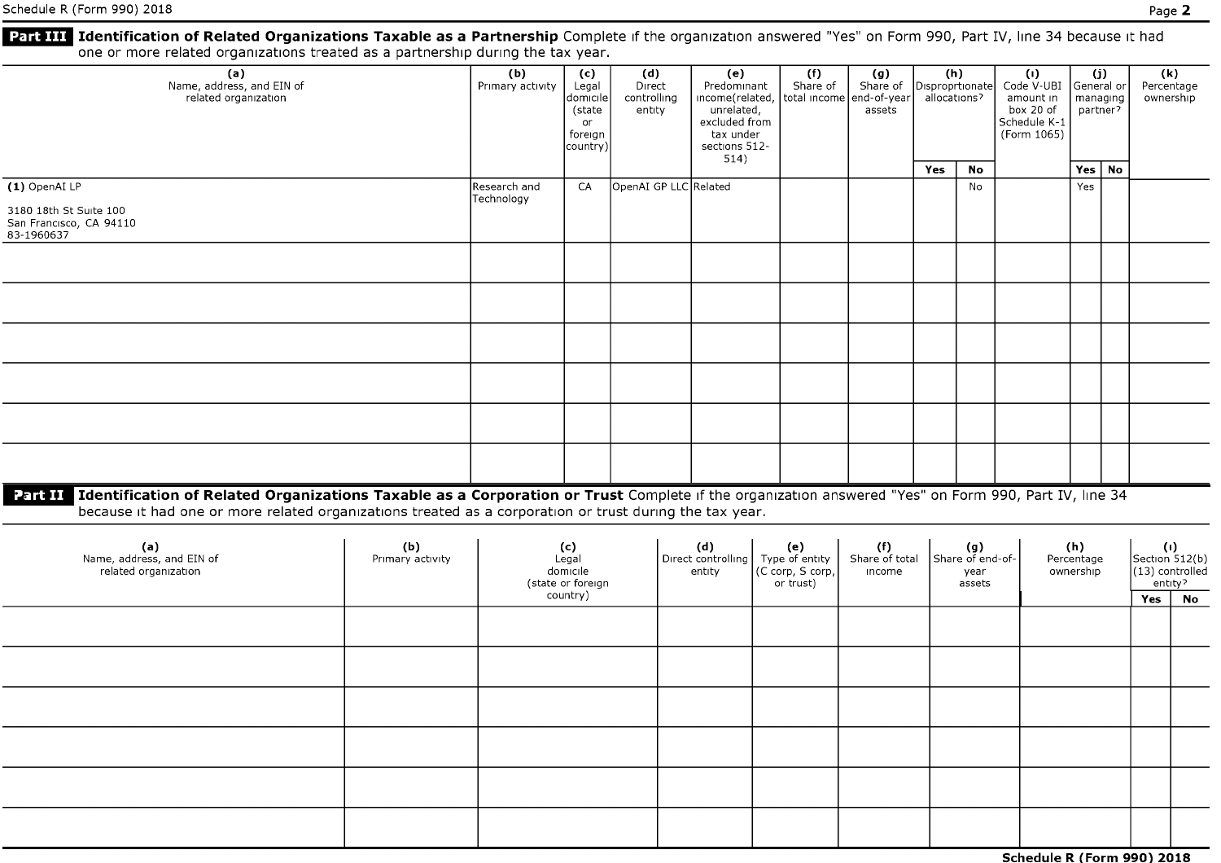**Part III Identification of Related Organizations Taxable as a Partnership** Complete if the organization answered "Yes" on Form 990, Part IV, line 34 because it had one or more related organizations treated as a partnership during the tax year.

| (a) Name, address, and EIN of related organization | (b) Primary activity | (c) Legal domicile (state or foreign country) | (d) Direct controlling entity | (e) Predominant income(related, unrelated, excluded from tax under sections 512-514) | (f) Share of total income | (g) Share of end-of-year assets | (h) Disproprtionate allocations? | | (i) Code V-UBI amount in box 20 of Schedule K-1 (Form 1065) | (j) General or managing partner? | | (k) Percentage ownership |
|---|---|---|---|---|---|---|---|---|---|---|---|---|
| | | | | | | | Yes | No | | Yes | No | |
| (1) OpenAI LP<br>3180 18th St Suite 100<br>San Francisco, CA 94110<br>83-1960637 | Research and Technology | CA | OpenAI GP LLC | Related | | | | No | | Yes | | |
| | | | | | | | | | | | | |
| | | | | | | | | | | | | |
| | | | | | | | | | | | | |
| | | | | | | | | | | | | |
| | | | | | | | | | | | | |
| | | | | | | | | | | | | |

**Part II Identification of Related Organizations Taxable as a Corporation or Trust** Complete if the organization answered "Yes" on Form 990, Part IV, line 34 because it had one or more related organizations treated as a corporation or trust during the tax year.

| (a) Name, address, and EIN of related organization | (b) Primary activity | (c) Legal domicile (state or foreign country) | (d) Direct controlling entity | (e) Type of entity (C corp, S corp, or trust) | (f) Share of total income | (g) Share of end-of-year assets | (h) Percentage ownership | (i) Section 512(b)(13) controlled entity? | |
|---|---|---|---|---|---|---|---|---|---|
| | | | | | | | | Yes | No |
| | | | | | | | | | |
| | | | | | | | | | |
| | | | | | | | | | |
| | | | | | | | | | |
| | | | | | | | | | |
| | | | | | | | | | |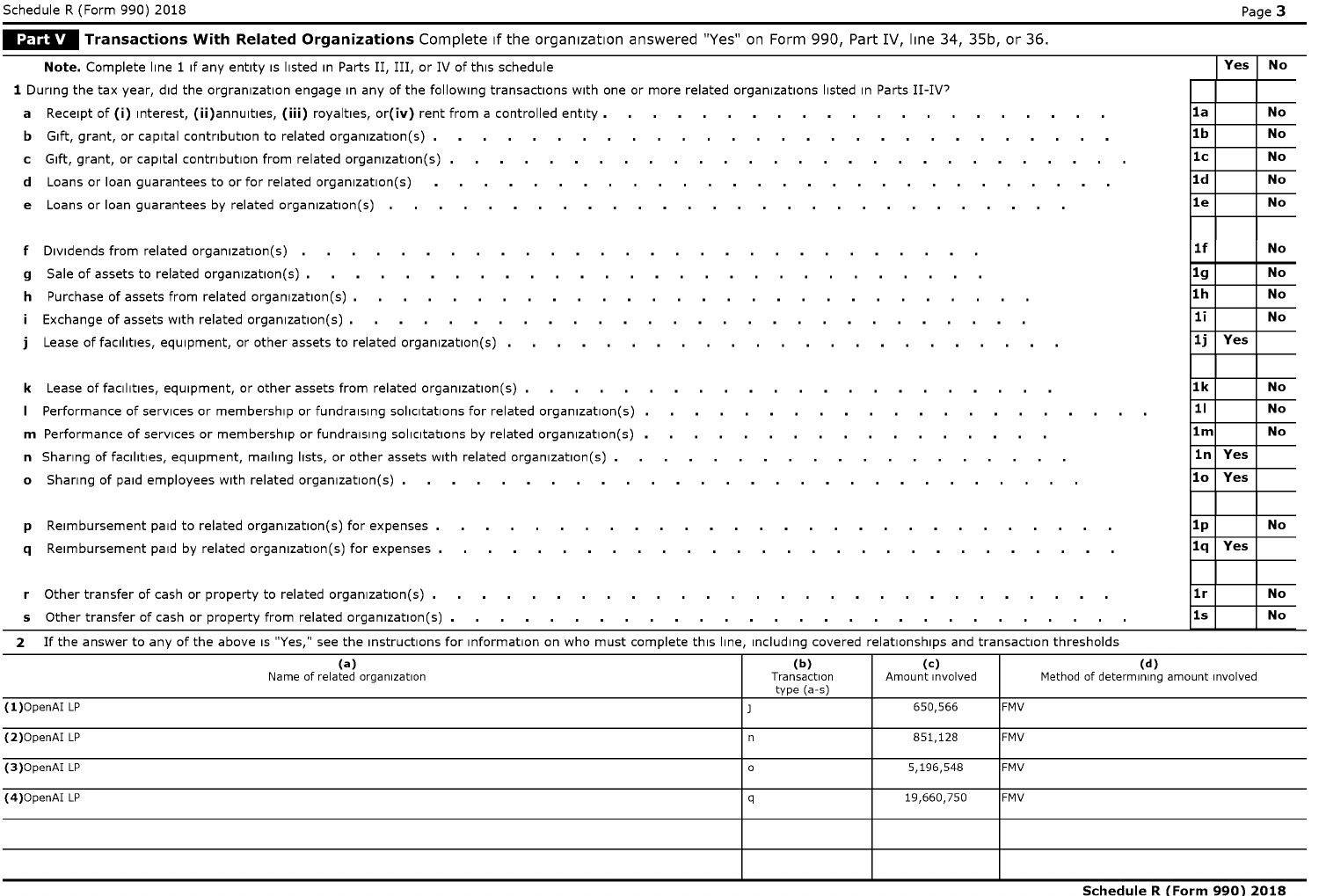## Part V Transactions With Related Organizations

Complete if the organization answered "Yes" on Form 990, Part IV, line 34, 35b, or 36.

**Note.** Complete line 1 if any entity is listed in Parts II, III, or IV of this schedule

**1** During the tax year, did the orgranization engage in any of the following transactions with one or more related organizations listed in Parts II-IV?

| | Line | Yes | No |
|---|---|---|---|
| **a** Receipt of **(i)** interest, **(ii)** annuities, **(iii)** royalties, or **(iv)** rent from a controlled entity | 1a | | No |
| **b** Gift, grant, or capital contribution to related organization(s) | 1b | | No |
| **c** Gift, grant, or capital contribution from related organization(s) | 1c | | No |
| **d** Loans or loan guarantees to or for related organization(s) | 1d | | No |
| **e** Loans or loan guarantees by related organization(s) | 1e | | No |
| **f** Dividends from related organization(s) | 1f | | No |
| **g** Sale of assets to related organization(s) | 1g | | No |
| **h** Purchase of assets from related organization(s) | 1h | | No |
| **i** Exchange of assets with related organization(s) | 1i | | No |
| **j** Lease of facilities, equipment, or other assets to related organization(s) | 1j | Yes | |
| **k** Lease of facilities, equipment, or other assets from related organization(s) | 1k | | No |
| **l** Performance of services or membership or fundraising solicitations for related organization(s) | 1l | | No |
| **m** Performance of services or membership or fundraising solicitations by related organization(s) | 1m | | No |
| **n** Sharing of facilities, equipment, mailing lists, or other assets with related organization(s) | 1n | Yes | |
| **o** Sharing of paid employees with related organization(s) | 1o | Yes | |
| **p** Reimbursement paid to related organization(s) for expenses | 1p | | No |
| **q** Reimbursement paid by related organization(s) for expenses | 1q | Yes | |
| **r** Other transfer of cash or property to related organization(s) | 1r | | No |
| **s** Other transfer of cash or property from related organization(s) | 1s | | No |

**2** If the answer to any of the above is "Yes," see the instructions for information on who must complete this line, including covered relationships and transaction thresholds

| (a) Name of related organization | (b) Transaction type (a-s) | (c) Amount involved | (d) Method of determining amount involved |
|---|---|---|---|
| (1) OpenAI LP | j | 650,566 | FMV |
| (2) OpenAI LP | n | 851,128 | FMV |
| (3) OpenAI LP | o | 5,196,548 | FMV |
| (4) OpenAI LP | q | 19,660,750 | FMV |
| | | | |
| | | | |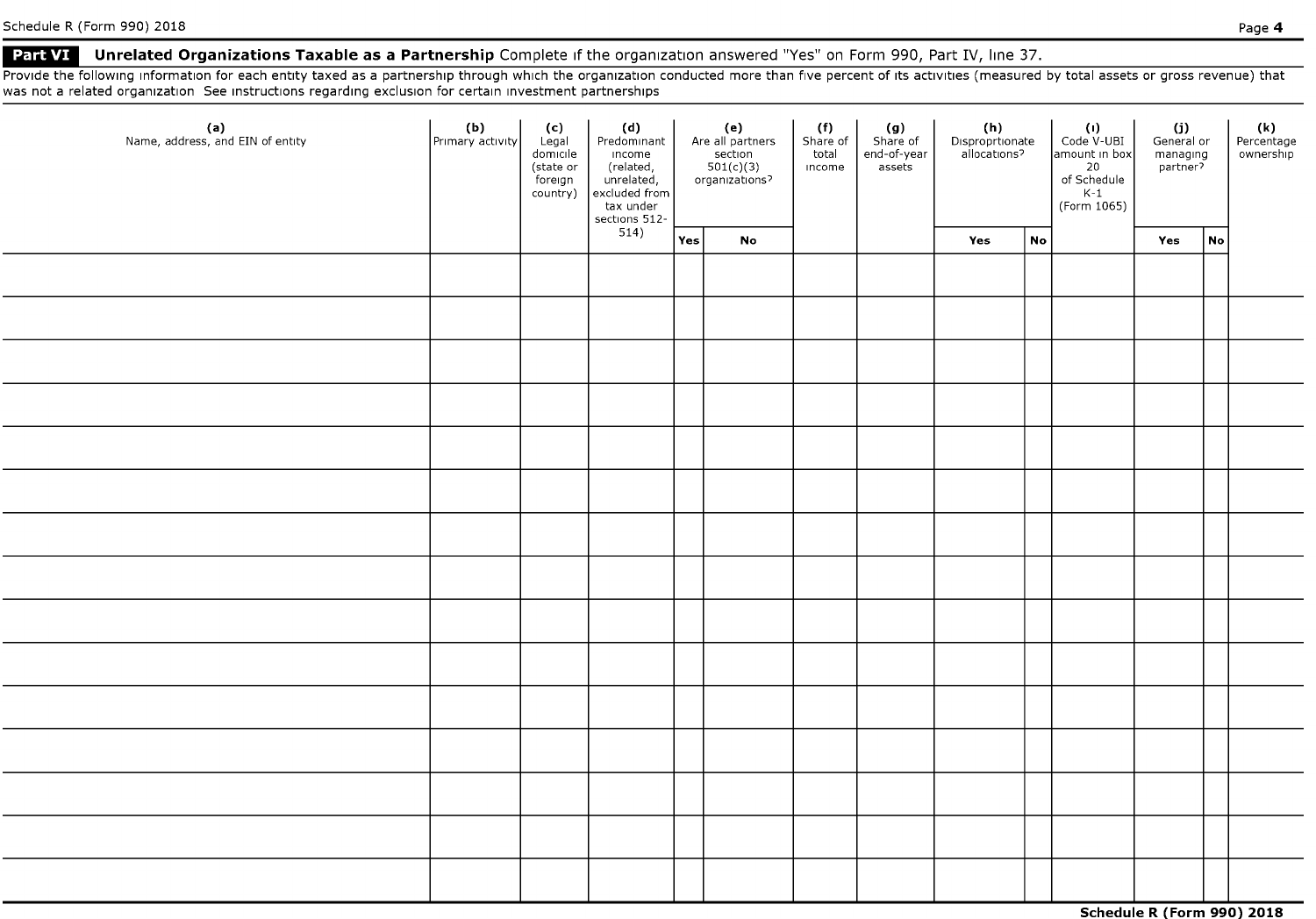**Part VI Unrelated Organizations Taxable as a Partnership** Complete if the organization answered "Yes" on Form 990, Part IV, line 37.

Provide the following information for each entity taxed as a partnership through which the organization conducted more than five percent of its activities (measured by total assets or gross revenue) that was not a related organization See instructions regarding exclusion for certain investment partnerships

| (a) Name, address, and EIN of entity | (b) Primary activity | (c) Legal domicile (state or foreign country) | (d) Predominant income (related, unrelated, excluded from tax under sections 512-514) | (e) Are all partners section 501(c)(3) organizations? | | (f) Share of total income | (g) Share of end-of-year assets | (h) Disproprtionate allocations? | | (i) Code V-UBI amount in box 20 of Schedule K-1 (Form 1065) | (j) General or managing partner? | | (k) Percentage ownership |
|---|---|---|---|---|---|---|---|---|---|---|---|---|---|
| | | | | Yes | No | | | Yes | No | | Yes | No | |
| | | | | | | | | | | | | | |
| | | | | | | | | | | | | | |
| | | | | | | | | | | | | | |
| | | | | | | | | | | | | | |
| | | | | | | | | | | | | | |
| | | | | | | | | | | | | | |
| | | | | | | | | | | | | | |
| | | | | | | | | | | | | | |
| | | | | | | | | | | | | | |
| | | | | | | | | | | | | | |
| | | | | | | | | | | | | | |
| | | | | | | | | | | | | | |
| | | | | | | | | | | | | | |
| | | | | | | | | | | | | | |
| | | | | | | | | | | | | | |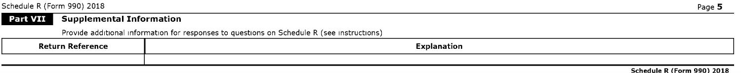## Part VII Supplemental Information

Provide additional information for responses to questions on Schedule R (see instructions)

| Return Reference | Explanation |
| --- | --- |
| | |

Schedule R (Form 990) 2018